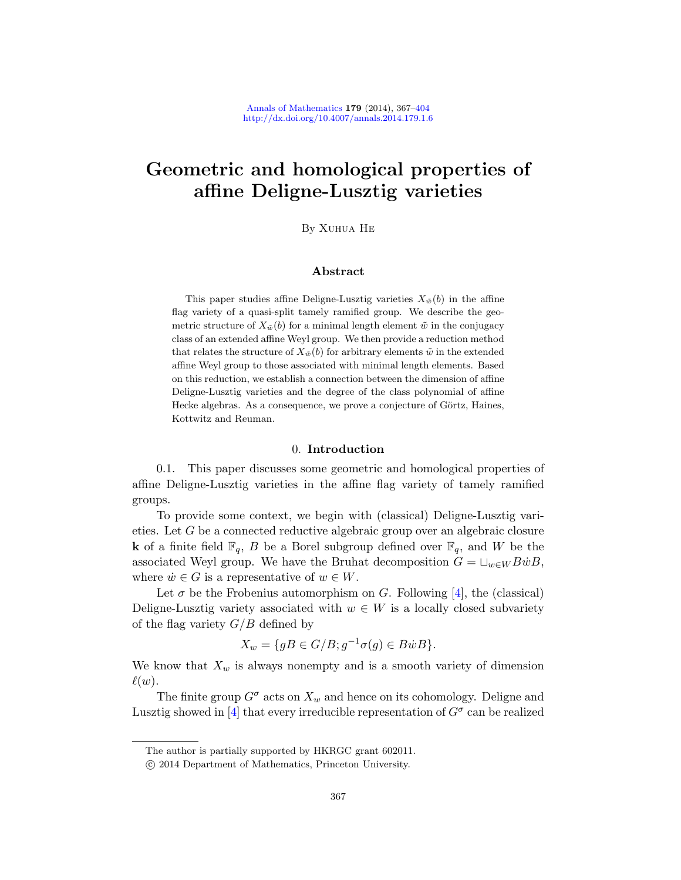# Geometric and homological properties of affine Deligne-Lusztig varieties

By Xuhua He

## Abstract

This paper studies affine Deligne-Lusztig varieties $X_{\tilde{w}}(b)$ in the affine flag variety of a quasi-split tamely ramified group. We describe the geometric structure of $X_{\tilde{w}}(b)$ for a minimal length element $\tilde{w}$ in the conjugacy class of an extended affine Weyl group. We then provide a reduction method that relates the structure of $X_{\tilde{w}}(b)$ for arbitrary elements $\tilde{w}$ in the extended affine Weyl group to those associated with minimal length elements. Based on this reduction, we establish a connection between the dimension of affine Deligne-Lusztig varieties and the degree of the class polynomial of affine Hecke algebras. As a consequence, we prove a conjecture of Görtz, Haines, Kottwitz and Reuman.

## 0. Introduction

0.1. This paper discusses some geometric and homological properties of affine Deligne-Lusztig varieties in the affine flag variety of tamely ramified groups.

To provide some context, we begin with (classical) Deligne-Lusztig varieties. Let $G$ be a connected reductive algebraic group over an algebraic closure $\mathbf{k}$ of a finite field $\mathbb{F}_q$, $B$ be a Borel subgroup defined over $\mathbb{F}_q$, and $W$ be the associated Weyl group. We have the Bruhat decomposition $G = \sqcup_{w \in W} B\dot{w}B$, where $\dot{w} \in G$ is a representative of $w \in W$.

Let $\sigma$ be the Frobenius automorphism on $G$. Following [4], the (classical) Deligne-Lusztig variety associated with $w \in W$ is a locally closed subvariety of the flag variety $G/B$ defined by

$$X_w = \{gB \in G/B; g^{-1}\sigma(g) \in B\dot{w}B\}.$$

We know that $X_w$ is always nonempty and is a smooth variety of dimension $\ell(w)$.

The finite group $G^\sigma$ acts on $X_w$ and hence on its cohomology. Deligne and Lusztig showed in [4] that every irreducible representation of $G^\sigma$ can be realized

---

The author is partially supported by HKRGC grant 602011.

© 2014 Department of Mathematics, Princeton University.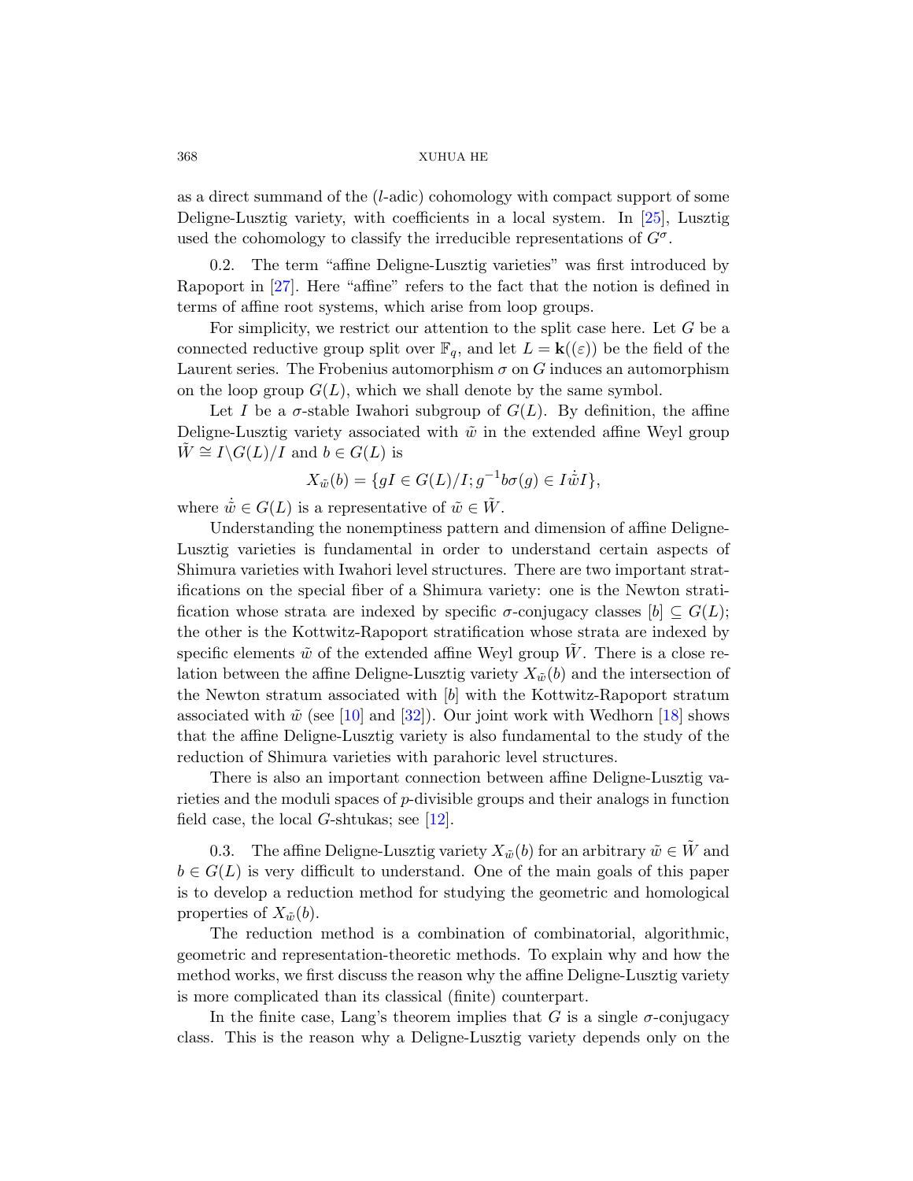as a direct summand of the ($l$-adic) cohomology with compact support of some Deligne-Lusztig variety, with coefficients in a local system. In [25], Lusztig used the cohomology to classify the irreducible representations of $G^\sigma$.

0.2. The term "affine Deligne-Lusztig varieties" was first introduced by Rapoport in [27]. Here "affine" refers to the fact that the notion is defined in terms of affine root systems, which arise from loop groups.

For simplicity, we restrict our attention to the split case here. Let $G$ be a connected reductive group split over $\mathbb{F}_q$, and let $L = \mathbf{k}((\varepsilon))$ be the field of the Laurent series. The Frobenius automorphism $\sigma$ on $G$ induces an automorphism on the loop group $G(L)$, which we shall denote by the same symbol.

Let $I$ be a $\sigma$-stable Iwahori subgroup of $G(L)$. By definition, the affine Deligne-Lusztig variety associated with $\tilde{w}$ in the extended affine Weyl group $\tilde{W} \cong I \backslash G(L)/I$ and $b \in G(L)$ is

$$X_{\tilde{w}}(b) = \{gI \in G(L)/I; g^{-1} b \sigma(g) \in I \dot{\tilde{w}} I\},$$

where $\dot{\tilde{w}} \in G(L)$ is a representative of $\tilde{w} \in \tilde{W}$.

Understanding the nonemptiness pattern and dimension of affine Deligne-Lusztig varieties is fundamental in order to understand certain aspects of Shimura varieties with Iwahori level structures. There are two important stratifications on the special fiber of a Shimura variety: one is the Newton stratification whose strata are indexed by specific $\sigma$-conjugacy classes $[b] \subseteq G(L)$; the other is the Kottwitz-Rapoport stratification whose strata are indexed by specific elements $\tilde{w}$ of the extended affine Weyl group $\tilde{W}$. There is a close relation between the affine Deligne-Lusztig variety $X_{\tilde{w}}(b)$ and the intersection of the Newton stratum associated with $[b]$ with the Kottwitz-Rapoport stratum associated with $\tilde{w}$ (see [10] and [32]). Our joint work with Wedhorn [18] shows that the affine Deligne-Lusztig variety is also fundamental to the study of the reduction of Shimura varieties with parahoric level structures.

There is also an important connection between affine Deligne-Lusztig varieties and the moduli spaces of $p$-divisible groups and their analogs in function field case, the local $G$-shtukas; see [12].

0.3. The affine Deligne-Lusztig variety $X_{\tilde{w}}(b)$ for an arbitrary $\tilde{w} \in \tilde{W}$ and $b \in G(L)$ is very difficult to understand. One of the main goals of this paper is to develop a reduction method for studying the geometric and homological properties of $X_{\tilde{w}}(b)$.

The reduction method is a combination of combinatorial, algorithmic, geometric and representation-theoretic methods. To explain why and how the method works, we first discuss the reason why the affine Deligne-Lusztig variety is more complicated than its classical (finite) counterpart.

In the finite case, Lang's theorem implies that $G$ is a single $\sigma$-conjugacy class. This is the reason why a Deligne-Lusztig variety depends only on the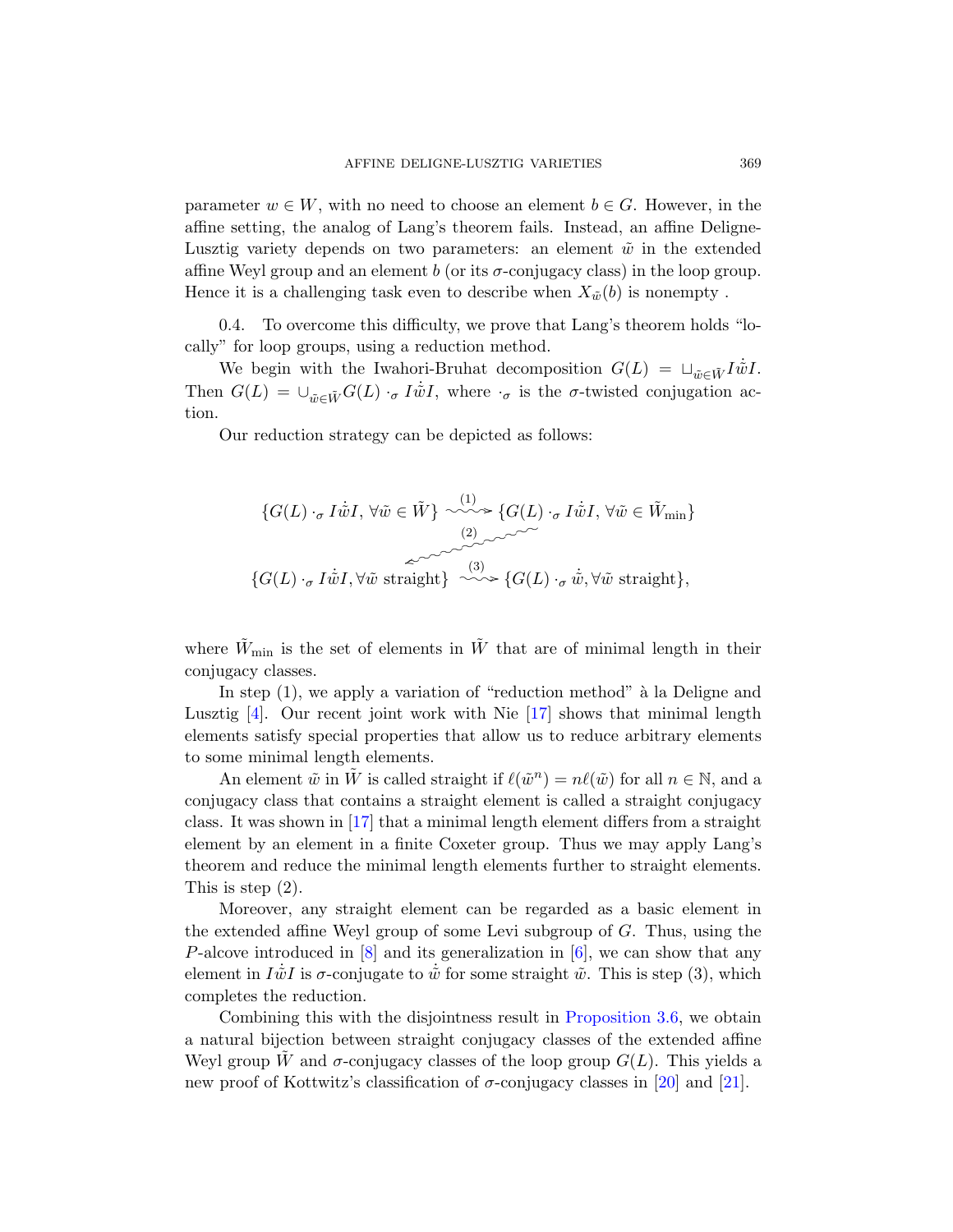parameter $w \in W$, with no need to choose an element $b \in G$. However, in the affine setting, the analog of Lang's theorem fails. Instead, an affine Deligne-Lusztig variety depends on two parameters: an element $\tilde{w}$ in the extended affine Weyl group and an element $b$ (or its $\sigma$-conjugacy class) in the loop group. Hence it is a challenging task even to describe when $X_{\tilde{w}}(b)$ is nonempty .

0.4. To overcome this difficulty, we prove that Lang's theorem holds "locally" for loop groups, using a reduction method.

We begin with the Iwahori-Bruhat decomposition $G(L) = \sqcup_{\tilde{w} \in \tilde{W}} I \dot{\tilde{w}} I$. Then $G(L) = \cup_{\tilde{w} \in \tilde{W}} G(L) \cdot_\sigma I \dot{\tilde{w}} I$, where $\cdot_\sigma$ is the $\sigma$-twisted conjugation action.

Our reduction strategy can be depicted as follows:

$$\{G(L) \cdot_\sigma I\dot{\tilde{w}}I, \forall \tilde{w} \in \tilde{W}\} \overset{(1)}{\rightsquigarrow} \{G(L) \cdot_\sigma I\dot{\tilde{w}}I, \forall \tilde{w} \in \tilde{W}_{\min}\}$$
$$\overset{(2)}{\rightsquigarrow}$$
$$\{G(L) \cdot_\sigma I\dot{\tilde{w}}I, \forall \tilde{w} \text{ straight}\} \overset{(3)}{\rightsquigarrow} \{G(L) \cdot_\sigma \dot{\tilde{w}}, \forall \tilde{w} \text{ straight}\},$$

where $\tilde{W}_{\min}$ is the set of elements in $\tilde{W}$ that are of minimal length in their conjugacy classes.

In step (1), we apply a variation of "reduction method" à la Deligne and Lusztig [4]. Our recent joint work with Nie [17] shows that minimal length elements satisfy special properties that allow us to reduce arbitrary elements to some minimal length elements.

An element $\tilde{w}$ in $\tilde{W}$ is called straight if $\ell(\tilde{w}^n) = n\ell(\tilde{w})$ for all $n \in \mathbb{N}$, and a conjugacy class that contains a straight element is called a straight conjugacy class. It was shown in [17] that a minimal length element differs from a straight element by an element in a finite Coxeter group. Thus we may apply Lang's theorem and reduce the minimal length elements further to straight elements. This is step (2).

Moreover, any straight element can be regarded as a basic element in the extended affine Weyl group of some Levi subgroup of $G$. Thus, using the $P$-alcove introduced in [8] and its generalization in [6], we can show that any element in $I\dot{\tilde{w}}I$ is $\sigma$-conjugate to $\dot{\tilde{w}}$ for some straight $\tilde{w}$. This is step (3), which completes the reduction.

Combining this with the disjointness result in Proposition 3.6, we obtain a natural bijection between straight conjugacy classes of the extended affine Weyl group $\tilde{W}$ and $\sigma$-conjugacy classes of the loop group $G(L)$. This yields a new proof of Kottwitz's classification of $\sigma$-conjugacy classes in [20] and [21].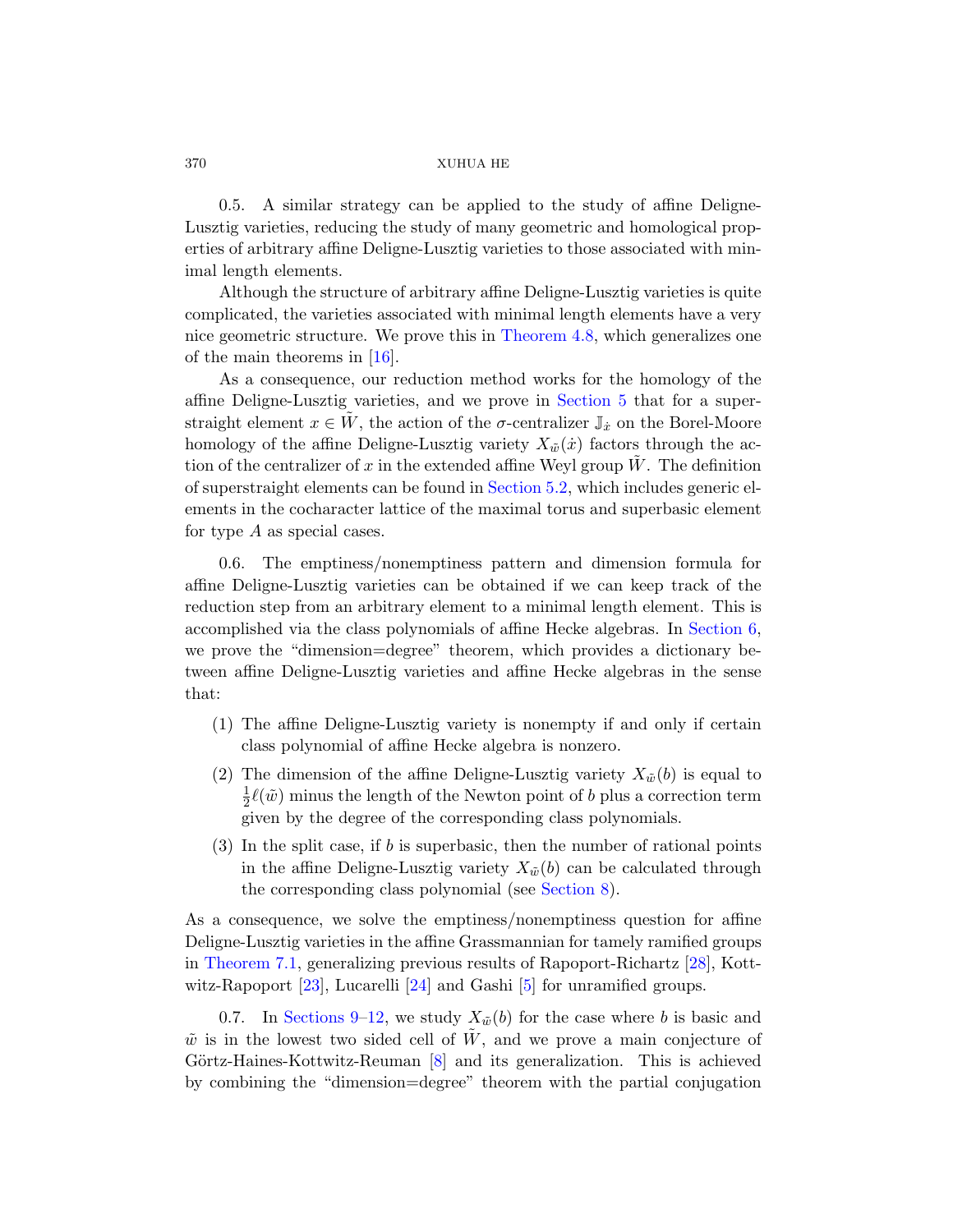0.5. A similar strategy can be applied to the study of affine Deligne-Lusztig varieties, reducing the study of many geometric and homological properties of arbitrary affine Deligne-Lusztig varieties to those associated with minimal length elements.

Although the structure of arbitrary affine Deligne-Lusztig varieties is quite complicated, the varieties associated with minimal length elements have a very nice geometric structure. We prove this in Theorem 4.8, which generalizes one of the main theorems in [16].

As a consequence, our reduction method works for the homology of the affine Deligne-Lusztig varieties, and we prove in Section 5 that for a superstraight element $x \in \tilde{W}$, the action of the $\sigma$-centralizer $\mathbb{J}_{\dot{x}}$ on the Borel-Moore homology of the affine Deligne-Lusztig variety $X_{\tilde{w}}(\dot{x})$ factors through the action of the centralizer of $x$ in the extended affine Weyl group $\tilde{W}$. The definition of superstraight elements can be found in Section 5.2, which includes generic elements in the cocharacter lattice of the maximal torus and superbasic element for type $A$ as special cases.

0.6. The emptiness/nonemptiness pattern and dimension formula for affine Deligne-Lusztig varieties can be obtained if we can keep track of the reduction step from an arbitrary element to a minimal length element. This is accomplished via the class polynomials of affine Hecke algebras. In Section 6, we prove the "dimension=degree" theorem, which provides a dictionary between affine Deligne-Lusztig varieties and affine Hecke algebras in the sense that:

(1) The affine Deligne-Lusztig variety is nonempty if and only if certain class polynomial of affine Hecke algebra is nonzero.

(2) The dimension of the affine Deligne-Lusztig variety $X_{\tilde{w}}(b)$ is equal to $\frac{1}{2}\ell(\tilde{w})$ minus the length of the Newton point of $b$ plus a correction term given by the degree of the corresponding class polynomials.

(3) In the split case, if $b$ is superbasic, then the number of rational points in the affine Deligne-Lusztig variety $X_{\tilde{w}}(b)$ can be calculated through the corresponding class polynomial (see Section 8).

As a consequence, we solve the emptiness/nonemptiness question for affine Deligne-Lusztig varieties in the affine Grassmannian for tamely ramified groups in Theorem 7.1, generalizing previous results of Rapoport-Richartz [28], Kottwitz-Rapoport [23], Lucarelli [24] and Gashi [5] for unramified groups.

0.7. In Sections 9–12, we study $X_{\tilde{w}}(b)$ for the case where $b$ is basic and $\tilde{w}$ is in the lowest two sided cell of $\tilde{W}$, and we prove a main conjecture of Görtz-Haines-Kottwitz-Reuman [8] and its generalization. This is achieved by combining the "dimension=degree" theorem with the partial conjugation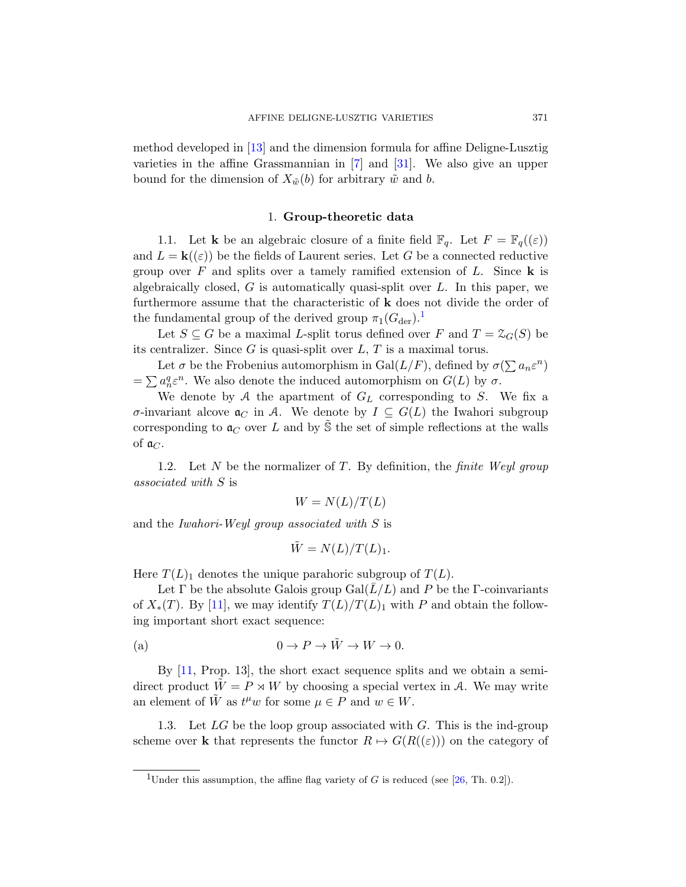method developed in [13] and the dimension formula for affine Deligne-Lusztig varieties in the affine Grassmannian in [7] and [31]. We also give an upper bound for the dimension of $X_{\tilde{w}}(b)$ for arbitrary $\tilde{w}$ and $b$.

## 1. Group-theoretic data

1.1. Let $\mathbf{k}$ be an algebraic closure of a finite field $\mathbb{F}_q$. Let $F = \mathbb{F}_q((\varepsilon))$ and $L = \mathbf{k}((\varepsilon))$ be the fields of Laurent series. Let $G$ be a connected reductive group over $F$ and splits over a tamely ramified extension of $L$. Since $\mathbf{k}$ is algebraically closed, $G$ is automatically quasi-split over $L$. In this paper, we furthermore assume that the characteristic of $\mathbf{k}$ does not divide the order of the fundamental group of the derived group $\pi_1(G_{\text{der}})$.[1]

Let $S \subseteq G$ be a maximal $L$-split torus defined over $F$ and $T = \mathcal{Z}_G(S)$ be its centralizer. Since $G$ is quasi-split over $L$, $T$ is a maximal torus.

Let $\sigma$ be the Frobenius automorphism in $\mathrm{Gal}(L/F)$, defined by $\sigma(\sum a_n \varepsilon^n) = \sum a_n^q \varepsilon^n$. We also denote the induced automorphism on $G(L)$ by $\sigma$.

We denote by $\mathcal{A}$ the apartment of $G_L$ corresponding to $S$. We fix a $\sigma$-invariant alcove $\mathfrak{a}_C$ in $\mathcal{A}$. We denote by $I \subseteq G(L)$ the Iwahori subgroup corresponding to $\mathfrak{a}_C$ over $L$ and by $\tilde{\mathbb{S}}$ the set of simple reflections at the walls of $\mathfrak{a}_C$.

1.2. Let $N$ be the normalizer of $T$. By definition, the *finite Weyl group associated with* $S$ is

$$W = N(L)/T(L)$$

and the *Iwahori-Weyl group associated with* $S$ is

$$\tilde{W} = N(L)/T(L)_1.$$

Here $T(L)_1$ denotes the unique parahoric subgroup of $T(L)$.

Let $\Gamma$ be the absolute Galois group $\mathrm{Gal}(\bar{L}/L)$ and $P$ be the $\Gamma$-coinvariants of $X_*(T)$. By [11], we may identify $T(L)/T(L)_1$ with $P$ and obtain the following important short exact sequence:

$$\text{(a)} \qquad 0 \to P \to \tilde{W} \to W \to 0.$$

By [11, Prop. 13], the short exact sequence splits and we obtain a semidirect product $\tilde{W} = P \rtimes W$ by choosing a special vertex in $\mathcal{A}$. We may write an element of $\tilde{W}$ as $t^\mu w$ for some $\mu \in P$ and $w \in W$.

1.3. Let $LG$ be the loop group associated with $G$. This is the ind-group scheme over $\mathbf{k}$ that represents the functor $R \mapsto G(R((\varepsilon)))$ on the category of

---

[1] Under this assumption, the affine flag variety of $G$ is reduced (see [26, Th. 0.2]).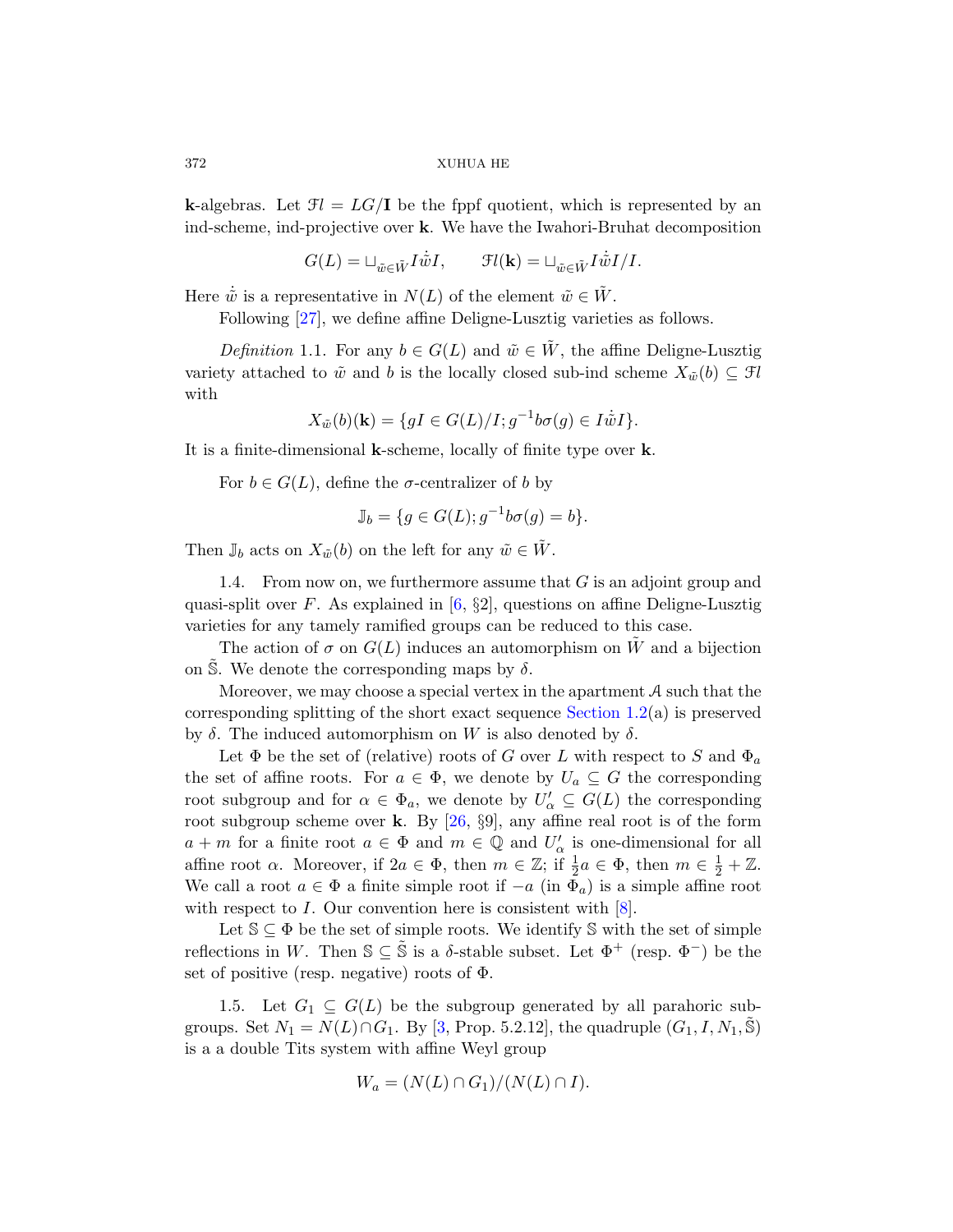**k**-algebras. Let $\mathcal{F}l = LG/\mathbf{I}$ be the fppf quotient, which is represented by an ind-scheme, ind-projective over **k**. We have the Iwahori-Bruhat decomposition

$$G(L) = \sqcup_{\tilde{w} \in \tilde{W}} I \dot{\tilde{w}} I, \qquad \mathcal{F}l(\mathbf{k}) = \sqcup_{\tilde{w} \in \tilde{W}} I \dot{\tilde{w}} I / I.$$

Here $\dot{\tilde{w}}$ is a representative in $N(L)$ of the element $\tilde{w} \in \tilde{W}$.

Following [27], we define affine Deligne-Lusztig varieties as follows.

*Definition* 1.1. For any $b \in G(L)$ and $\tilde{w} \in \tilde{W}$, the affine Deligne-Lusztig variety attached to $\tilde{w}$ and $b$ is the locally closed sub-ind scheme $X_{\tilde{w}}(b) \subseteq \mathcal{F}l$ with

$$X_{\tilde{w}}(b)(\mathbf{k}) = \{gI \in G(L)/I; g^{-1} b \sigma(g) \in I \dot{\tilde{w}} I\}.$$

It is a finite-dimensional **k**-scheme, locally of finite type over **k**.

For $b \in G(L)$, define the $\sigma$-centralizer of $b$ by

$$\mathbb{J}_b = \{g \in G(L); g^{-1} b \sigma(g) = b\}.$$

Then $\mathbb{J}_b$ acts on $X_{\tilde{w}}(b)$ on the left for any $\tilde{w} \in \tilde{W}$.

1.4. From now on, we furthermore assume that $G$ is an adjoint group and quasi-split over $F$. As explained in [6, §2], questions on affine Deligne-Lusztig varieties for any tamely ramified groups can be reduced to this case.

The action of $\sigma$ on $G(L)$ induces an automorphism on $\tilde{W}$ and a bijection on $\tilde{\mathbb{S}}$. We denote the corresponding maps by $\delta$.

Moreover, we may choose a special vertex in the apartment $\mathcal{A}$ such that the corresponding splitting of the short exact sequence Section 1.2(a) is preserved by $\delta$. The induced automorphism on $W$ is also denoted by $\delta$.

Let $\Phi$ be the set of (relative) roots of $G$ over $L$ with respect to $S$ and $\Phi_a$ the set of affine roots. For $a \in \Phi$, we denote by $U_a \subseteq G$ the corresponding root subgroup and for $\alpha \in \Phi_a$, we denote by $U'_\alpha \subseteq G(L)$ the corresponding root subgroup scheme over **k**. By [26, §9], any affine real root is of the form $a + m$ for a finite root $a \in \Phi$ and $m \in \mathbb{Q}$ and $U'_\alpha$ is one-dimensional for all affine root $\alpha$. Moreover, if $2a \in \Phi$, then $m \in \mathbb{Z}$; if $\frac{1}{2}a \in \Phi$, then $m \in \frac{1}{2} + \mathbb{Z}$. We call a root $a \in \Phi$ a finite simple root if $-a$ (in $\Phi_a$) is a simple affine root with respect to $I$. Our convention here is consistent with [8].

Let $\mathbb{S} \subseteq \Phi$ be the set of simple roots. We identify $\mathbb{S}$ with the set of simple reflections in $W$. Then $\mathbb{S} \subseteq \tilde{\mathbb{S}}$ is a $\delta$-stable subset. Let $\Phi^+$ (resp. $\Phi^-$) be the set of positive (resp. negative) roots of $\Phi$.

1.5. Let $G_1 \subseteq G(L)$ be the subgroup generated by all parahoric subgroups. Set $N_1 = N(L) \cap G_1$. By [3, Prop. 5.2.12], the quadruple $(G_1, I, N_1, \tilde{\mathbb{S}})$ is a a double Tits system with affine Weyl group

$$W_a = (N(L) \cap G_1)/(N(L) \cap I).$$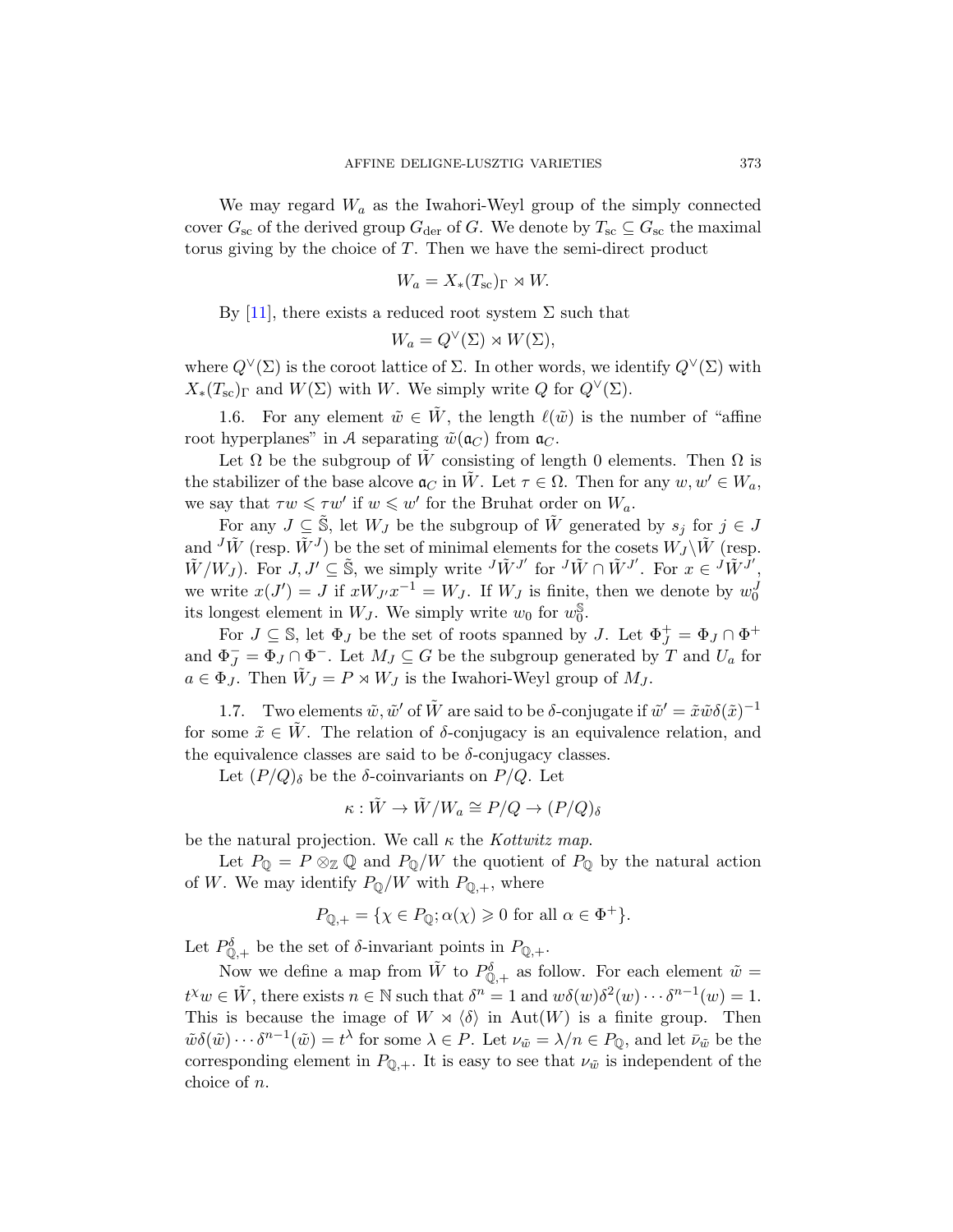We may regard $W_a$ as the Iwahori-Weyl group of the simply connected cover $G_{\rm sc}$ of the derived group $G_{\rm der}$ of $G$. We denote by $T_{\rm sc} \subseteq G_{\rm sc}$ the maximal torus giving by the choice of $T$. Then we have the semi-direct product

$$W_a = X_*(T_{\rm sc})_\Gamma \rtimes W.$$

By [11], there exists a reduced root system $\Sigma$ such that

$$W_a = Q^\vee(\Sigma) \rtimes W(\Sigma),$$

where $Q^\vee(\Sigma)$ is the coroot lattice of $\Sigma$. In other words, we identify $Q^\vee(\Sigma)$ with $X_*(T_{\rm sc})_\Gamma$ and $W(\Sigma)$ with $W$. We simply write $Q$ for $Q^\vee(\Sigma)$.

1.6. For any element $\tilde{w} \in \tilde{W}$, the length $\ell(\tilde{w})$ is the number of "affine root hyperplanes" in $\mathcal{A}$ separating $\tilde{w}(\mathfrak{a}_C)$ from $\mathfrak{a}_C$.

Let $\Omega$ be the subgroup of $\tilde{W}$ consisting of length 0 elements. Then $\Omega$ is the stabilizer of the base alcove $\mathfrak{a}_C$ in $\tilde{W}$. Let $\tau \in \Omega$. Then for any $w, w' \in W_a$, we say that $\tau w \leqslant \tau w'$ if $w \leqslant w'$ for the Bruhat order on $W_a$.

For any $J \subseteq \tilde{\mathbb{S}}$, let $W_J$ be the subgroup of $\tilde{W}$ generated by $s_j$ for $j \in J$ and ${}^J\tilde{W}$ (resp. $\tilde{W}^J$) be the set of minimal elements for the cosets $W_J \backslash \tilde{W}$ (resp. $\tilde{W}/W_J$). For $J, J' \subseteq \tilde{\mathbb{S}}$, we simply write ${}^J\tilde{W}^{J'}$ for ${}^J\tilde{W} \cap \tilde{W}^{J'}$. For $x \in {}^J\tilde{W}^{J'}$, we write $x(J') = J$ if $x W_{J'} x^{-1} = W_J$. If $W_J$ is finite, then we denote by $w_0^J$ its longest element in $W_J$. We simply write $w_0$ for $w_0^{\mathbb{S}}$.

For $J \subseteq \mathbb{S}$, let $\Phi_J$ be the set of roots spanned by $J$. Let $\Phi_J^+ = \Phi_J \cap \Phi^+$ and $\Phi_J^- = \Phi_J \cap \Phi^-$. Let $M_J \subseteq G$ be the subgroup generated by $T$ and $U_a$ for $a \in \Phi_J$. Then $\tilde{W}_J = P \rtimes W_J$ is the Iwahori-Weyl group of $M_J$.

1.7. Two elements $\tilde{w}, \tilde{w}'$ of $\tilde{W}$ are said to be $\delta$-conjugate if $\tilde{w}' = \tilde{x}\tilde{w}\delta(\tilde{x})^{-1}$ for some $\tilde{x} \in \tilde{W}$. The relation of $\delta$-conjugacy is an equivalence relation, and the equivalence classes are said to be $\delta$-conjugacy classes.

Let $(P/Q)_\delta$ be the $\delta$-coinvariants on $P/Q$. Let

$$\kappa : \tilde{W} \to \tilde{W}/W_a \cong P/Q \to (P/Q)_\delta$$

be the natural projection. We call $\kappa$ the *Kottwitz map*.

Let $P_{\mathbb{Q}} = P \otimes_{\mathbb{Z}} \mathbb{Q}$ and $P_{\mathbb{Q}}/W$ the quotient of $P_{\mathbb{Q}}$ by the natural action of $W$. We may identify $P_{\mathbb{Q}}/W$ with $P_{\mathbb{Q},+}$, where

$$P_{\mathbb{Q},+} = \{\chi \in P_{\mathbb{Q}}; \alpha(\chi) \geqslant 0 \text{ for all } \alpha \in \Phi^+\}.$$

Let $P_{\mathbb{Q},+}^\delta$ be the set of $\delta$-invariant points in $P_{\mathbb{Q},+}$.

Now we define a map from $\tilde{W}$ to $P_{\mathbb{Q},+}^\delta$ as follow. For each element $\tilde{w} = t^\chi w \in \tilde{W}$, there exists $n \in \mathbb{N}$ such that $\delta^n = 1$ and $w\delta(w)\delta^2(w)\cdots\delta^{n-1}(w) = 1$. This is because the image of $W \rtimes \langle \delta \rangle$ in $\operatorname{Aut}(W)$ is a finite group. Then $\tilde{w}\delta(\tilde{w})\cdots\delta^{n-1}(\tilde{w}) = t^\lambda$ for some $\lambda \in P$. Let $\nu_{\tilde{w}} = \lambda/n \in P_{\mathbb{Q}}$, and let $\bar{\nu}_{\tilde{w}}$ be the corresponding element in $P_{\mathbb{Q},+}$. It is easy to see that $\nu_{\tilde{w}}$ is independent of the choice of $n$.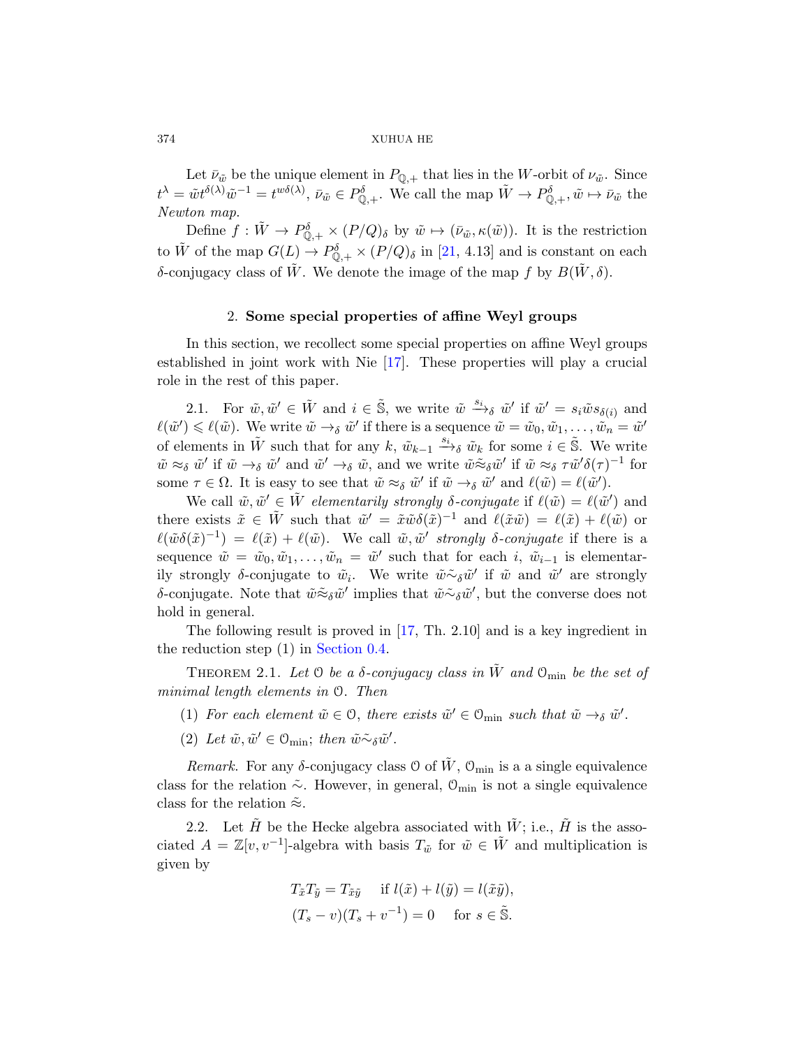Let $\bar{\nu}_{\tilde{w}}$ be the unique element in $P_{\mathbb{Q},+}$ that lies in the $W$-orbit of $\nu_{\tilde{w}}$. Since $t^{\lambda} = \tilde{w} t^{\delta(\lambda)} \tilde{w}^{-1} = t^{w\delta(\lambda)}$, $\bar{\nu}_{\tilde{w}} \in P^{\delta}_{\mathbb{Q},+}$. We call the map $\tilde{W} \to P^{\delta}_{\mathbb{Q},+}, \tilde{w} \mapsto \bar{\nu}_{\tilde{w}}$ the *Newton map*.

Define $f : \tilde{W} \to P^{\delta}_{\mathbb{Q},+} \times (P/Q)_{\delta}$ by $\tilde{w} \mapsto (\bar{\nu}_{\tilde{w}}, \kappa(\tilde{w}))$. It is the restriction to $\tilde{W}$ of the map $G(L) \to P^{\delta}_{\mathbb{Q},+} \times (P/Q)_{\delta}$ in [21, 4.13] and is constant on each $\delta$-conjugacy class of $\tilde{W}$. We denote the image of the map $f$ by $B(\tilde{W}, \delta)$.

## 2. Some special properties of affine Weyl groups

In this section, we recollect some special properties on affine Weyl groups established in joint work with Nie [17]. These properties will play a crucial role in the rest of this paper.

2.1. For $\tilde{w}, \tilde{w}' \in \tilde{W}$ and $i \in \tilde{\mathbb{S}}$, we write $\tilde{w} \xrightarrow{s_i}_{\delta} \tilde{w}'$ if $\tilde{w}' = s_i \tilde{w} s_{\delta(i)}$ and $\ell(\tilde{w}') \leqslant \ell(\tilde{w})$. We write $\tilde{w} \to_{\delta} \tilde{w}'$ if there is a sequence $\tilde{w} = \tilde{w}_0, \tilde{w}_1, \dots, \tilde{w}_n = \tilde{w}'$ of elements in $\tilde{W}$ such that for any $k$, $\tilde{w}_{k-1} \xrightarrow{s_i}_{\delta} \tilde{w}_k$ for some $i \in \tilde{\mathbb{S}}$. We write $\tilde{w} \approx_{\delta} \tilde{w}'$ if $\tilde{w} \to_{\delta} \tilde{w}'$ and $\tilde{w}' \to_{\delta} \tilde{w}$, and we write $\tilde{w} \tilde{\approx}_{\delta} \tilde{w}'$ if $\tilde{w} \approx_{\delta} \tau \tilde{w}' \delta(\tau)^{-1}$ for some $\tau \in \Omega$. It is easy to see that $\tilde{w} \approx_{\delta} \tilde{w}'$ if $\tilde{w} \to_{\delta} \tilde{w}'$ and $\ell(\tilde{w}) = \ell(\tilde{w}')$.

We call $\tilde{w}, \tilde{w}' \in \tilde{W}$ *elementarily strongly $\delta$-conjugate* if $\ell(\tilde{w}) = \ell(\tilde{w}')$ and there exists $\tilde{x} \in \tilde{W}$ such that $\tilde{w}' = \tilde{x} \tilde{w} \delta(\tilde{x})^{-1}$ and $\ell(\tilde{x}\tilde{w}) = \ell(\tilde{x}) + \ell(\tilde{w})$ or $\ell(\tilde{w}\delta(\tilde{x})^{-1}) = \ell(\tilde{x}) + \ell(\tilde{w})$. We call $\tilde{w}, \tilde{w}'$ *strongly $\delta$-conjugate* if there is a sequence $\tilde{w} = \tilde{w}_0, \tilde{w}_1, \dots, \tilde{w}_n = \tilde{w}'$ such that for each $i$, $\tilde{w}_{i-1}$ is elementarily strongly $\delta$-conjugate to $\tilde{w}_i$. We write $\tilde{w} \tilde{\sim}_{\delta} \tilde{w}'$ if $\tilde{w}$ and $\tilde{w}'$ are strongly $\delta$-conjugate. Note that $\tilde{w} \tilde{\approx}_{\delta} \tilde{w}'$ implies that $\tilde{w} \tilde{\sim}_{\delta} \tilde{w}'$, but the converse does not hold in general.

The following result is proved in [17, Th. 2.10] and is a key ingredient in the reduction step (1) in Section 0.4.

Theorem 2.1. *Let $\mathcal{O}$ be a $\delta$-conjugacy class in $\tilde{W}$ and $\mathcal{O}_{\min}$ be the set of minimal length elements in $\mathcal{O}$. Then*

(1) *For each element $\tilde{w} \in \mathcal{O}$, there exists $\tilde{w}' \in \mathcal{O}_{\min}$ such that $\tilde{w} \to_{\delta} \tilde{w}'$.*

(2) *Let $\tilde{w}, \tilde{w}' \in \mathcal{O}_{\min}$; then $\tilde{w} \tilde{\sim}_{\delta} \tilde{w}'$.*

*Remark.* For any $\delta$-conjugacy class $\mathcal{O}$ of $\tilde{W}$, $\mathcal{O}_{\min}$ is a a single equivalence class for the relation $\tilde{\sim}$. However, in general, $\mathcal{O}_{\min}$ is not a single equivalence class for the relation $\tilde{\approx}$.

2.2. Let $\tilde{H}$ be the Hecke algebra associated with $\tilde{W}$; i.e., $\tilde{H}$ is the associated $A = \mathbb{Z}[v, v^{-1}]$-algebra with basis $T_{\tilde{w}}$ for $\tilde{w} \in \tilde{W}$ and multiplication is given by

$$T_{\tilde{x}} T_{\tilde{y}} = T_{\tilde{x}\tilde{y}} \quad \text{if } l(\tilde{x}) + l(\tilde{y}) = l(\tilde{x}\tilde{y}),$$
$$(T_s - v)(T_s + v^{-1}) = 0 \quad \text{for } s \in \tilde{\mathbb{S}}.$$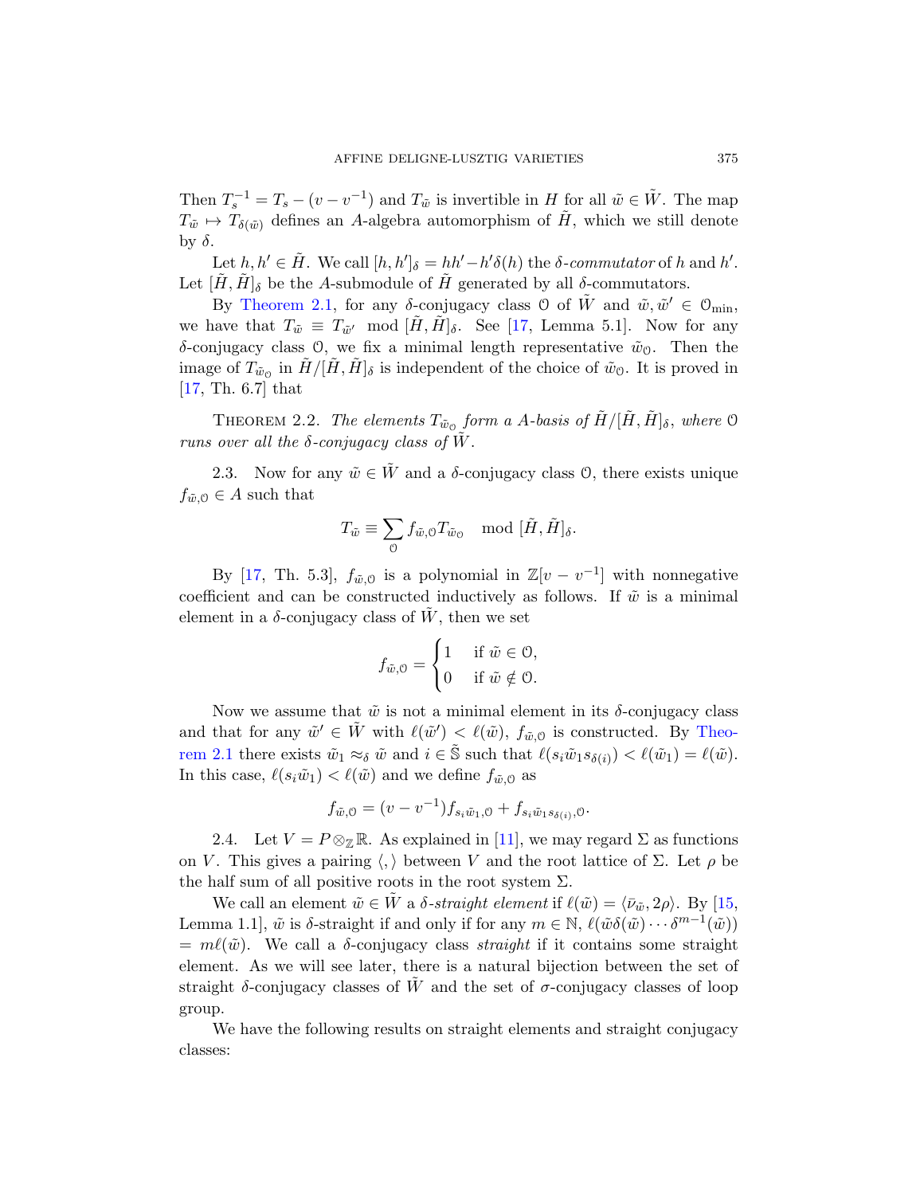Then $T_s^{-1} = T_s - (v - v^{-1})$ and $T_{\tilde{w}}$ is invertible in $H$ for all $\tilde{w} \in \tilde{W}$. The map $T_{\tilde{w}} \mapsto T_{\delta(\tilde{w})}$ defines an $A$-algebra automorphism of $\tilde{H}$, which we still denote by $\delta$.

Let $h, h' \in \tilde{H}$. We call $[h, h']_\delta = hh' - h'\delta(h)$ the $\delta$-*commutator* of $h$ and $h'$. Let $[\tilde{H}, \tilde{H}]_\delta$ be the $A$-submodule of $\tilde{H}$ generated by all $\delta$-commutators.

By Theorem 2.1, for any $\delta$-conjugacy class $\mathcal{O}$ of $\tilde{W}$ and $\tilde{w}, \tilde{w}' \in \mathcal{O}_{\min}$, we have that $T_{\tilde{w}} \equiv T_{\tilde{w}'} \mod [\tilde{H}, \tilde{H}]_\delta$. See [17, Lemma 5.1]. Now for any $\delta$-conjugacy class $\mathcal{O}$, we fix a minimal length representative $\tilde{w}_{\mathcal{O}}$. Then the image of $T_{\tilde{w}_{\mathcal{O}}}$ in $\tilde{H}/[\tilde{H}, \tilde{H}]_\delta$ is independent of the choice of $\tilde{w}_{\mathcal{O}}$. It is proved in [17, Th. 6.7] that

Theorem 2.2. *The elements $T_{\tilde{w}_{\mathcal{O}}}$ form a $A$-basis of $\tilde{H}/[\tilde{H}, \tilde{H}]_\delta$, where $\mathcal{O}$ runs over all the $\delta$-conjugacy class of $\tilde{W}$.*

2.3. Now for any $\tilde{w} \in \tilde{W}$ and a $\delta$-conjugacy class $\mathcal{O}$, there exists unique $f_{\tilde{w}, \mathcal{O}} \in A$ such that

$$T_{\tilde{w}} \equiv \sum_{\mathcal{O}} f_{\tilde{w}, \mathcal{O}} T_{\tilde{w}_{\mathcal{O}}} \mod [\tilde{H}, \tilde{H}]_\delta.$$

By [17, Th. 5.3], $f_{\tilde{w}, \mathcal{O}}$ is a polynomial in $\mathbb{Z}[v - v^{-1}]$ with nonnegative coefficient and can be constructed inductively as follows. If $\tilde{w}$ is a minimal element in a $\delta$-conjugacy class of $\tilde{W}$, then we set

$$f_{\tilde{w}, \mathcal{O}} = \begin{cases} 1 & \text{if } \tilde{w} \in \mathcal{O}, \\ 0 & \text{if } \tilde{w} \notin \mathcal{O}. \end{cases}$$

Now we assume that $\tilde{w}$ is not a minimal element in its $\delta$-conjugacy class and that for any $\tilde{w}' \in \tilde{W}$ with $\ell(\tilde{w}') < \ell(\tilde{w})$, $f_{\tilde{w}, \mathcal{O}}$ is constructed. By Theorem 2.1 there exists $\tilde{w}_1 \approx_\delta \tilde{w}$ and $i \in \tilde{\mathbb{S}}$ such that $\ell(s_i \tilde{w}_1 s_{\delta(i)}) < \ell(\tilde{w}_1) = \ell(\tilde{w})$. In this case, $\ell(s_i \tilde{w}_1) < \ell(\tilde{w})$ and we define $f_{\tilde{w}, \mathcal{O}}$ as

$$f_{\tilde{w}, \mathcal{O}} = (v - v^{-1}) f_{s_i \tilde{w}_1, \mathcal{O}} + f_{s_i \tilde{w}_1 s_{\delta(i)}, \mathcal{O}}.$$

2.4. Let $V = P \otimes_{\mathbb{Z}} \mathbb{R}$. As explained in [11], we may regard $\Sigma$ as functions on $V$. This gives a pairing $\langle , \rangle$ between $V$ and the root lattice of $\Sigma$. Let $\rho$ be the half sum of all positive roots in the root system $\Sigma$.

We call an element $\tilde{w} \in \tilde{W}$ a $\delta$-*straight element* if $\ell(\tilde{w}) = \langle \bar{\nu}_{\tilde{w}}, 2\rho \rangle$. By [15, Lemma 1.1], $\tilde{w}$ is $\delta$-straight if and only if for any $m \in \mathbb{N}$, $\ell(\tilde{w}\delta(\tilde{w}) \cdots \delta^{m-1}(\tilde{w})) = m\ell(\tilde{w})$. We call a $\delta$-conjugacy class *straight* if it contains some straight element. As we will see later, there is a natural bijection between the set of straight $\delta$-conjugacy classes of $\tilde{W}$ and the set of $\sigma$-conjugacy classes of loop group.

We have the following results on straight elements and straight conjugacy classes: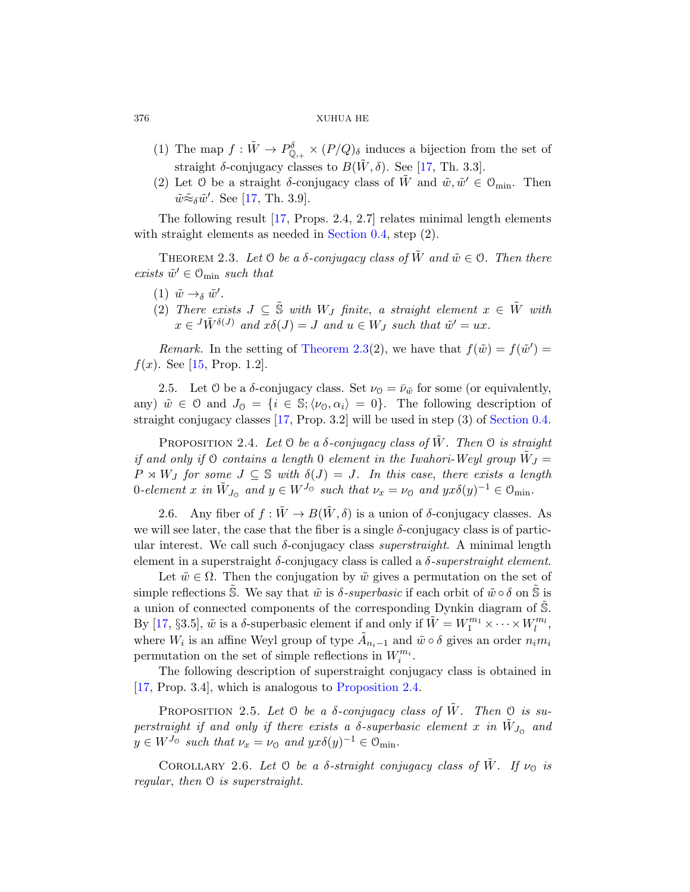(1) The map $f : \tilde{W} \to P^{\delta}_{\mathbb{Q},+} \times (P/Q)_{\delta}$ induces a bijection from the set of straight $\delta$-conjugacy classes to $B(\tilde{W}, \delta)$. See [17, Th. 3.3].

(2) Let $\mathcal{O}$ be a straight $\delta$-conjugacy class of $\tilde{W}$ and $\tilde{w}, \tilde{w}' \in \mathcal{O}_{\min}$. Then $\tilde{w} \tilde{\approx}_{\delta} \tilde{w}'$. See [17, Th. 3.9].

The following result [17, Props. 2.4, 2.7] relates minimal length elements with straight elements as needed in Section 0.4, step (2).

**Theorem 2.3.** *Let $\mathcal{O}$ be a $\delta$-conjugacy class of $\tilde{W}$ and $\tilde{w} \in \mathcal{O}$. Then there exists $\tilde{w}' \in \mathcal{O}_{\min}$ such that*

(1) *$\tilde{w} \to_{\delta} \tilde{w}'$.*

(2) *There exists $J \subseteq \tilde{\mathbb{S}}$ with $W_J$ finite, a straight element $x \in \tilde{W}$ with $x \in {}^J\tilde{W}^{\delta(J)}$ and $x\delta(J) = J$ and $u \in W_J$ such that $\tilde{w}' = ux$.*

*Remark.* In the setting of Theorem 2.3(2), we have that $f(\tilde{w}) = f(\tilde{w}') = f(x)$. See [15, Prop. 1.2].

2.5. Let $\mathcal{O}$ be a $\delta$-conjugacy class. Set $\nu_{\mathcal{O}} = \bar{\nu}_{\tilde{w}}$ for some (or equivalently, any) $\tilde{w} \in \mathcal{O}$ and $J_{\mathcal{O}} = \{i \in \mathbb{S}; \langle \nu_{\mathcal{O}}, \alpha_i \rangle = 0\}$. The following description of straight conjugacy classes [17, Prop. 3.2] will be used in step (3) of Section 0.4.

**Proposition 2.4.** *Let $\mathcal{O}$ be a $\delta$-conjugacy class of $\tilde{W}$. Then $\mathcal{O}$ is straight if and only if $\mathcal{O}$ contains a length 0 element in the Iwahori-Weyl group $\tilde{W}_J = P \rtimes W_J$ for some $J \subseteq \mathbb{S}$ with $\delta(J) = J$. In this case, there exists a length 0-element $x$ in $\tilde{W}_{J_{\mathcal{O}}}$ and $y \in W^{J_{\mathcal{O}}}$ such that $\nu_x = \nu_{\mathcal{O}}$ and $yx\delta(y)^{-1} \in \mathcal{O}_{\min}$.*

2.6. Any fiber of $f : \tilde{W} \to B(\tilde{W}, \delta)$ is a union of $\delta$-conjugacy classes. As we will see later, the case that the fiber is a single $\delta$-conjugacy class is of particular interest. We call such $\delta$-conjugacy class *superstraight*. A minimal length element in a superstraight $\delta$-conjugacy class is called a *$\delta$-superstraight element*.

Let $\tilde{w} \in \Omega$. Then the conjugation by $\tilde{w}$ gives a permutation on the set of simple reflections $\tilde{\mathbb{S}}$. We say that $\tilde{w}$ is *$\delta$-superbasic* if each orbit of $\tilde{w} \circ \delta$ on $\tilde{\mathbb{S}}$ is a union of connected components of the corresponding Dynkin diagram of $\tilde{\mathbb{S}}$. By [17, §3.5], $\tilde{w}$ is a $\delta$-superbasic element if and only if $\tilde{W} = W_1^{m_1} \times \cdots \times W_l^{m_l}$, where $W_i$ is an affine Weyl group of type $\tilde{A}_{n_i - 1}$ and $\tilde{w} \circ \delta$ gives an order $n_i m_i$ permutation on the set of simple reflections in $W_i^{m_i}$.

The following description of superstraight conjugacy class is obtained in [17, Prop. 3.4], which is analogous to Proposition 2.4.

**Proposition 2.5.** *Let $\mathcal{O}$ be a $\delta$-conjugacy class of $\tilde{W}$. Then $\mathcal{O}$ is superstraight if and only if there exists a $\delta$-superbasic element $x$ in $\tilde{W}_{J_{\mathcal{O}}}$ and $y \in W^{J_{\mathcal{O}}}$ such that $\nu_x = \nu_{\mathcal{O}}$ and $yx\delta(y)^{-1} \in \mathcal{O}_{\min}$.*

**Corollary 2.6.** *Let $\mathcal{O}$ be a $\delta$-straight conjugacy class of $\tilde{W}$. If $\nu_{\mathcal{O}}$ is regular, then $\mathcal{O}$ is superstraight.*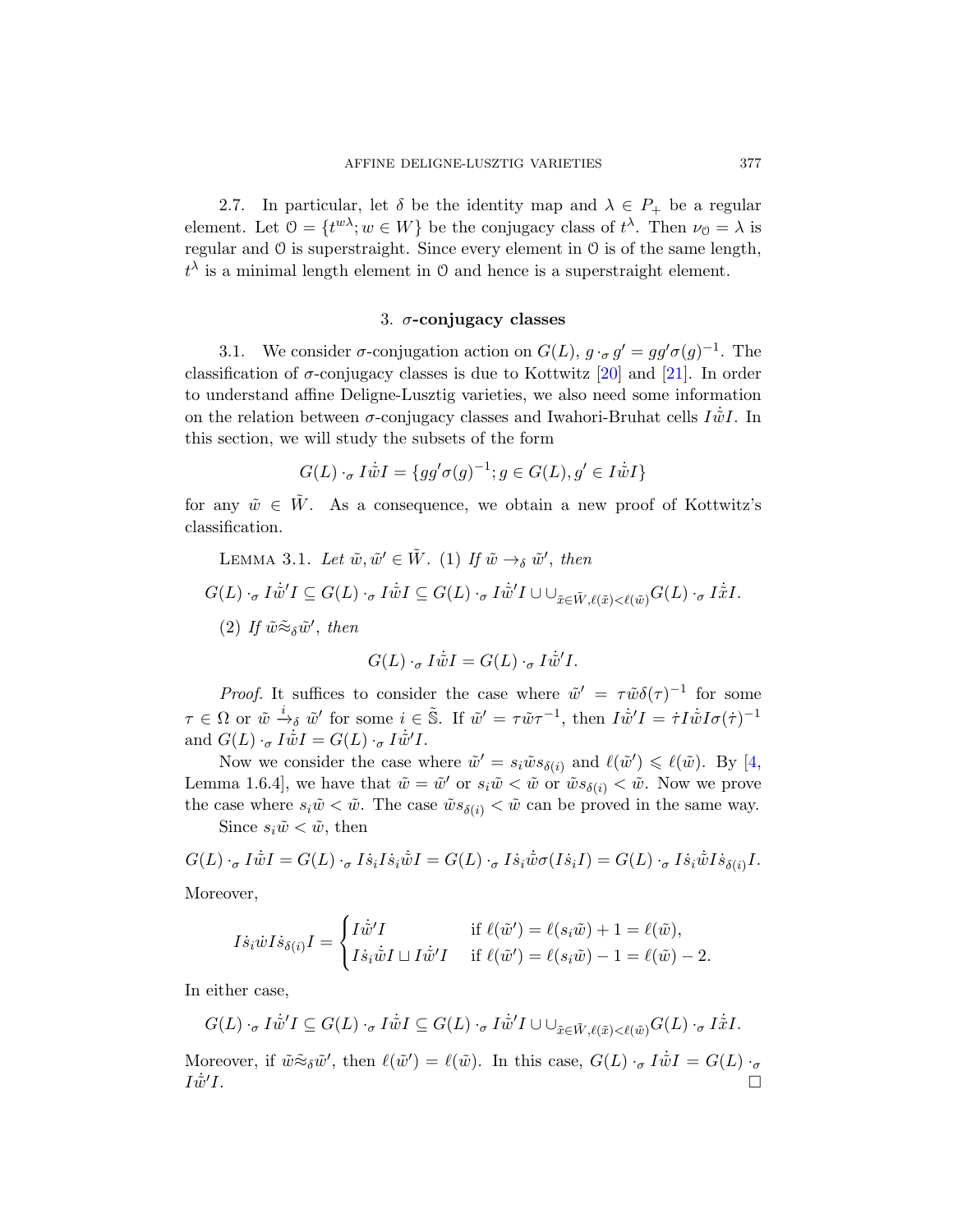2.7. In particular, let $\delta$ be the identity map and $\lambda \in P_+$ be a regular element. Let $\mathcal{O} = \{t^{w\lambda}; w \in W\}$ be the conjugacy class of $t^\lambda$. Then $\nu_{\mathcal{O}} = \lambda$ is regular and $\mathcal{O}$ is superstraight. Since every element in $\mathcal{O}$ is of the same length, $t^\lambda$ is a minimal length element in $\mathcal{O}$ and hence is a superstraight element.

## 3. $\sigma$-conjugacy classes

3.1. We consider $\sigma$-conjugation action on $G(L)$, $g \cdot_\sigma g' = g g' \sigma(g)^{-1}$. The classification of $\sigma$-conjugacy classes is due to Kottwitz [20] and [21]. In order to understand affine Deligne-Lusztig varieties, we also need some information on the relation between $\sigma$-conjugacy classes and Iwahori-Bruhat cells $I\dot{\tilde{w}}I$. In this section, we will study the subsets of the form

$$G(L) \cdot_\sigma I\dot{\tilde{w}}I = \{g g' \sigma(g)^{-1}; g \in G(L), g' \in I\dot{\tilde{w}}I\}$$

for any $\tilde{w} \in \tilde{W}$. As a consequence, we obtain a new proof of Kottwitz's classification.

Lemma 3.1. *Let $\tilde{w}, \tilde{w}' \in \tilde{W}$. (1) If $\tilde{w} \to_\delta \tilde{w}'$, then*

$$G(L) \cdot_\sigma I\dot{\tilde{w}}'I \subseteq G(L) \cdot_\sigma I\dot{\tilde{w}}I \subseteq G(L) \cdot_\sigma I\dot{\tilde{w}}'I \cup \cup_{\tilde{x} \in \tilde{W}, \ell(\tilde{x}) < \ell(\tilde{w})} G(L) \cdot_\sigma I\dot{\tilde{x}}I.$$

*(2) If $\tilde{w} \tilde{\approx}_\delta \tilde{w}'$, then*

$$G(L) \cdot_\sigma I\dot{\tilde{w}}I = G(L) \cdot_\sigma I\dot{\tilde{w}}'I.$$

*Proof.* It suffices to consider the case where $\tilde{w}' = \tau \tilde{w} \delta(\tau)^{-1}$ for some $\tau \in \Omega$ or $\tilde{w} \xrightarrow{i}_\delta \tilde{w}'$ for some $i \in \tilde{\mathbb{S}}$. If $\tilde{w}' = \tau \tilde{w} \tau^{-1}$, then $I\dot{\tilde{w}}'I = \dot{\tau} I \dot{\tilde{w}} I \sigma(\dot{\tau})^{-1}$ and $G(L) \cdot_\sigma I\dot{\tilde{w}}I = G(L) \cdot_\sigma I\dot{\tilde{w}}'I$.

Now we consider the case where $\tilde{w}' = s_i \tilde{w} s_{\delta(i)}$ and $\ell(\tilde{w}') \leqslant \ell(\tilde{w})$. By [4, Lemma 1.6.4], we have that $\tilde{w} = \tilde{w}'$ or $s_i \tilde{w} < \tilde{w}$ or $\tilde{w} s_{\delta(i)} < \tilde{w}$. Now we prove the case where $s_i \tilde{w} < \tilde{w}$. The case $\tilde{w} s_{\delta(i)} < \tilde{w}$ can be proved in the same way.

Since $s_i \tilde{w} < \tilde{w}$, then

$$G(L) \cdot_\sigma I\dot{\tilde{w}}I = G(L) \cdot_\sigma I\dot{s}_i I \dot{s}_i \dot{\tilde{w}} I = G(L) \cdot_\sigma I \dot{s}_i \dot{\tilde{w}} \sigma(I \dot{s}_i I) = G(L) \cdot_\sigma I \dot{s}_i \dot{\tilde{w}} I \dot{s}_{\delta(i)} I.$$

Moreover,

$$I \dot{s}_i \dot{w} I \dot{s}_{\delta(i)} I = \begin{cases} I\dot{\tilde{w}}'I & \text{if } \ell(\tilde{w}') = \ell(s_i \tilde{w}) + 1 = \ell(\tilde{w}), \\ I \dot{s}_i \dot{\tilde{w}} I \sqcup I \dot{\tilde{w}}' I & \text{if } \ell(\tilde{w}') = \ell(s_i \tilde{w}) - 1 = \ell(\tilde{w}) - 2. \end{cases}$$

In either case,

$$G(L) \cdot_\sigma I\dot{\tilde{w}}'I \subseteq G(L) \cdot_\sigma I\dot{\tilde{w}}I \subseteq G(L) \cdot_\sigma I\dot{\tilde{w}}'I \cup \cup_{\tilde{x} \in \tilde{W}, \ell(\tilde{x}) < \ell(\tilde{w})} G(L) \cdot_\sigma I\dot{\tilde{x}}I.$$

Moreover, if $\tilde{w} \tilde{\approx}_\delta \tilde{w}'$, then $\ell(\tilde{w}') = \ell(\tilde{w})$. In this case, $G(L) \cdot_\sigma I\dot{\tilde{w}}I = G(L) \cdot_\sigma I\dot{\tilde{w}}'I$. $\square$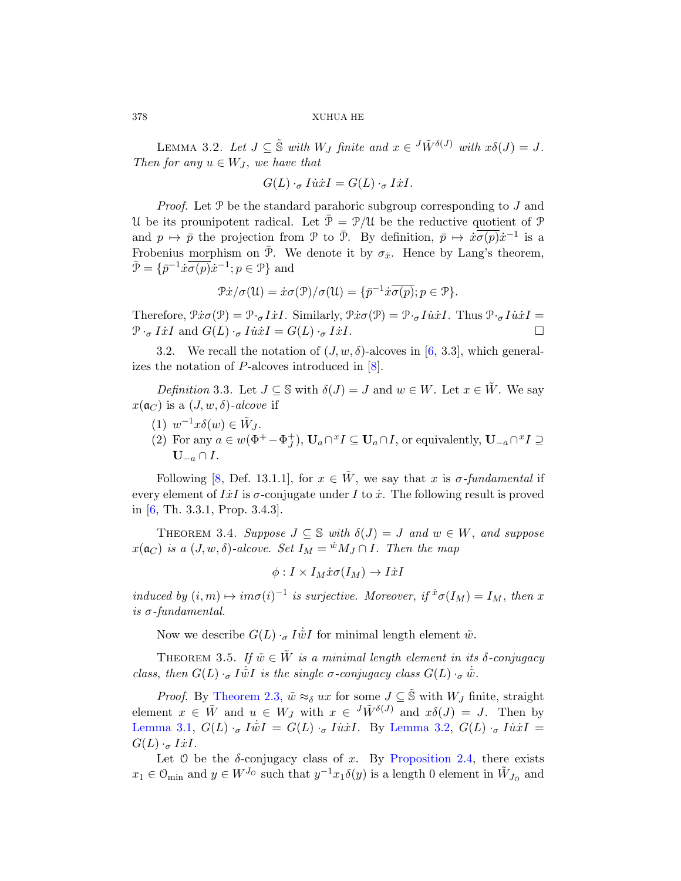**Lemma 3.2.** *Let $J \subseteq \tilde{\mathbb{S}}$ with $W_J$ finite and $x \in {}^J\tilde{W}^{\delta(J)}$ with $x\delta(J) = J$. Then for any $u \in W_J$, we have that*

$$G(L) \cdot_\sigma I\dot{u}\dot{x}I = G(L) \cdot_\sigma I\dot{x}I.$$

*Proof.* Let $\mathcal{P}$ be the standard parahoric subgroup corresponding to $J$ and $\mathcal{U}$ be its prounipotent radical. Let $\bar{\mathcal{P}} = \mathcal{P}/\mathcal{U}$ be the reductive quotient of $\mathcal{P}$ and $p \mapsto \bar{p}$ the projection from $\mathcal{P}$ to $\bar{\mathcal{P}}$. By definition, $\bar{p} \mapsto \dot{x}\overline{\sigma(p)}\dot{x}^{-1}$ is a Frobenius morphism on $\bar{\mathcal{P}}$. We denote it by $\sigma_{\dot{x}}$. Hence by Lang's theorem, $\bar{\mathcal{P}} = \{\bar{p}^{-1}\dot{x}\overline{\sigma(p)}\dot{x}^{-1}; p \in \mathcal{P}\}$ and

$$\mathcal{P}\dot{x}/\sigma(\mathcal{U}) = \dot{x}\sigma(\mathcal{P})/\sigma(\mathcal{U}) = \{\bar{p}^{-1}\dot{x}\overline{\sigma(p)}; p \in \mathcal{P}\}.$$

Therefore, $\mathcal{P}\dot{x}\sigma(\mathcal{P}) = \mathcal{P} \cdot_\sigma I\dot{x}I$. Similarly, $\mathcal{P}\dot{x}\sigma(\mathcal{P}) = \mathcal{P} \cdot_\sigma I\dot{u}\dot{x}I$. Thus $\mathcal{P} \cdot_\sigma I\dot{u}\dot{x}I = \mathcal{P} \cdot_\sigma I\dot{x}I$ and $G(L) \cdot_\sigma I\dot{u}\dot{x}I = G(L) \cdot_\sigma I\dot{x}I$. □

3.2. We recall the notation of $(J, w, \delta)$-alcoves in [6, 3.3], which generalizes the notation of $P$-alcoves introduced in [8].

*Definition* 3.3. Let $J \subseteq \mathbb{S}$ with $\delta(J) = J$ and $w \in W$. Let $x \in \tilde{W}$. We say $x(\mathfrak{a}_C)$ is a *$(J, w, \delta)$-alcove* if

1. $w^{-1}x\delta(w) \in \tilde{W}_J$.
2. For any $a \in w(\Phi^+ - \Phi_J^+)$, $\mathbf{U}_a \cap {}^xI \subseteq \mathbf{U}_a \cap I$, or equivalently, $\mathbf{U}_{-a} \cap {}^xI \supseteq \mathbf{U}_{-a} \cap I$.

Following [8, Def. 13.1.1], for $x \in \tilde{W}$, we say that $x$ is *$\sigma$-fundamental* if every element of $I\dot{x}I$ is $\sigma$-conjugate under $I$ to $\dot{x}$. The following result is proved in [6, Th. 3.3.1, Prop. 3.4.3].

**Theorem 3.4.** *Suppose $J \subseteq \mathbb{S}$ with $\delta(J) = J$ and $w \in W$, and suppose $x(\mathfrak{a}_C)$ is a $(J, w, \delta)$-alcove. Set $I_M = {}^{\dot{w}}M_J \cap I$. Then the map*

$$\phi : I \times I_M\dot{x}\sigma(I_M) \to I\dot{x}I$$

*induced by $(i, m) \mapsto im\sigma(i)^{-1}$ is surjective. Moreover, if ${}^{\dot{x}}\sigma(I_M) = I_M$, then $x$ is $\sigma$-fundamental.*

Now we describe $G(L) \cdot_\sigma I\dot{\tilde{w}}I$ for minimal length element $\tilde{w}$.

**Theorem 3.5.** *If $\tilde{w} \in \tilde{W}$ is a minimal length element in its $\delta$-conjugacy class, then $G(L) \cdot_\sigma I\dot{\tilde{w}}I$ is the single $\sigma$-conjugacy class $G(L) \cdot_\sigma \dot{\tilde{w}}$.*

*Proof.* By Theorem 2.3, $\tilde{w} \approx_\delta ux$ for some $J \subseteq \tilde{\mathbb{S}}$ with $W_J$ finite, straight element $x \in \tilde{W}$ and $u \in W_J$ with $x \in {}^J\tilde{W}^{\delta(J)}$ and $x\delta(J) = J$. Then by Lemma 3.1, $G(L) \cdot_\sigma I\dot{\tilde{w}}I = G(L) \cdot_\sigma I\dot{u}\dot{x}I$. By Lemma 3.2, $G(L) \cdot_\sigma I\dot{u}\dot{x}I = G(L) \cdot_\sigma I\dot{x}I$.

Let $\mathcal{O}$ be the $\delta$-conjugacy class of $x$. By Proposition 2.4, there exists $x_1 \in \mathcal{O}_{\min}$ and $y \in W^{J_\mathcal{O}}$ such that $y^{-1}x_1\delta(y)$ is a length 0 element in $\tilde{W}_{J_\mathcal{O}}$ and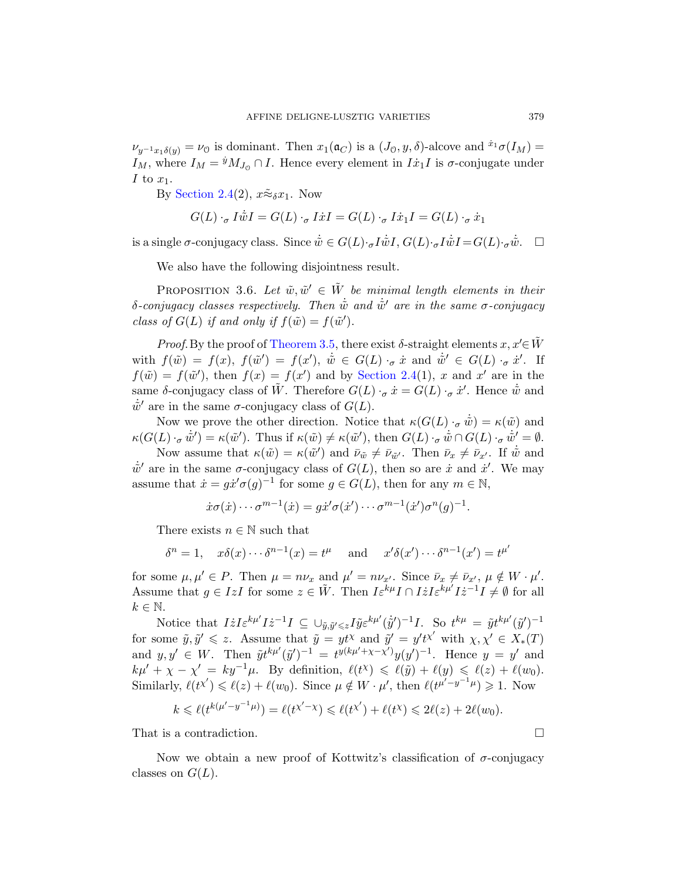$\nu_{y^{-1}x_1\delta(y)} = \nu_{\mathcal{O}}$ is dominant. Then $x_1(\mathfrak{a}_C)$ is a $(J_{\mathcal{O}}, y, \delta)$-alcove and ${}^{\dot{x}_1}\sigma(I_M) = I_M$, where $I_M = {}^{\dot{y}}M_{J_{\mathcal{O}}} \cap I$. Hence every element in $I\dot{x}_1 I$ is $\sigma$-conjugate under $I$ to $x_1$.

By Section 2.4(2), $x \tilde{\approx}_\delta x_1$. Now

$$G(L) \cdot_\sigma I\dot{\tilde{w}}I = G(L) \cdot_\sigma I\dot{x}I = G(L) \cdot_\sigma I\dot{x}_1 I = G(L) \cdot_\sigma \dot{x}_1$$

is a single $\sigma$-conjugacy class. Since $\dot{\tilde{w}} \in G(L) \cdot_\sigma I\dot{\tilde{w}}I$, $G(L) \cdot_\sigma I\dot{\tilde{w}}I = G(L) \cdot_\sigma \dot{\tilde{w}}$. $\square$

We also have the following disjointness result.

PROPOSITION 3.6. *Let $\tilde{w}, \tilde{w}' \in \tilde{W}$ be minimal length elements in their $\delta$-conjugacy classes respectively. Then $\dot{\tilde{w}}$ and $\dot{\tilde{w}}'$ are in the same $\sigma$-conjugacy class of $G(L)$ if and only if $f(\tilde{w}) = f(\tilde{w}')$.*

*Proof.* By the proof of Theorem 3.5, there exist $\delta$-straight elements $x, x' \in \tilde{W}$ with $f(\tilde{w}) = f(x)$, $f(\tilde{w}') = f(x')$, $\dot{\tilde{w}} \in G(L) \cdot_\sigma \dot{x}$ and $\dot{\tilde{w}}' \in G(L) \cdot_\sigma \dot{x}'$. If $f(\tilde{w}) = f(\tilde{w}')$, then $f(x) = f(x')$ and by Section 2.4(1), $x$ and $x'$ are in the same $\delta$-conjugacy class of $\tilde{W}$. Therefore $G(L) \cdot_\sigma \dot{x} = G(L) \cdot_\sigma \dot{x}'$. Hence $\dot{\tilde{w}}$ and $\dot{\tilde{w}}'$ are in the same $\sigma$-conjugacy class of $G(L)$.

Now we prove the other direction. Notice that $\kappa(G(L) \cdot_\sigma \dot{\tilde{w}}) = \kappa(\tilde{w})$ and $\kappa(G(L) \cdot_\sigma \dot{\tilde{w}}') = \kappa(\tilde{w}')$. Thus if $\kappa(\tilde{w}) \neq \kappa(\tilde{w}')$, then $G(L) \cdot_\sigma \dot{\tilde{w}} \cap G(L) \cdot_\sigma \dot{\tilde{w}}' = \emptyset$.

Now assume that $\kappa(\tilde{w}) = \kappa(\tilde{w}')$ and $\bar{\nu}_{\tilde{w}} \neq \bar{\nu}_{\tilde{w}'}$. Then $\bar{\nu}_x \neq \bar{\nu}_{x'}$. If $\dot{\tilde{w}}$ and $\dot{\tilde{w}}'$ are in the same $\sigma$-conjugacy class of $G(L)$, then so are $\dot{x}$ and $\dot{x}'$. We may assume that $\dot{x} = g\dot{x}'\sigma(g)^{-1}$ for some $g \in G(L)$, then for any $m \in \mathbb{N}$,

$$\dot{x}\sigma(\dot{x}) \cdots \sigma^{m-1}(\dot{x}) = g\dot{x}'\sigma(\dot{x}') \cdots \sigma^{m-1}(\dot{x}')\sigma^n(g)^{-1}.$$

There exists $n \in \mathbb{N}$ such that

$$\delta^n = 1, \quad x\delta(x) \cdots \delta^{n-1}(x) = t^\mu \quad \text{and} \quad x'\delta(x') \cdots \delta^{n-1}(x') = t^{\mu'}$$

for some $\mu, \mu' \in P$. Then $\mu = n\nu_x$ and $\mu' = n\nu_{x'}$. Since $\bar{\nu}_x \neq \bar{\nu}_{x'}$, $\mu \notin W \cdot \mu'$. Assume that $g \in IzI$ for some $z \in \tilde{W}$. Then $I\varepsilon^{k\mu}I \cap I\dot{z}I\varepsilon^{k\mu'}I\dot{z}^{-1}I \neq \emptyset$ for all $k \in \mathbb{N}$.

Notice that $I\dot{z}I\varepsilon^{k\mu'}I\dot{z}^{-1}I \subseteq \cup_{\tilde{y},\tilde{y}' \leqslant z} I\tilde{y}\varepsilon^{k\mu'}(\dot{\tilde{y}}')^{-1}I$. So $t^{k\mu} = \tilde{y}t^{k\mu'}(\tilde{y}')^{-1}$ for some $\tilde{y}, \tilde{y}' \leqslant z$. Assume that $\tilde{y} = yt^\chi$ and $\tilde{y}' = y't^{\chi'}$ with $\chi, \chi' \in X_*(T)$ and $y, y' \in W$. Then $\tilde{y}t^{k\mu'}(\tilde{y}')^{-1} = t^{y(k\mu'+\chi-\chi')}y(y')^{-1}$. Hence $y = y'$ and $k\mu' + \chi - \chi' = ky^{-1}\mu$. By definition, $\ell(t^\chi) \leqslant \ell(\tilde{y}) + \ell(y) \leqslant \ell(z) + \ell(w_0)$. Similarly, $\ell(t^{\chi'}) \leqslant \ell(z) + \ell(w_0)$. Since $\mu \notin W \cdot \mu'$, then $\ell(t^{\mu'-y^{-1}\mu}) \geqslant 1$. Now

$$k \leqslant \ell(t^{k(\mu'-y^{-1}\mu)}) = \ell(t^{\chi'-\chi}) \leqslant \ell(t^{\chi'}) + \ell(t^\chi) \leqslant 2\ell(z) + 2\ell(w_0).$$

That is a contradiction. $\square$

Now we obtain a new proof of Kottwitz's classification of $\sigma$-conjugacy classes on $G(L)$.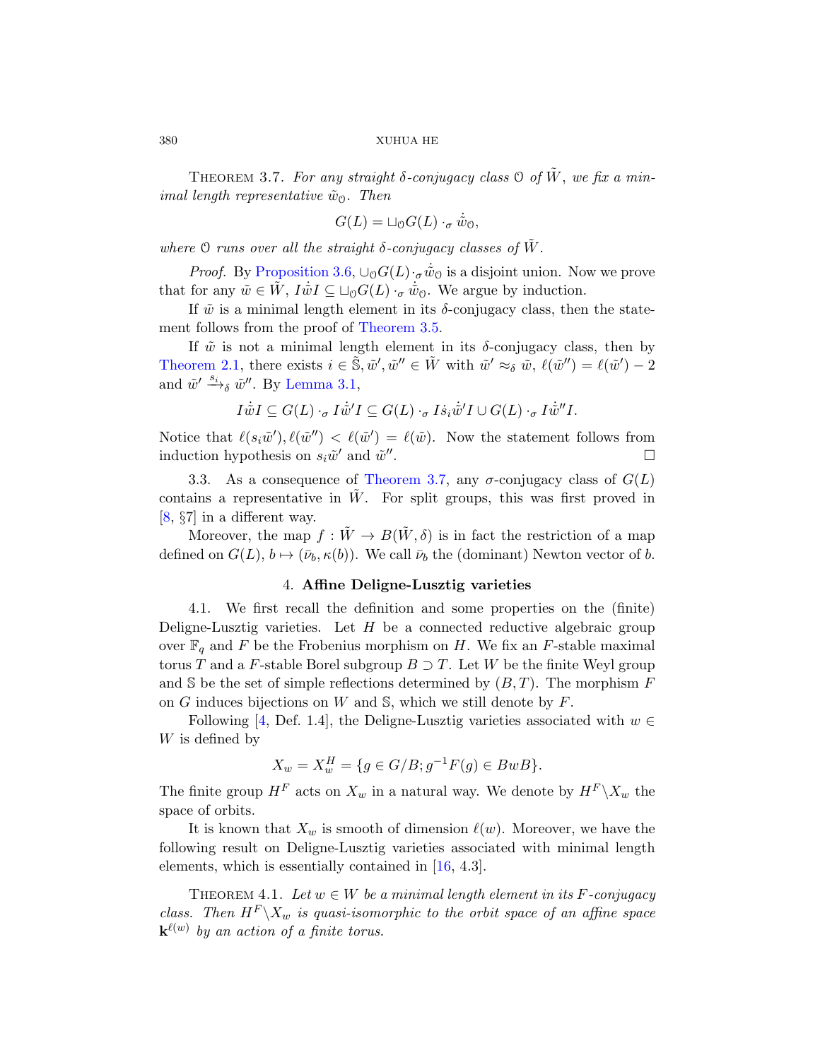**Theorem 3.7.** *For any straight $\delta$-conjugacy class $\mathcal{O}$ of $\tilde{W}$, we fix a minimal length representative $\tilde{w}_{\mathcal{O}}$. Then*

$$G(L) = \sqcup_{\mathcal{O}} G(L) \cdot_\sigma \dot{\tilde{w}}_{\mathcal{O}},$$

*where $\mathcal{O}$ runs over all the straight $\delta$-conjugacy classes of $\tilde{W}$.*

*Proof.* By Proposition 3.6, $\cup_{\mathcal{O}} G(L) \cdot_\sigma \dot{\tilde{w}}_{\mathcal{O}}$ is a disjoint union. Now we prove that for any $\tilde{w} \in \tilde{W}$, $I\dot{\tilde{w}}I \subseteq \sqcup_{\mathcal{O}} G(L) \cdot_\sigma \dot{\tilde{w}}_{\mathcal{O}}$. We argue by induction.

If $\tilde{w}$ is a minimal length element in its $\delta$-conjugacy class, then the statement follows from the proof of Theorem 3.5.

If $\tilde{w}$ is not a minimal length element in its $\delta$-conjugacy class, then by Theorem 2.1, there exists $i \in \tilde{\mathbb{S}}, \tilde{w}', \tilde{w}'' \in \tilde{W}$ with $\tilde{w}' \approx_\delta \tilde{w}$, $\ell(\tilde{w}'') = \ell(\tilde{w}') - 2$ and $\tilde{w}' \xrightarrow{s_i}_\delta \tilde{w}''$. By Lemma 3.1,

$$I\dot{\tilde{w}}I \subseteq G(L) \cdot_\sigma I\dot{\tilde{w}}'I \subseteq G(L) \cdot_\sigma I\dot{s}_i\dot{\tilde{w}}'I \cup G(L) \cdot_\sigma I\dot{\tilde{w}}''I.$$

Notice that $\ell(s_i\tilde{w}'), \ell(\tilde{w}'') < \ell(\tilde{w}') = \ell(\tilde{w})$. Now the statement follows from induction hypothesis on $s_i\tilde{w}'$ and $\tilde{w}''$. $\square$

3.3. As a consequence of Theorem 3.7, any $\sigma$-conjugacy class of $G(L)$ contains a representative in $\tilde{W}$. For split groups, this was first proved in [8, §7] in a different way.

Moreover, the map $f : \tilde{W} \to B(\tilde{W}, \delta)$ is in fact the restriction of a map defined on $G(L)$, $b \mapsto (\bar{\nu}_b, \kappa(b))$. We call $\bar{\nu}_b$ the (dominant) Newton vector of $b$.

## 4. Affine Deligne-Lusztig varieties

4.1. We first recall the definition and some properties on the (finite) Deligne-Lusztig varieties. Let $H$ be a connected reductive algebraic group over $\mathbb{F}_q$ and $F$ be the Frobenius morphism on $H$. We fix an $F$-stable maximal torus $T$ and a $F$-stable Borel subgroup $B \supset T$. Let $W$ be the finite Weyl group and $\mathbb{S}$ be the set of simple reflections determined by $(B, T)$. The morphism $F$ on $G$ induces bijections on $W$ and $\mathbb{S}$, which we still denote by $F$.

Following [4, Def. 1.4], the Deligne-Lusztig varieties associated with $w \in W$ is defined by

$$X_w = X_w^H = \{g \in G/B; g^{-1}F(g) \in BwB\}.$$

The finite group $H^F$ acts on $X_w$ in a natural way. We denote by $H^F \backslash X_w$ the space of orbits.

It is known that $X_w$ is smooth of dimension $\ell(w)$. Moreover, we have the following result on Deligne-Lusztig varieties associated with minimal length elements, which is essentially contained in [16, 4.3].

**Theorem 4.1.** *Let $w \in W$ be a minimal length element in its $F$-conjugacy class. Then $H^F \backslash X_w$ is quasi-isomorphic to the orbit space of an affine space $\mathbf{k}^{\ell(w)}$ by an action of a finite torus.*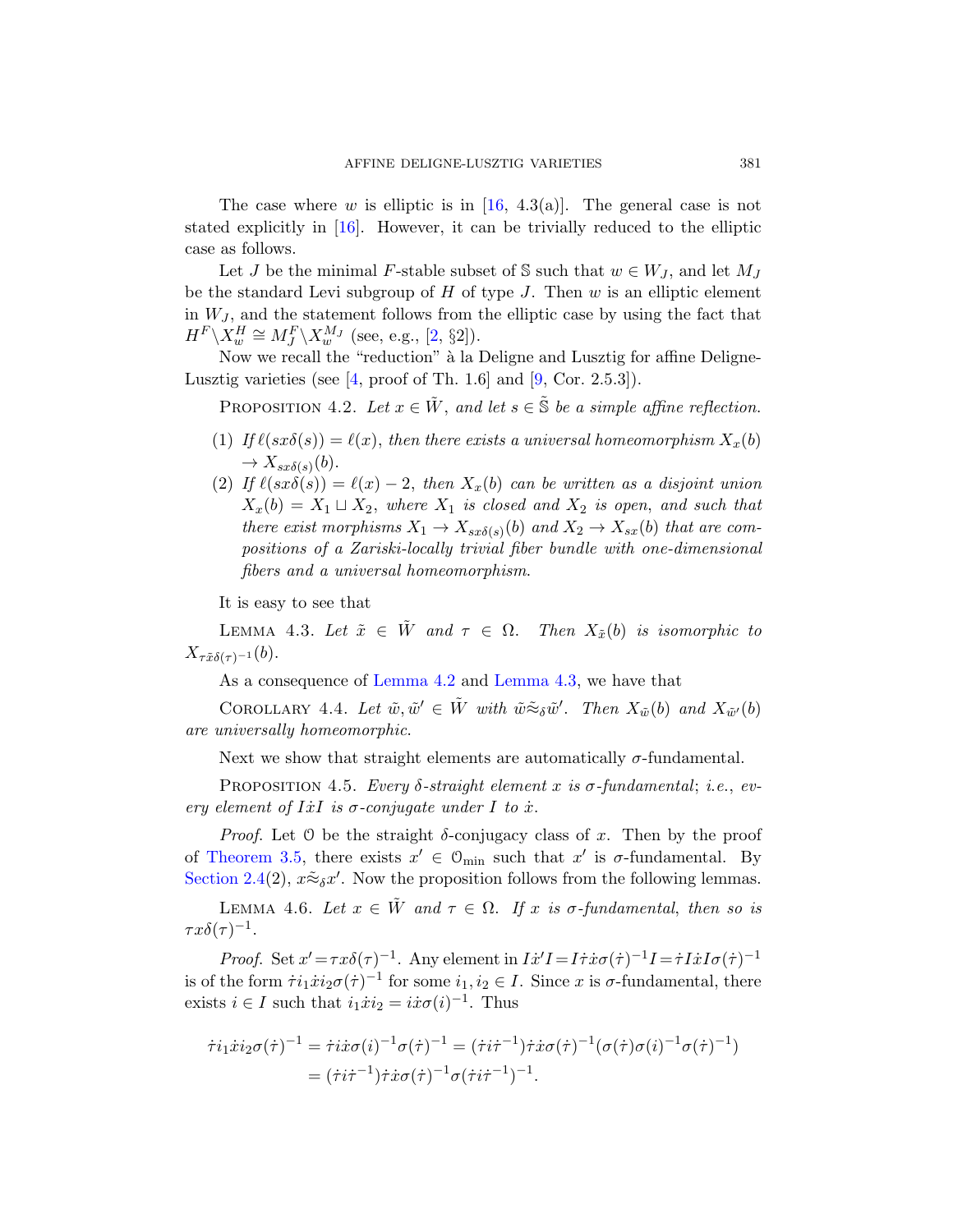The case where $w$ is elliptic is in [16, 4.3(a)]. The general case is not stated explicitly in [16]. However, it can be trivially reduced to the elliptic case as follows.

Let $J$ be the minimal $F$-stable subset of $\mathbb{S}$ such that $w \in W_J$, and let $M_J$ be the standard Levi subgroup of $H$ of type $J$. Then $w$ is an elliptic element in $W_J$, and the statement follows from the elliptic case by using the fact that $H^F \backslash X^H_w \cong M^F_J \backslash X^{M_J}_w$ (see, e.g., [2, §2]).

Now we recall the "reduction" à la Deligne and Lusztig for affine Deligne-Lusztig varieties (see [4, proof of Th. 1.6] and [9, Cor. 2.5.3]).

Proposition 4.2. *Let $x \in \tilde{W}$, and let $s \in \tilde{\mathbb{S}}$ be a simple affine reflection.*

1. *If $\ell(sx\delta(s)) = \ell(x)$, then there exists a universal homeomorphism $X_x(b) \to X_{sx\delta(s)}(b)$.*
2. *If $\ell(sx\delta(s)) = \ell(x) - 2$, then $X_x(b)$ can be written as a disjoint union $X_x(b) = X_1 \sqcup X_2$, where $X_1$ is closed and $X_2$ is open, and such that there exist morphisms $X_1 \to X_{sx\delta(s)}(b)$ and $X_2 \to X_{sx}(b)$ that are compositions of a Zariski-locally trivial fiber bundle with one-dimensional fibers and a universal homeomorphism.*

It is easy to see that

Lemma 4.3. *Let $\tilde{x} \in \tilde{W}$ and $\tau \in \Omega$. Then $X_{\tilde{x}}(b)$ is isomorphic to $X_{\tau\tilde{x}\delta(\tau)^{-1}}(b)$.*

As a consequence of Lemma 4.2 and Lemma 4.3, we have that

Corollary 4.4. *Let $\tilde{w}, \tilde{w}' \in \tilde{W}$ with $\tilde{w} \tilde{\approx}_\delta \tilde{w}'$. Then $X_{\tilde{w}}(b)$ and $X_{\tilde{w}'}(b)$ are universally homeomorphic.*

Next we show that straight elements are automatically $\sigma$-fundamental.

Proposition 4.5. *Every $\delta$-straight element $x$ is $\sigma$-fundamental; i.e., every element of $I\dot{x}I$ is $\sigma$-conjugate under $I$ to $\dot{x}$.*

*Proof.* Let $\mathcal{O}$ be the straight $\delta$-conjugacy class of $x$. Then by the proof of Theorem 3.5, there exists $x' \in \mathcal{O}_{\min}$ such that $x'$ is $\sigma$-fundamental. By Section 2.4(2), $x \tilde{\approx}_\delta x'$. Now the proposition follows from the following lemmas.

Lemma 4.6. *Let $x \in \tilde{W}$ and $\tau \in \Omega$. If $x$ is $\sigma$-fundamental, then so is $\tau x\delta(\tau)^{-1}$.*

*Proof.* Set $x' = \tau x \delta(\tau)^{-1}$. Any element in $I\dot{x}'I = I\dot{\tau}\dot{x}\sigma(\dot{\tau})^{-1}I = \dot{\tau}I\dot{x}I\sigma(\dot{\tau})^{-1}$ is of the form $\dot{\tau}i_1\dot{x}i_2\sigma(\dot{\tau})^{-1}$ for some $i_1, i_2 \in I$. Since $x$ is $\sigma$-fundamental, there exists $i \in I$ such that $i_1\dot{x}i_2 = i\dot{x}\sigma(i)^{-1}$. Thus

$$\begin{aligned}
\dot{\tau}i_1\dot{x}i_2\sigma(\dot{\tau})^{-1} &= \dot{\tau}i\dot{x}\sigma(i)^{-1}\sigma(\dot{\tau})^{-1} = (\dot{\tau}i\dot{\tau}^{-1})\dot{\tau}\dot{x}\sigma(\dot{\tau})^{-1}(\sigma(\dot{\tau})\sigma(i)^{-1}\sigma(\dot{\tau})^{-1}) \\
&= (\dot{\tau}i\dot{\tau}^{-1})\dot{\tau}\dot{x}\sigma(\dot{\tau})^{-1}\sigma(\dot{\tau}i\dot{\tau}^{-1})^{-1}.
\end{aligned}$$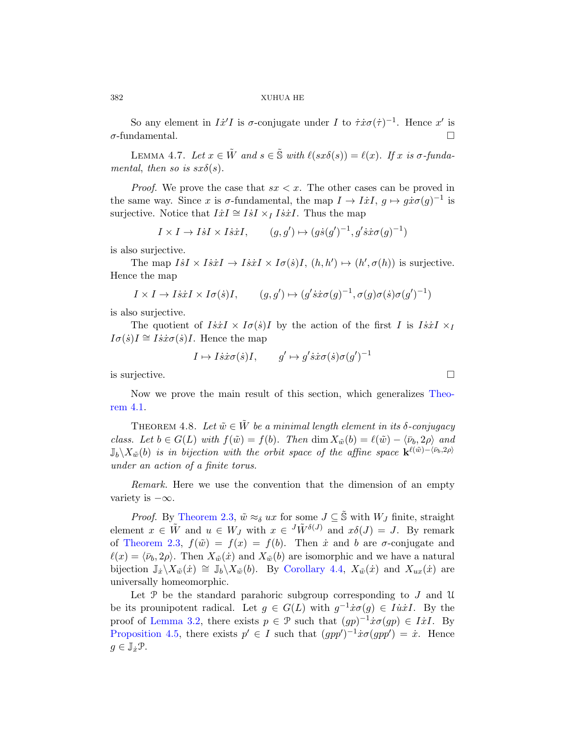So any element in $I\dot{x}'I$ is $\sigma$-conjugate under $I$ to $\dot{\tau}\dot{x}\sigma(\dot{\tau})^{-1}$. Hence $x'$ is $\sigma$-fundamental. □

LEMMA 4.7. *Let $x \in \tilde{W}$ and $s \in \tilde{\mathbb{S}}$ with $\ell(sx\delta(s)) = \ell(x)$. If $x$ is $\sigma$-fundamental, then so is $sx\delta(s)$.*

*Proof.* We prove the case that $sx < x$. The other cases can be proved in the same way. Since $x$ is $\sigma$-fundamental, the map $I \to I\dot{x}I$, $g \mapsto g\dot{x}\sigma(g)^{-1}$ is surjective. Notice that $I\dot{x}I \cong I\dot{s}I \times_I I\dot{s}\dot{x}I$. Thus the map

$$I \times I \to I\dot{s}I \times I\dot{s}\dot{x}I, \qquad (g, g') \mapsto (g\dot{s}(g')^{-1}, g'\dot{s}\dot{x}\sigma(g)^{-1})$$

is also surjective.

The map $I\dot{s}I \times I\dot{s}\dot{x}I \to I\dot{s}\dot{x}I \times I\sigma(\dot{s})I$, $(h, h') \mapsto (h', \sigma(h))$ is surjective. Hence the map

$$I \times I \to I\dot{s}\dot{x}I \times I\sigma(\dot{s})I, \qquad (g, g') \mapsto (g'\dot{s}\dot{x}\sigma(g)^{-1}, \sigma(g)\sigma(\dot{s})\sigma(g')^{-1})$$

is also surjective.

The quotient of $I\dot{s}\dot{x}I \times I\sigma(\dot{s})I$ by the action of the first $I$ is $I\dot{s}\dot{x}I \times_I I\sigma(\dot{s})I \cong I\dot{s}\dot{x}\sigma(\dot{s})I$. Hence the map

$$I \mapsto I\dot{s}\dot{x}\sigma(\dot{s})I, \qquad g' \mapsto g'\dot{s}\dot{x}\sigma(\dot{s})\sigma(g')^{-1}$$

is surjective. □

Now we prove the main result of this section, which generalizes Theorem 4.1.

THEOREM 4.8. *Let $\tilde{w} \in \tilde{W}$ be a minimal length element in its $\delta$-conjugacy class. Let $b \in G(L)$ with $f(\tilde{w}) = f(b)$. Then $\dim X_{\tilde{w}}(b) = \ell(\tilde{w}) - \langle \bar{\nu}_b, 2\rho\rangle$ and $\mathbb{J}_b \backslash X_{\tilde{w}}(b)$ is in bijection with the orbit space of the affine space $\mathbf{k}^{\ell(\tilde{w}) - \langle \bar{\nu}_b, 2\rho\rangle}$ under an action of a finite torus.*

*Remark.* Here we use the convention that the dimension of an empty variety is $-\infty$.

*Proof.* By Theorem 2.3, $\tilde{w} \approx_\delta ux$ for some $J \subseteq \tilde{\mathbb{S}}$ with $W_J$ finite, straight element $x \in \tilde{W}$ and $u \in W_J$ with $x \in {}^J\tilde{W}^{\delta(J)}$ and $x\delta(J) = J$. By remark of Theorem 2.3, $f(\tilde{w}) = f(x) = f(b)$. Then $\dot{x}$ and $b$ are $\sigma$-conjugate and $\ell(x) = \langle \bar{\nu}_b, 2\rho\rangle$. Then $X_{\tilde{w}}(\dot{x})$ and $X_{\tilde{w}}(b)$ are isomorphic and we have a natural bijection $\mathbb{J}_{\dot{x}} \backslash X_{\tilde{w}}(\dot{x}) \cong \mathbb{J}_b \backslash X_{\tilde{w}}(b)$. By Corollary 4.4, $X_{\tilde{w}}(\dot{x})$ and $X_{ux}(\dot{x})$ are universally homeomorphic.

Let $\mathcal{P}$ be the standard parahoric subgroup corresponding to $J$ and $\mathcal{U}$ be its prounipotent radical. Let $g \in G(L)$ with $g^{-1}\dot{x}\sigma(g) \in I\dot{u}\dot{x}I$. By the proof of Lemma 3.2, there exists $p \in \mathcal{P}$ such that $(gp)^{-1}\dot{x}\sigma(gp) \in I\dot{x}I$. By Proposition 4.5, there exists $p' \in I$ such that $(gpp')^{-1}\dot{x}\sigma(gpp') = \dot{x}$. Hence $g \in \mathbb{J}_{\dot{x}}\mathcal{P}$.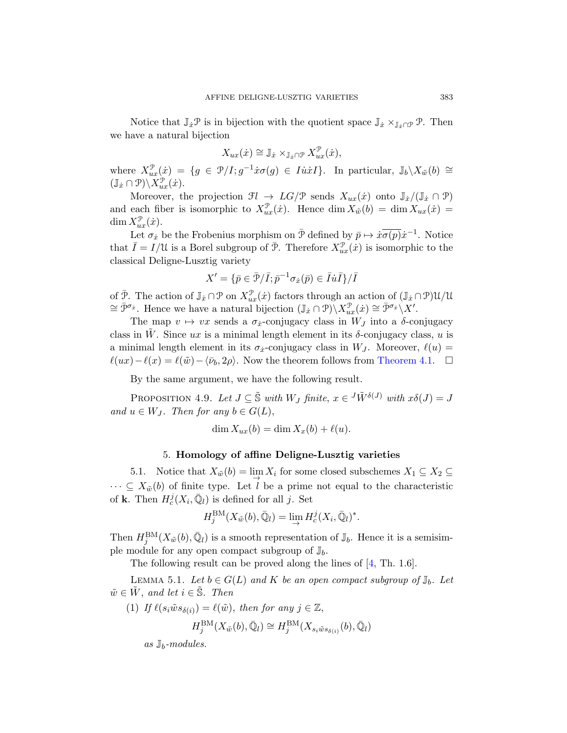Notice that $\mathbb{J}_{\dot{x}}\mathcal{P}$ is in bijection with the quotient space $\mathbb{J}_{\dot{x}} \times_{\mathbb{J}_{\dot{x}} \cap \mathcal{P}} \mathcal{P}$. Then we have a natural bijection

$$X_{ux}(\dot{x}) \cong \mathbb{J}_{\dot{x}} \times_{\mathbb{J}_{\dot{x}} \cap \mathcal{P}} X^{\mathcal{P}}_{ux}(\dot{x}),$$

where $X^{\mathcal{P}}_{ux}(\dot{x}) = \{g \in \mathcal{P}/I; g^{-1}\dot{x}\sigma(g) \in I\dot{u}\dot{x}I\}$. In particular, $\mathbb{J}_b \backslash X_{\tilde{w}}(b) \cong (\mathbb{J}_{\dot{x}} \cap \mathcal{P}) \backslash X^{\mathcal{P}}_{ux}(\dot{x})$.

Moreover, the projection $\mathcal{F}l \to LG/\mathcal{P}$ sends $X_{ux}(\dot{x})$ onto $\mathbb{J}_{\dot{x}}/(\mathbb{J}_{\dot{x}} \cap \mathcal{P})$ and each fiber is isomorphic to $X^{\mathcal{P}}_{ux}(\dot{x})$. Hence $\dim X_{\tilde{w}}(b) = \dim X_{ux}(\dot{x}) = \dim X^{\mathcal{P}}_{ux}(\dot{x})$.

Let $\sigma_{\dot{x}}$ be the Frobenius morphism on $\bar{\mathcal{P}}$ defined by $\bar{p} \mapsto \dot{x}\overline{\sigma(p)}\dot{x}^{-1}$. Notice that $\bar{I} = I/\mathcal{U}$ is a Borel subgroup of $\bar{\mathcal{P}}$. Therefore $X^{\mathcal{P}}_{ux}(\dot{x})$ is isomorphic to the classical Deligne-Lusztig variety

$$X' = \{\bar{p} \in \bar{\mathcal{P}}/\bar{I}; \bar{p}^{-1}\sigma_{\dot{x}}(\bar{p}) \in \bar{I}\dot{u}\bar{I}\}/\bar{I}$$

of $\bar{\mathcal{P}}$. The action of $\mathbb{J}_{\dot{x}} \cap \mathcal{P}$ on $X^{\mathcal{P}}_{ux}(\dot{x})$ factors through an action of $(\mathbb{J}_{\dot{x}} \cap \mathcal{P})\mathcal{U}/\mathcal{U} \cong \bar{\mathcal{P}}^{\sigma_{\dot{x}}}$. Hence we have a natural bijection $(\mathbb{J}_{\dot{x}} \cap \mathcal{P}) \backslash X^{\mathcal{P}}_{ux}(\dot{x}) \cong \bar{\mathcal{P}}^{\sigma_{\dot{x}}} \backslash X'$.

The map $v \mapsto vx$ sends a $\sigma_{\dot{x}}$-conjugacy class in $W_J$ into a $\delta$-conjugacy class in $\tilde{W}$. Since $ux$ is a minimal length element in its $\delta$-conjugacy class, $u$ is a minimal length element in its $\sigma_{\dot{x}}$-conjugacy class in $W_J$. Moreover, $\ell(u) = \ell(ux) - \ell(x) = \ell(\tilde{w}) - \langle \bar{\nu}_b, 2\rho \rangle$. Now the theorem follows from Theorem 4.1. $\square$

By the same argument, we have the following result.

Proposition 4.9. *Let $J \subseteq \tilde{\mathbb{S}}$ with $W_J$ finite, $x \in {}^J\tilde{W}^{\delta(J)}$ with $x\delta(J) = J$ and $u \in W_J$. Then for any $b \in G(L)$,*

$$\dim X_{ux}(b) = \dim X_x(b) + \ell(u).$$

## 5. Homology of affine Deligne-Lusztig varieties

5.1. Notice that $X_{\tilde{w}}(b) = \varinjlim X_i$ for some closed subschemes $X_1 \subseteq X_2 \subseteq \cdots \subseteq X_{\tilde{w}}(b)$ of finite type. Let $l$ be a prime not equal to the characteristic of $\mathbf{k}$. Then $H^j_c(X_i, \bar{\mathbb{Q}}_l)$ is defined for all $j$. Set

$$H^{\mathrm{BM}}_j(X_{\tilde{w}}(b), \bar{\mathbb{Q}}_l) = \varinjlim H^j_c(X_i, \bar{\mathbb{Q}}_l)^*.$$

Then $H^{\mathrm{BM}}_j(X_{\tilde{w}}(b), \bar{\mathbb{Q}}_l)$ is a smooth representation of $\mathbb{J}_b$. Hence it is a semisimple module for any open compact subgroup of $\mathbb{J}_b$.

The following result can be proved along the lines of [4, Th. 1.6].

Lemma 5.1. *Let $b \in G(L)$ and $K$ be an open compact subgroup of $\mathbb{J}_b$. Let $\tilde{w} \in \tilde{W}$, and let $i \in \tilde{\mathbb{S}}$. Then*

(1) *If $\ell(s_i\tilde{w}s_{\delta(i)}) = \ell(\tilde{w})$, then for any $j \in \mathbb{Z}$,*

$$H^{\mathrm{BM}}_j(X_{\tilde{w}}(b), \bar{\mathbb{Q}}_l) \cong H^{\mathrm{BM}}_j(X_{s_i\tilde{w}s_{\delta(i)}}(b), \bar{\mathbb{Q}}_l)$$

*as $\mathbb{J}_b$-modules.*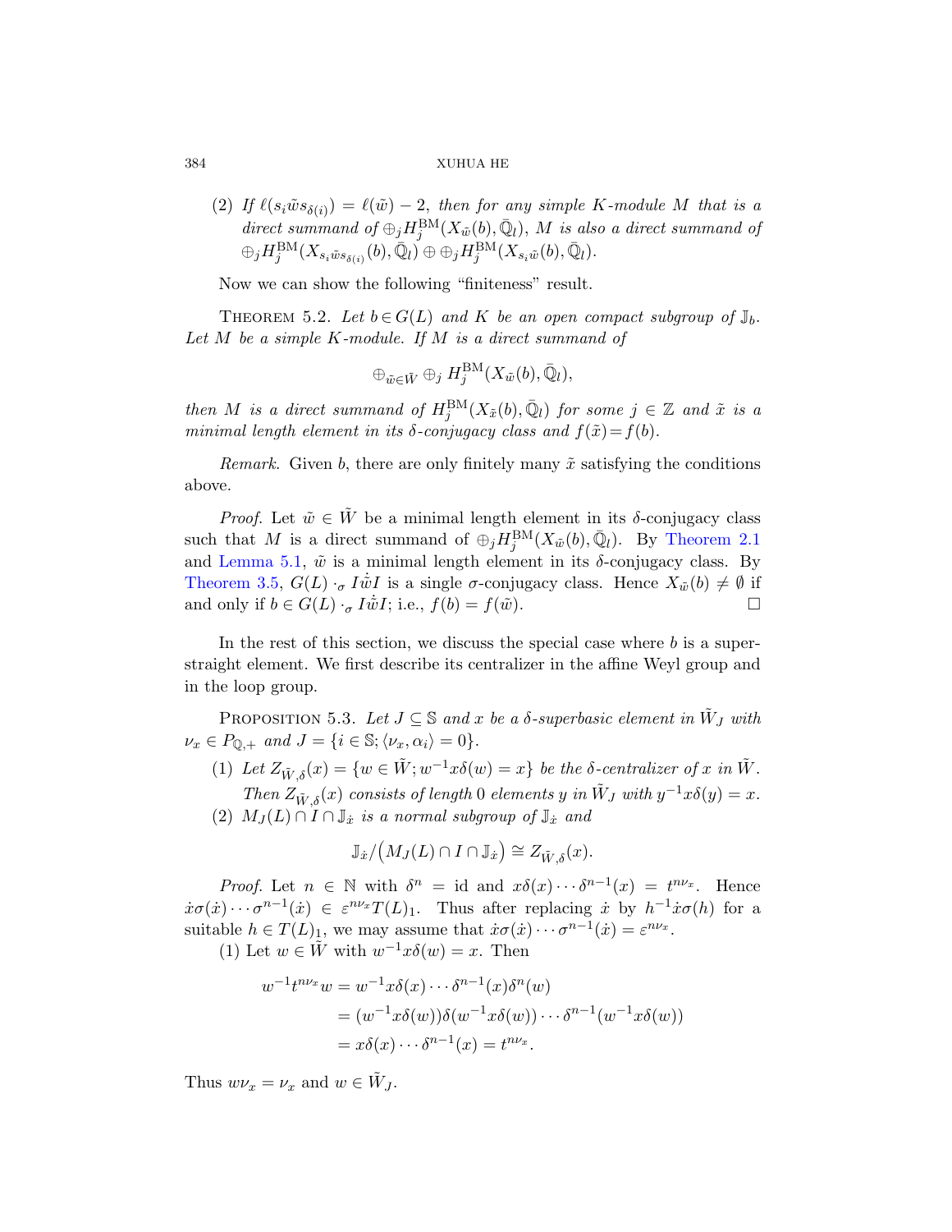(2) *If $\ell(s_i \tilde{w} s_{\delta(i)}) = \ell(\tilde{w}) - 2$, then for any simple $K$-module $M$ that is a direct summand of $\oplus_j H_j^{\mathrm{BM}}(X_{\tilde{w}}(b), \bar{\mathbb{Q}}_l)$, $M$ is also a direct summand of $\oplus_j H_j^{\mathrm{BM}}(X_{s_i \tilde{w} s_{\delta(i)}}(b), \bar{\mathbb{Q}}_l) \oplus \oplus_j H_j^{\mathrm{BM}}(X_{s_i \tilde{w}}(b), \bar{\mathbb{Q}}_l)$.*

Now we can show the following "finiteness" result.

THEOREM 5.2. *Let $b \in G(L)$ and $K$ be an open compact subgroup of $\mathbb{J}_b$. Let $M$ be a simple $K$-module. If $M$ is a direct summand of*

$$\oplus_{\tilde{w} \in \tilde{W}} \oplus_j H_j^{\mathrm{BM}}(X_{\tilde{w}}(b), \bar{\mathbb{Q}}_l),$$

*then $M$ is a direct summand of $H_j^{\mathrm{BM}}(X_{\tilde{x}}(b), \bar{\mathbb{Q}}_l)$ for some $j \in \mathbb{Z}$ and $\tilde{x}$ is a minimal length element in its $\delta$-conjugacy class and $f(\tilde{x}) = f(b)$.*

*Remark*. Given $b$, there are only finitely many $\tilde{x}$ satisfying the conditions above.

*Proof*. Let $\tilde{w} \in \tilde{W}$ be a minimal length element in its $\delta$-conjugacy class such that $M$ is a direct summand of $\oplus_j H_j^{\mathrm{BM}}(X_{\tilde{w}}(b), \bar{\mathbb{Q}}_l)$. By Theorem 2.1 and Lemma 5.1, $\tilde{w}$ is a minimal length element in its $\delta$-conjugacy class. By Theorem 3.5, $G(L) \cdot_\sigma I \dot{\tilde{w}} I$ is a single $\sigma$-conjugacy class. Hence $X_{\tilde{w}}(b) \neq \emptyset$ if and only if $b \in G(L) \cdot_\sigma I \dot{\tilde{w}} I$; i.e., $f(b) = f(\tilde{w})$. $\square$

In the rest of this section, we discuss the special case where $b$ is a superstraight element. We first describe its centralizer in the affine Weyl group and in the loop group.

PROPOSITION 5.3. *Let $J \subseteq \mathbb{S}$ and $x$ be a $\delta$-superbasic element in $\tilde{W}_J$ with $\nu_x \in P_{\mathbb{Q},+}$ and $J = \{i \in \mathbb{S}; \langle \nu_x, \alpha_i \rangle = 0\}$.*

(1) *Let $Z_{\tilde{W},\delta}(x) = \{w \in \tilde{W}; w^{-1} x \delta(w) = x\}$ be the $\delta$-centralizer of $x$ in $\tilde{W}$. Then $Z_{\tilde{W},\delta}(x)$ consists of length $0$ elements $y$ in $\tilde{W}_J$ with $y^{-1} x \delta(y) = x$.*

(2) *$M_J(L) \cap I \cap \mathbb{J}_{\dot{x}}$ is a normal subgroup of $\mathbb{J}_{\dot{x}}$ and*

$$\mathbb{J}_{\dot{x}} / \big(M_J(L) \cap I \cap \mathbb{J}_{\dot{x}}\big) \cong Z_{\tilde{W},\delta}(x).$$

*Proof*. Let $n \in \mathbb{N}$ with $\delta^n = \mathrm{id}$ and $x \delta(x) \cdots \delta^{n-1}(x) = t^{n \nu_x}$. Hence $\dot{x} \sigma(\dot{x}) \cdots \sigma^{n-1}(\dot{x}) \in \varepsilon^{n \nu_x} T(L)_1$. Thus after replacing $\dot{x}$ by $h^{-1} \dot{x} \sigma(h)$ for a suitable $h \in T(L)_1$, we may assume that $\dot{x} \sigma(\dot{x}) \cdots \sigma^{n-1}(\dot{x}) = \varepsilon^{n \nu_x}$.

(1) Let $w \in \tilde{W}$ with $w^{-1} x \delta(w) = x$. Then

$$\begin{aligned} w^{-1} t^{n \nu_x} w &= w^{-1} x \delta(x) \cdots \delta^{n-1}(x) \delta^n(w) \\ &= (w^{-1} x \delta(w)) \delta(w^{-1} x \delta(w)) \cdots \delta^{n-1}(w^{-1} x \delta(w)) \\ &= x \delta(x) \cdots \delta^{n-1}(x) = t^{n \nu_x}. \end{aligned}$$

Thus $w \nu_x = \nu_x$ and $w \in \tilde{W}_J$.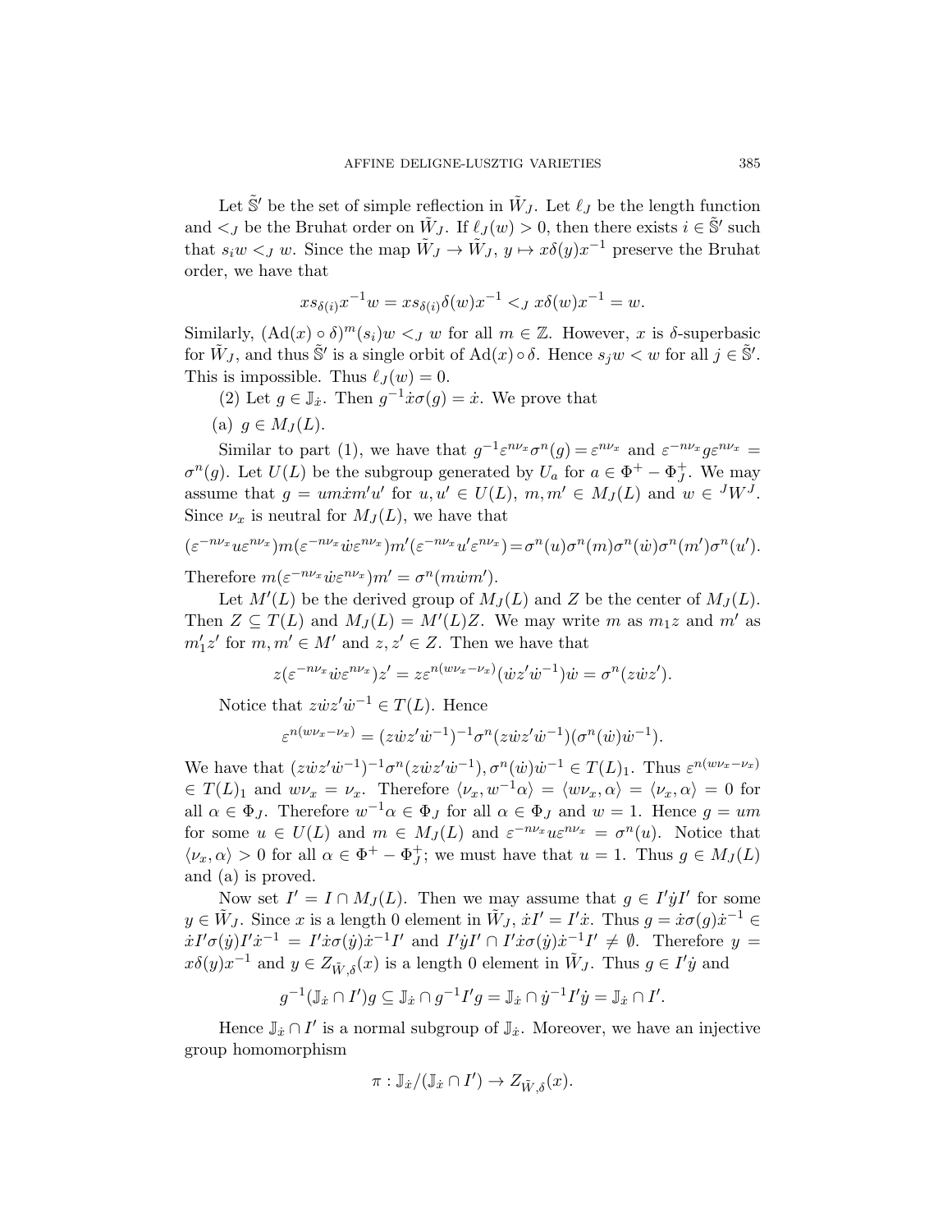Let $\tilde{\mathbb{S}}'$ be the set of simple reflection in $\tilde{W}_J$. Let $\ell_J$ be the length function and $<_J$ be the Bruhat order on $\tilde{W}_J$. If $\ell_J(w) > 0$, then there exists $i \in \tilde{\mathbb{S}}'$ such that $s_i w <_J w$. Since the map $\tilde{W}_J \to \tilde{W}_J$, $y \mapsto x\delta(y)x^{-1}$ preserve the Bruhat order, we have that

$$x s_{\delta(i)} x^{-1} w = x s_{\delta(i)} \delta(w) x^{-1} <_J x\delta(w)x^{-1} = w.$$

Similarly, $(\mathrm{Ad}(x) \circ \delta)^m(s_i) w <_J w$ for all $m \in \mathbb{Z}$. However, $x$ is $\delta$-superbasic for $\tilde{W}_J$, and thus $\tilde{\mathbb{S}}'$ is a single orbit of $\mathrm{Ad}(x) \circ \delta$. Hence $s_j w < w$ for all $j \in \tilde{\mathbb{S}}'$. This is impossible. Thus $\ell_J(w) = 0$.

(2) Let $g \in \mathbb{J}_{\dot{x}}$. Then $g^{-1}\dot{x}\sigma(g) = \dot{x}$. We prove that

(a) $g \in M_J(L)$.

Similar to part (1), we have that $g^{-1}\varepsilon^{n\nu_x}\sigma^n(g) = \varepsilon^{n\nu_x}$ and $\varepsilon^{-n\nu_x} g \varepsilon^{n\nu_x} = \sigma^n(g)$. Let $U(L)$ be the subgroup generated by $U_a$ for $a \in \Phi^+ - \Phi_J^+$. We may assume that $g = u m \dot{w} m' u'$ for $u, u' \in U(L)$, $m, m' \in M_J(L)$ and $w \in {}^J W^J$. Since $\nu_x$ is neutral for $M_J(L)$, we have that

$$(\varepsilon^{-n\nu_x} u \varepsilon^{n\nu_x}) m (\varepsilon^{-n\nu_x} \dot{w} \varepsilon^{n\nu_x}) m' (\varepsilon^{-n\nu_x} u' \varepsilon^{n\nu_x}) = \sigma^n(u)\sigma^n(m)\sigma^n(\dot{w})\sigma^n(m')\sigma^n(u').$$

Therefore $m(\varepsilon^{-n\nu_x}\dot{w}\varepsilon^{n\nu_x})m' = \sigma^n(m\dot{w}m')$.

Let $M'(L)$ be the derived group of $M_J(L)$ and $Z$ be the center of $M_J(L)$. Then $Z \subseteq T(L)$ and $M_J(L) = M'(L)Z$. We may write $m$ as $m_1 z$ and $m'$ as $m_1' z'$ for $m, m' \in M'$ and $z, z' \in Z$. Then we have that

$$z(\varepsilon^{-n\nu_x}\dot{w}\varepsilon^{n\nu_x})z' = z\varepsilon^{n(w\nu_x - \nu_x)}(\dot{w}z'\dot{w}^{-1})\dot{w} = \sigma^n(z\dot{w}z').$$

Notice that $z\dot{w}z'\dot{w}^{-1} \in T(L)$. Hence

$$\varepsilon^{n(w\nu_x - \nu_x)} = (z\dot{w}z'\dot{w}^{-1})^{-1}\sigma^n(z\dot{w}z'\dot{w}^{-1})(\sigma^n(\dot{w})\dot{w}^{-1}).$$

We have that $(z\dot{w}z'\dot{w}^{-1})^{-1}\sigma^n(z\dot{w}z'\dot{w}^{-1}), \sigma^n(\dot{w})\dot{w}^{-1} \in T(L)_1$. Thus $\varepsilon^{n(w\nu_x - \nu_x)} \in T(L)_1$ and $w\nu_x = \nu_x$. Therefore $\langle \nu_x, w^{-1}\alpha \rangle = \langle w\nu_x, \alpha \rangle = \langle \nu_x, \alpha \rangle = 0$ for all $\alpha \in \Phi_J$. Therefore $w^{-1}\alpha \in \Phi_J$ for all $\alpha \in \Phi_J$ and $w = 1$. Hence $g = um$ for some $u \in U(L)$ and $m \in M_J(L)$ and $\varepsilon^{-n\nu_x} u \varepsilon^{n\nu_x} = \sigma^n(u)$. Notice that $\langle \nu_x, \alpha \rangle > 0$ for all $\alpha \in \Phi^+ - \Phi_J^+$; we must have that $u = 1$. Thus $g \in M_J(L)$ and (a) is proved.

Now set $I' = I \cap M_J(L)$. Then we may assume that $g \in I'\dot{y}I'$ for some $y \in \tilde{W}_J$. Since $x$ is a length 0 element in $\tilde{W}_J$, $\dot{x}I' = I'\dot{x}$. Thus $g = \dot{x}\sigma(g)\dot{x}^{-1} \in \dot{x}I'\sigma(\dot{y})I'\dot{x}^{-1} = I'\dot{x}\sigma(\dot{y})\dot{x}^{-1}I'$ and $I'\dot{y}I' \cap I'\dot{x}\sigma(\dot{y})\dot{x}^{-1}I' \neq \emptyset$. Therefore $y = x\delta(y)x^{-1}$ and $y \in Z_{\tilde{W},\delta}(x)$ is a length 0 element in $\tilde{W}_J$. Thus $g \in I'\dot{y}$ and

$$g^{-1}(\mathbb{J}_{\dot{x}} \cap I')g \subseteq \mathbb{J}_{\dot{x}} \cap g^{-1}I'g = \mathbb{J}_{\dot{x}} \cap \dot{y}^{-1}I'\dot{y} = \mathbb{J}_{\dot{x}} \cap I'.$$

Hence $\mathbb{J}_{\dot{x}} \cap I'$ is a normal subgroup of $\mathbb{J}_{\dot{x}}$. Moreover, we have an injective group homomorphism

$$\pi : \mathbb{J}_{\dot{x}}/(\mathbb{J}_{\dot{x}} \cap I') \to Z_{\tilde{W},\delta}(x).$$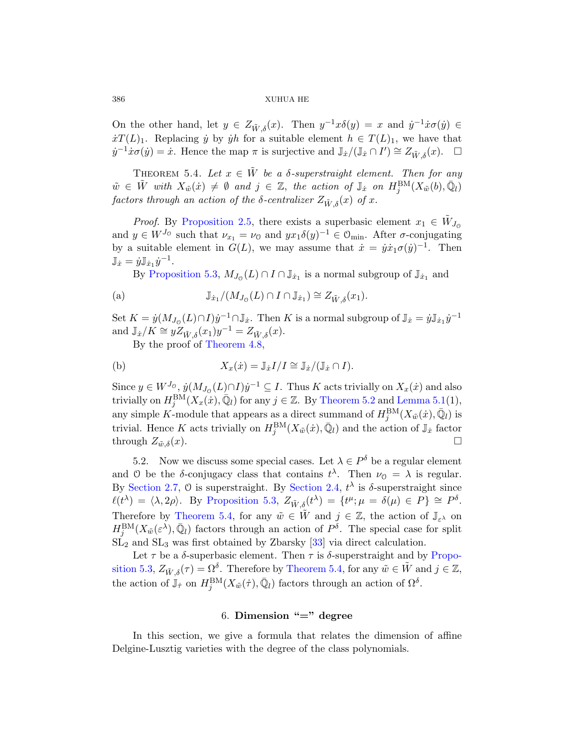On the other hand, let $y \in Z_{\tilde{W},\delta}(x)$. Then $y^{-1} x \delta(y) = x$ and $\dot{y}^{-1} \dot{x} \sigma(\dot{y}) \in \dot{x} T(L)_1$. Replacing $\dot{y}$ by $\dot{y} h$ for a suitable element $h \in T(L)_1$, we have that $\dot{y}^{-1} \dot{x} \sigma(\dot{y}) = \dot{x}$. Hence the map $\pi$ is surjective and $\mathbb{J}_{\dot{x}}/(\mathbb{J}_{\dot{x}} \cap I') \cong Z_{\tilde{W},\delta}(x)$. $\square$

**Theorem 5.4.** *Let $x \in \tilde{W}$ be a $\delta$-superstraight element. Then for any $\tilde{w} \in \tilde{W}$ with $X_{\tilde{w}}(\dot{x}) \neq \emptyset$ and $j \in \mathbb{Z}$, the action of $\mathbb{J}_{\dot{x}}$ on $H_j^{\mathrm{BM}}(X_{\tilde{w}}(b), \bar{\mathbb{Q}}_l)$ factors through an action of the $\delta$-centralizer $Z_{\tilde{W},\delta}(x)$ of $x$.*

*Proof.* By Proposition 2.5, there exists a superbasic element $x_1 \in \tilde{W}_{J_{\mathcal{O}}}$ and $y \in W^{J_{\mathcal{O}}}$ such that $\nu_{x_1} = \nu_{\mathcal{O}}$ and $y x_1 \delta(y)^{-1} \in \mathcal{O}_{\min}$. After $\sigma$-conjugating by a suitable element in $G(L)$, we may assume that $\dot{x} = \dot{y} \dot{x}_1 \sigma(\dot{y})^{-1}$. Then $\mathbb{J}_{\dot{x}} = \dot{y} \mathbb{J}_{\dot{x}_1} \dot{y}^{-1}$.

By Proposition 5.3, $M_{J_{\mathcal{O}}}(L) \cap I \cap \mathbb{J}_{\dot{x}_1}$ is a normal subgroup of $\mathbb{J}_{\dot{x}_1}$ and

(a)
$$\mathbb{J}_{\dot{x}_1}/(M_{J_{\mathcal{O}}}(L) \cap I \cap \mathbb{J}_{\dot{x}_1}) \cong Z_{\tilde{W},\delta}(x_1).$$

Set $K = \dot{y}(M_{J_{\mathcal{O}}}(L) \cap I) \dot{y}^{-1} \cap \mathbb{J}_{\dot{x}}$. Then $K$ is a normal subgroup of $\mathbb{J}_{\dot{x}} = \dot{y} \mathbb{J}_{\dot{x}_1} \dot{y}^{-1}$ and $\mathbb{J}_{\dot{x}}/K \cong y Z_{\tilde{W},\delta}(x_1) y^{-1} = Z_{\tilde{W},\delta}(x)$.

By the proof of Theorem 4.8,

(b)
$$X_x(\dot{x}) = \mathbb{J}_{\dot{x}} I/I \cong \mathbb{J}_{\dot{x}}/(\mathbb{J}_{\dot{x}} \cap I).$$

Since $y \in W^{J_{\mathcal{O}}}$, $\dot{y}(M_{J_{\mathcal{O}}}(L) \cap I) \dot{y}^{-1} \subseteq I$. Thus $K$ acts trivially on $X_x(\dot{x})$ and also trivially on $H_j^{\mathrm{BM}}(X_x(\dot{x}), \bar{\mathbb{Q}}_l)$ for any $j \in \mathbb{Z}$. By Theorem 5.2 and Lemma 5.1(1), any simple $K$-module that appears as a direct summand of $H_j^{\mathrm{BM}}(X_{\tilde{w}}(\dot{x}), \bar{\mathbb{Q}}_l)$ is trivial. Hence $K$ acts trivially on $H_j^{\mathrm{BM}}(X_{\tilde{w}}(\dot{x}), \bar{\mathbb{Q}}_l)$ and the action of $\mathbb{J}_{\dot{x}}$ factor through $Z_{\tilde{w},\delta}(x)$. $\square$

5.2. Now we discuss some special cases. Let $\lambda \in P^{\delta}$ be a regular element and $\mathcal{O}$ be the $\delta$-conjugacy class that contains $t^{\lambda}$. Then $\nu_{\mathcal{O}} = \lambda$ is regular. By Section 2.7, $\mathcal{O}$ is superstraight. By Section 2.4, $t^{\lambda}$ is $\delta$-superstraight since $\ell(t^{\lambda}) = \langle \lambda, 2\rho \rangle$. By Proposition 5.3, $Z_{\tilde{W},\delta}(t^{\lambda}) = \{t^{\mu}; \mu = \delta(\mu) \in P\} \cong P^{\delta}$. Therefore by Theorem 5.4, for any $\tilde{w} \in \tilde{W}$ and $j \in \mathbb{Z}$, the action of $\mathbb{J}_{\varepsilon^{\lambda}}$ on $H_j^{\mathrm{BM}}(X_{\tilde{w}}(\varepsilon^{\lambda}), \bar{\mathbb{Q}}_l)$ factors through an action of $P^{\delta}$. The special case for split $\mathrm{SL}_2$ and $\mathrm{SL}_3$ was first obtained by Zbarsky [33] via direct calculation.

Let $\tau$ be a $\delta$-superbasic element. Then $\tau$ is $\delta$-superstraight and by Proposition 5.3, $Z_{\tilde{W},\delta}(\tau) = \Omega^{\delta}$. Therefore by Theorem 5.4, for any $\tilde{w} \in \tilde{W}$ and $j \in \mathbb{Z}$, the action of $\mathbb{J}_{\dot{\tau}}$ on $H_j^{\mathrm{BM}}(X_{\tilde{w}}(\dot{\tau}), \bar{\mathbb{Q}}_l)$ factors through an action of $\Omega^{\delta}$.

## 6. Dimension "=" degree

In this section, we give a formula that relates the dimension of affine Delgine-Lusztig varieties with the degree of the class polynomials.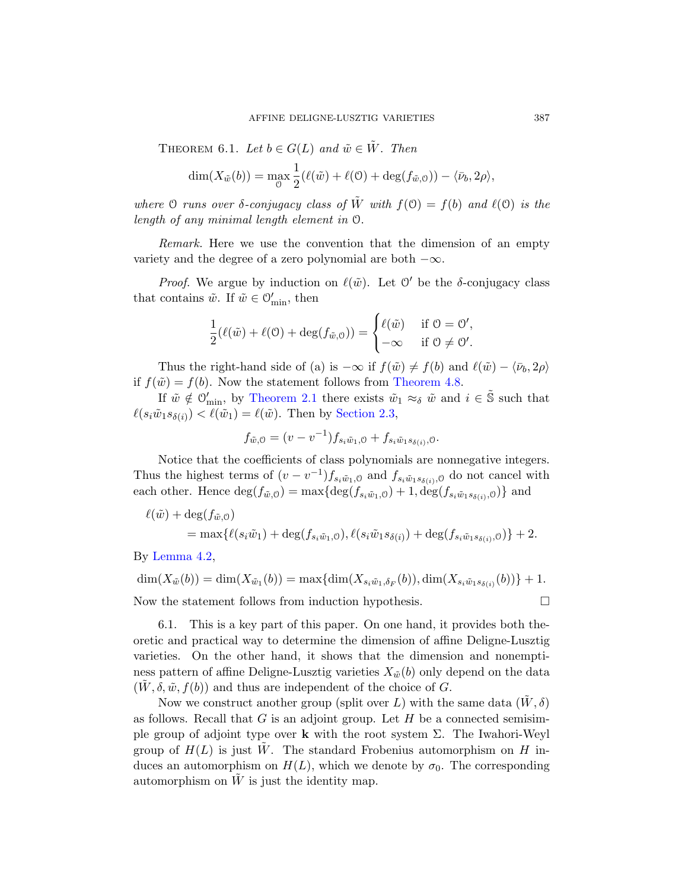Theorem 6.1. *Let $b \in G(L)$ and $\tilde{w} \in \tilde{W}$. Then*

$$\dim(X_{\tilde{w}}(b)) = \max_{\mathcal{O}} \frac{1}{2}(\ell(\tilde{w}) + \ell(\mathcal{O}) + \deg(f_{\tilde{w},\mathcal{O}})) - \langle \bar{\nu}_b, 2\rho \rangle,$$

*where $\mathcal{O}$ runs over $\delta$-conjugacy class of $\tilde{W}$ with $f(\mathcal{O}) = f(b)$ and $\ell(\mathcal{O})$ is the length of any minimal length element in $\mathcal{O}$.*

*Remark*. Here we use the convention that the dimension of an empty variety and the degree of a zero polynomial are both $-\infty$.

*Proof*. We argue by induction on $\ell(\tilde{w})$. Let $\mathcal{O}'$ be the $\delta$-conjugacy class that contains $\tilde{w}$. If $\tilde{w} \in \mathcal{O}'_{\min}$, then

$$\frac{1}{2}(\ell(\tilde{w}) + \ell(\mathcal{O}) + \deg(f_{\tilde{w},\mathcal{O}})) = \begin{cases} \ell(\tilde{w}) & \text{if } \mathcal{O} = \mathcal{O}', \\ -\infty & \text{if } \mathcal{O} \neq \mathcal{O}'. \end{cases}$$

Thus the right-hand side of (a) is $-\infty$ if $f(\tilde{w}) \neq f(b)$ and $\ell(\tilde{w}) - \langle \bar{\nu}_b, 2\rho \rangle$ if $f(\tilde{w}) = f(b)$. Now the statement follows from Theorem 4.8.

If $\tilde{w} \notin \mathcal{O}'_{\min}$, by Theorem 2.1 there exists $\tilde{w}_1 \approx_\delta \tilde{w}$ and $i \in \tilde{\mathbb{S}}$ such that $\ell(s_i \tilde{w}_1 s_{\delta(i)}) < \ell(\tilde{w}_1) = \ell(\tilde{w})$. Then by Section 2.3,

$$f_{\tilde{w},\mathcal{O}} = (v - v^{-1}) f_{s_i \tilde{w}_1,\mathcal{O}} + f_{s_i \tilde{w}_1 s_{\delta(i)},\mathcal{O}}.$$

Notice that the coefficients of class polynomials are nonnegative integers. Thus the highest terms of $(v - v^{-1}) f_{s_i \tilde{w}_1,\mathcal{O}}$ and $f_{s_i \tilde{w}_1 s_{\delta(i)},\mathcal{O}}$ do not cancel with each other. Hence $\deg(f_{\tilde{w},\mathcal{O}}) = \max\{\deg(f_{s_i \tilde{w}_1,\mathcal{O}}) + 1, \deg(f_{s_i \tilde{w}_1 s_{\delta(i)},\mathcal{O}})\}$ and

$$\begin{aligned} &\ell(\tilde{w}) + \deg(f_{\tilde{w},\mathcal{O}}) \\ &\quad = \max\{\ell(s_i \tilde{w}_1) + \deg(f_{s_i \tilde{w}_1,\mathcal{O}}), \ell(s_i \tilde{w}_1 s_{\delta(i)}) + \deg(f_{s_i \tilde{w}_1 s_{\delta(i)},\mathcal{O}})\} + 2. \end{aligned}$$

By Lemma 4.2,

$$\dim(X_{\tilde{w}}(b)) = \dim(X_{\tilde{w}_1}(b)) = \max\{\dim(X_{s_i \tilde{w}_1,\delta_F}(b)), \dim(X_{s_i \tilde{w}_1 s_{\delta(i)}}(b))\} + 1.$$

Now the statement follows from induction hypothesis. $\square$

6.1. This is a key part of this paper. On one hand, it provides both theoretic and practical way to determine the dimension of affine Deligne-Lusztig varieties. On the other hand, it shows that the dimension and nonemptiness pattern of affine Deligne-Lusztig varieties $X_{\tilde{w}}(b)$ only depend on the data $(\tilde{W}, \delta, \tilde{w}, f(b))$ and thus are independent of the choice of $G$.

Now we construct another group (split over $L$) with the same data $(\tilde{W}, \delta)$ as follows. Recall that $G$ is an adjoint group. Let $H$ be a connected semisimple group of adjoint type over $\mathbf{k}$ with the root system $\Sigma$. The Iwahori-Weyl group of $H(L)$ is just $\tilde{W}$. The standard Frobenius automorphism on $H$ induces an automorphism on $H(L)$, which we denote by $\sigma_0$. The corresponding automorphism on $\tilde{W}$ is just the identity map.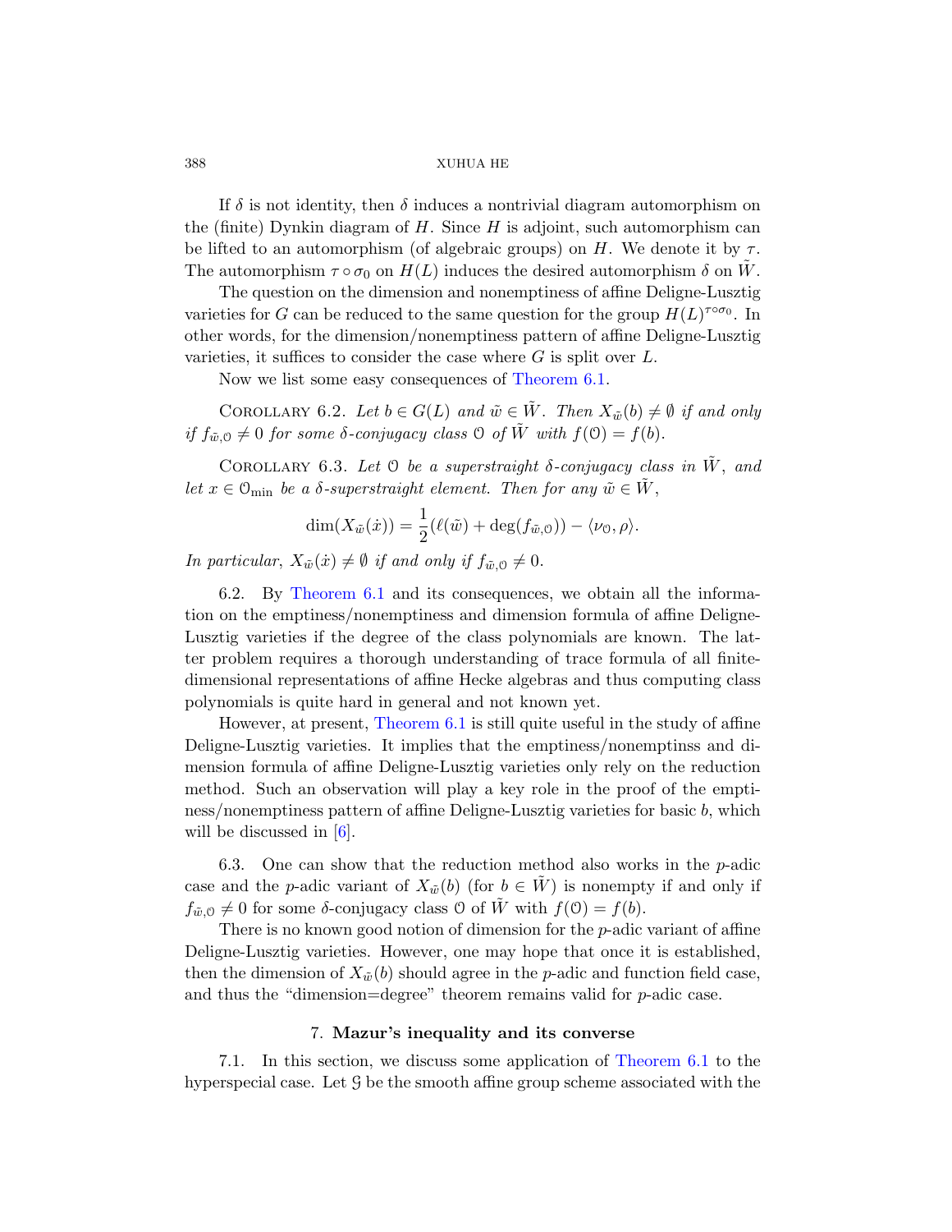If $\delta$ is not identity, then $\delta$ induces a nontrivial diagram automorphism on the (finite) Dynkin diagram of $H$. Since $H$ is adjoint, such automorphism can be lifted to an automorphism (of algebraic groups) on $H$. We denote it by $\tau$. The automorphism $\tau \circ \sigma_0$ on $H(L)$ induces the desired automorphism $\delta$ on $\tilde{W}$.

The question on the dimension and nonemptiness of affine Deligne-Lusztig varieties for $G$ can be reduced to the same question for the group $H(L)^{\tau \circ \sigma_0}$. In other words, for the dimension/nonemptiness pattern of affine Deligne-Lusztig varieties, it suffices to consider the case where $G$ is split over $L$.

Now we list some easy consequences of Theorem 6.1.

COROLLARY 6.2. *Let $b \in G(L)$ and $\tilde{w} \in \tilde{W}$. Then $X_{\tilde{w}}(b) \neq \emptyset$ if and only if $f_{\tilde{w}, \mathcal{O}} \neq 0$ for some $\delta$-conjugacy class $\mathcal{O}$ of $\tilde{W}$ with $f(\mathcal{O}) = f(b)$.*

COROLLARY 6.3. *Let $\mathcal{O}$ be a superstraight $\delta$-conjugacy class in $\tilde{W}$, and let $x \in \mathcal{O}_{\min}$ be a $\delta$-superstraight element. Then for any $\tilde{w} \in \tilde{W}$,*

$$\dim(X_{\tilde{w}}(\dot{x})) = \frac{1}{2}(\ell(\tilde{w}) + \deg(f_{\tilde{w}, \mathcal{O}})) - \langle \nu_{\mathcal{O}}, \rho \rangle.$$

*In particular, $X_{\tilde{w}}(\dot{x}) \neq \emptyset$ if and only if $f_{\tilde{w}, \mathcal{O}} \neq 0$.*

6.2. By Theorem 6.1 and its consequences, we obtain all the information on the emptiness/nonemptiness and dimension formula of affine Deligne-Lusztig varieties if the degree of the class polynomials are known. The latter problem requires a thorough understanding of trace formula of all finite-dimensional representations of affine Hecke algebras and thus computing class polynomials is quite hard in general and not known yet.

However, at present, Theorem 6.1 is still quite useful in the study of affine Deligne-Lusztig varieties. It implies that the emptiness/nonemptinss and dimension formula of affine Deligne-Lusztig varieties only rely on the reduction method. Such an observation will play a key role in the proof of the emptiness/nonemptiness pattern of affine Deligne-Lusztig varieties for basic $b$, which will be discussed in [6].

6.3. One can show that the reduction method also works in the $p$-adic case and the $p$-adic variant of $X_{\tilde{w}}(b)$ (for $b \in \tilde{W}$) is nonempty if and only if $f_{\tilde{w}, \mathcal{O}} \neq 0$ for some $\delta$-conjugacy class $\mathcal{O}$ of $\tilde{W}$ with $f(\mathcal{O}) = f(b)$.

There is no known good notion of dimension for the $p$-adic variant of affine Deligne-Lusztig varieties. However, one may hope that once it is established, then the dimension of $X_{\tilde{w}}(b)$ should agree in the $p$-adic and function field case, and thus the "dimension=degree" theorem remains valid for $p$-adic case.

## 7. Mazur's inequality and its converse

7.1. In this section, we discuss some application of Theorem 6.1 to the hyperspecial case. Let $\mathcal{G}$ be the smooth affine group scheme associated with the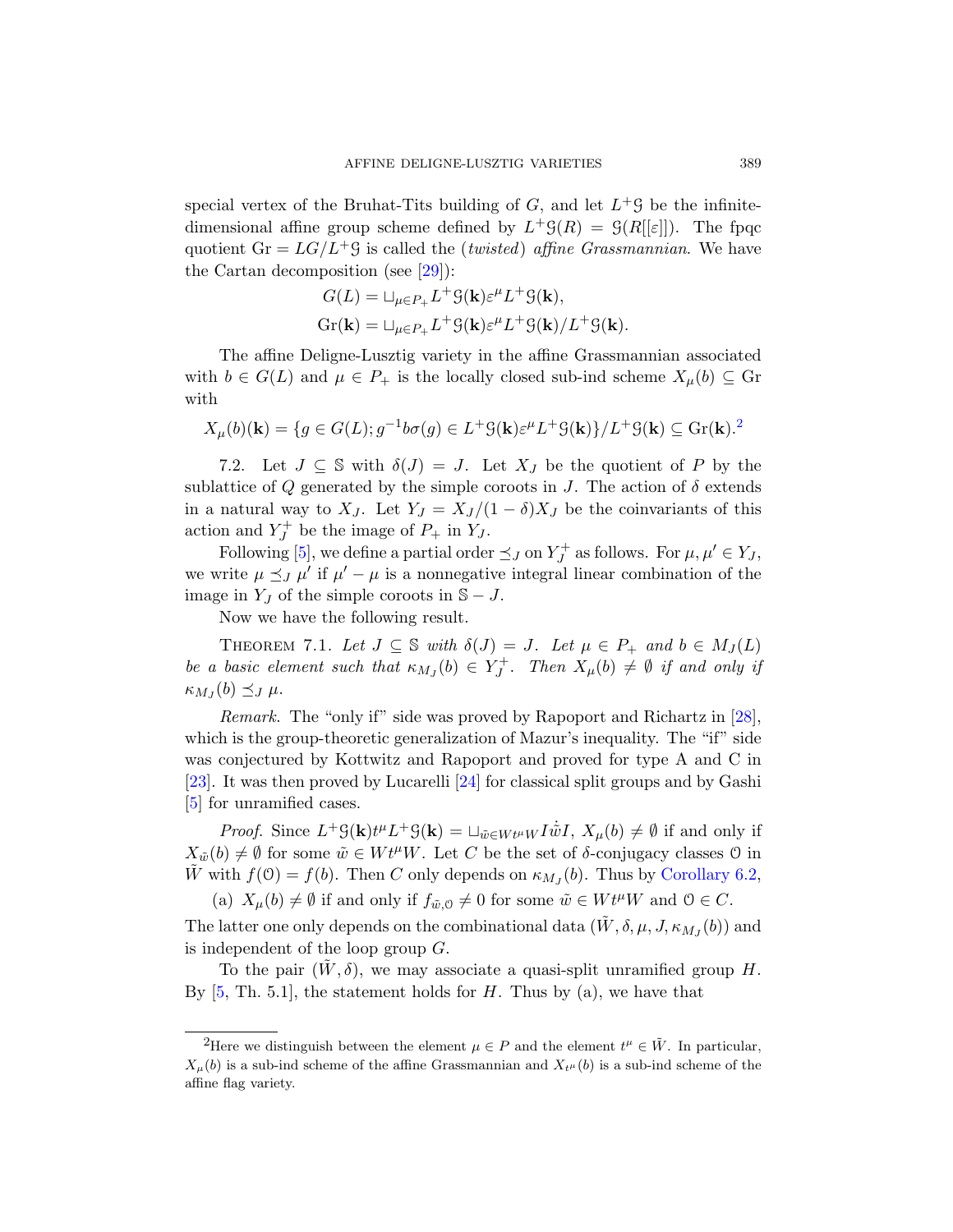special vertex of the Bruhat-Tits building of $G$, and let $L^+\mathcal{G}$ be the infinite-dimensional affine group scheme defined by $L^+\mathcal{G}(R) = \mathcal{G}(R[[\varepsilon]])$. The fpqc quotient $\mathrm{Gr} = LG/L^+\mathcal{G}$ is called the (*twisted*) *affine Grassmannian*. We have the Cartan decomposition (see [29]):

$$G(L) = \sqcup_{\mu \in P_+} L^+\mathcal{G}(\mathbf{k})\varepsilon^\mu L^+\mathcal{G}(\mathbf{k}),$$
$$\mathrm{Gr}(\mathbf{k}) = \sqcup_{\mu \in P_+} L^+\mathcal{G}(\mathbf{k})\varepsilon^\mu L^+\mathcal{G}(\mathbf{k})/L^+\mathcal{G}(\mathbf{k}).$$

The affine Deligne-Lusztig variety in the affine Grassmannian associated with $b \in G(L)$ and $\mu \in P_+$ is the locally closed sub-ind scheme $X_\mu(b) \subseteq \mathrm{Gr}$ with

$$X_\mu(b)(\mathbf{k}) = \{g \in G(L); g^{-1}b\sigma(g) \in L^+\mathcal{G}(\mathbf{k})\varepsilon^\mu L^+\mathcal{G}(\mathbf{k})\}/L^+\mathcal{G}(\mathbf{k}) \subseteq \mathrm{Gr}(\mathbf{k}).[2]$$

7.2. Let $J \subseteq \mathbb{S}$ with $\delta(J) = J$. Let $X_J$ be the quotient of $P$ by the sublattice of $Q$ generated by the simple coroots in $J$. The action of $\delta$ extends in a natural way to $X_J$. Let $Y_J = X_J/(1-\delta)X_J$ be the coinvariants of this action and $Y_J^+$ be the image of $P_+$ in $Y_J$.

Following [5], we define a partial order $\preceq_J$ on $Y_J^+$ as follows. For $\mu, \mu' \in Y_J$, we write $\mu \preceq_J \mu'$ if $\mu' - \mu$ is a nonnegative integral linear combination of the image in $Y_J$ of the simple coroots in $\mathbb{S} - J$.

Now we have the following result.

THEOREM 7.1. *Let $J \subseteq \mathbb{S}$ with $\delta(J) = J$. Let $\mu \in P_+$ and $b \in M_J(L)$ be a basic element such that $\kappa_{M_J}(b) \in Y_J^+$. Then $X_\mu(b) \neq \emptyset$ if and only if $\kappa_{M_J}(b) \preceq_J \mu$.*

*Remark.* The "only if" side was proved by Rapoport and Richartz in [28], which is the group-theoretic generalization of Mazur's inequality. The "if" side was conjectured by Kottwitz and Rapoport and proved for type A and C in [23]. It was then proved by Lucarelli [24] for classical split groups and by Gashi [5] for unramified cases.

*Proof.* Since $L^+\mathcal{G}(\mathbf{k})t^\mu L^+\mathcal{G}(\mathbf{k}) = \sqcup_{\tilde{w} \in Wt^\mu W} I\dot{\tilde{w}}I$, $X_\mu(b) \neq \emptyset$ if and only if $X_{\tilde{w}}(b) \neq \emptyset$ for some $\tilde{w} \in Wt^\mu W$. Let $C$ be the set of $\delta$-conjugacy classes $\mathcal{O}$ in $\tilde{W}$ with $f(\mathcal{O}) = f(b)$. Then $C$ only depends on $\kappa_{M_J}(b)$. Thus by Corollary 6.2,

(a) $X_\mu(b) \neq \emptyset$ if and only if $f_{\tilde{w},\mathcal{O}} \neq 0$ for some $\tilde{w} \in Wt^\mu W$ and $\mathcal{O} \in C$.

The latter one only depends on the combinational data $(\tilde{W}, \delta, \mu, J, \kappa_{M_J}(b))$ and is independent of the loop group $G$.

To the pair $(\tilde{W}, \delta)$, we may associate a quasi-split unramified group $H$. By [5, Th. 5.1], the statement holds for $H$. Thus by (a), we have that

[2]Here we distinguish between the element $\mu \in P$ and the element $t^\mu \in \tilde{W}$. In particular, $X_\mu(b)$ is a sub-ind scheme of the affine Grassmannian and $X_{t^\mu}(b)$ is a sub-ind scheme of the affine flag variety.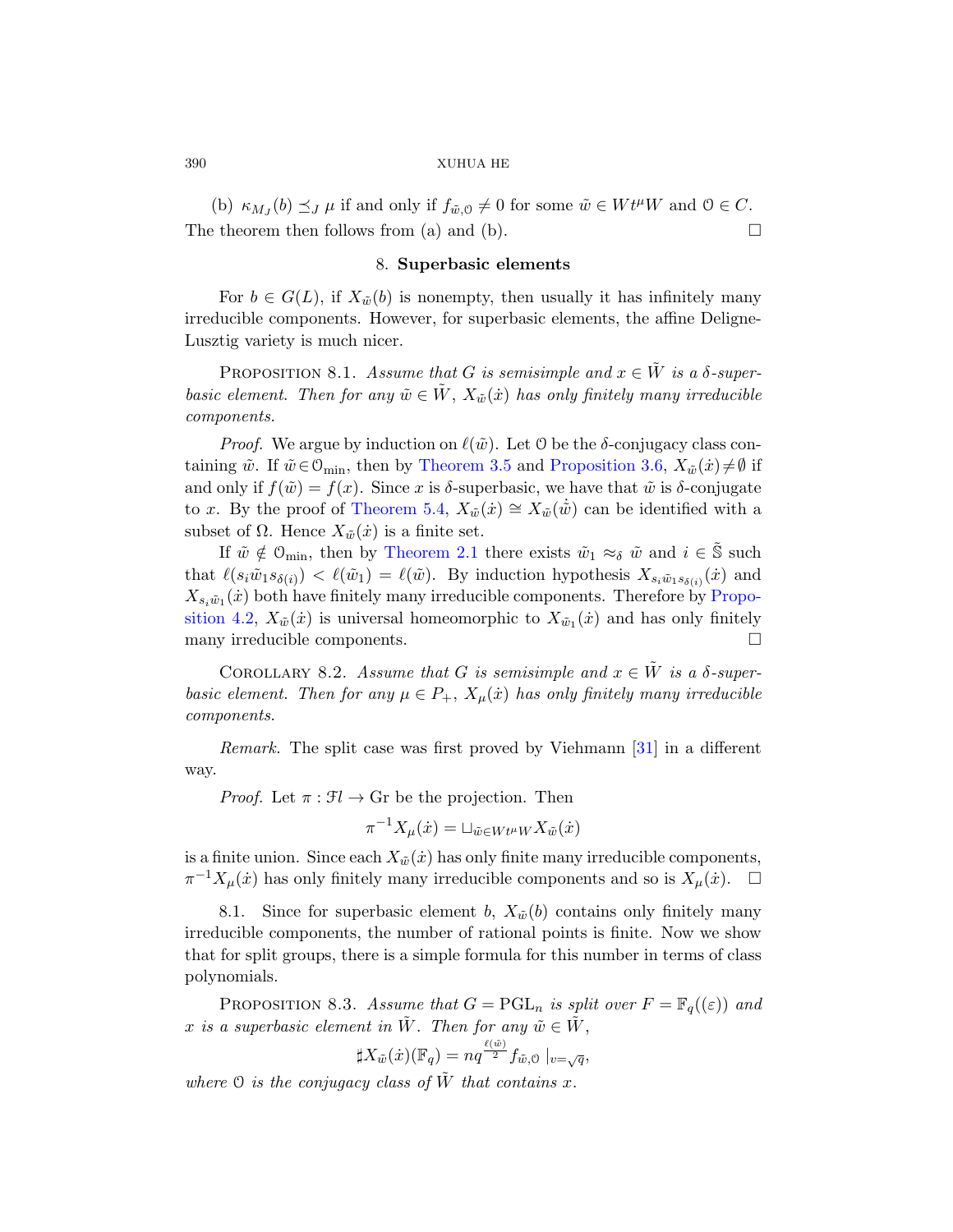(b) $\kappa_{M_J}(b) \preceq_J \mu$ if and only if $f_{\tilde{w},\mathcal{O}} \neq 0$ for some $\tilde{w} \in W t^\mu W$ and $\mathcal{O} \in C$.

The theorem then follows from (a) and (b). $\square$

## 8. Superbasic elements

For $b \in G(L)$, if $X_{\tilde{w}}(b)$ is nonempty, then usually it has infinitely many irreducible components. However, for superbasic elements, the affine Deligne-Lusztig variety is much nicer.

Proposition 8.1. *Assume that $G$ is semisimple and $x \in \tilde{W}$ is a $\delta$-superbasic element. Then for any $\tilde{w} \in \tilde{W}$, $X_{\tilde{w}}(\dot{x})$ has only finitely many irreducible components.*

*Proof.* We argue by induction on $\ell(\tilde{w})$. Let $\mathcal{O}$ be the $\delta$-conjugacy class containing $\tilde{w}$. If $\tilde{w} \in \mathcal{O}_{\min}$, then by Theorem 3.5 and Proposition 3.6, $X_{\tilde{w}}(\dot{x}) \neq \emptyset$ if and only if $f(\tilde{w}) = f(x)$. Since $x$ is $\delta$-superbasic, we have that $\tilde{w}$ is $\delta$-conjugate to $x$. By the proof of Theorem 5.4, $X_{\tilde{w}}(\dot{x}) \cong X_{\tilde{w}}(\dot{\tilde{w}})$ can be identified with a subset of $\Omega$. Hence $X_{\tilde{w}}(\dot{x})$ is a finite set.

If $\tilde{w} \notin \mathcal{O}_{\min}$, then by Theorem 2.1 there exists $\tilde{w}_1 \approx_\delta \tilde{w}$ and $i \in \tilde{\mathbb{S}}$ such that $\ell(s_i \tilde{w}_1 s_{\delta(i)}) < \ell(\tilde{w}_1) = \ell(\tilde{w})$. By induction hypothesis $X_{s_i \tilde{w}_1 s_{\delta(i)}}(\dot{x})$ and $X_{s_i \tilde{w}_1}(\dot{x})$ both have finitely many irreducible components. Therefore by Proposition 4.2, $X_{\tilde{w}}(\dot{x})$ is universal homeomorphic to $X_{\tilde{w}_1}(\dot{x})$ and has only finitely many irreducible components. $\square$

Corollary 8.2. *Assume that $G$ is semisimple and $x \in \tilde{W}$ is a $\delta$-superbasic element. Then for any $\mu \in P_+$, $X_\mu(\dot{x})$ has only finitely many irreducible components.*

*Remark.* The split case was first proved by Viehmann [31] in a different way.

*Proof.* Let $\pi : \mathcal{F}l \to \mathrm{Gr}$ be the projection. Then

$$\pi^{-1} X_\mu(\dot{x}) = \sqcup_{\tilde{w} \in W t^\mu W} X_{\tilde{w}}(\dot{x})$$

is a finite union. Since each $X_{\tilde{w}}(\dot{x})$ has only finite many irreducible components, $\pi^{-1} X_\mu(\dot{x})$ has only finitely many irreducible components and so is $X_\mu(\dot{x})$. $\square$

8.1. Since for superbasic element $b$, $X_{\tilde{w}}(b)$ contains only finitely many irreducible components, the number of rational points is finite. Now we show that for split groups, there is a simple formula for this number in terms of class polynomials.

Proposition 8.3. *Assume that $G = \mathrm{PGL}_n$ is split over $F = \mathbb{F}_q((\varepsilon))$ and $x$ is a superbasic element in $\tilde{W}$. Then for any $\tilde{w} \in \tilde{W}$,*

$$\sharp X_{\tilde{w}}(\dot{x})(\mathbb{F}_q) = n q^{\frac{\ell(\tilde{w})}{2}} f_{\tilde{w},\mathcal{O}} \mid_{v=\sqrt{q}},$$

*where $\mathcal{O}$ is the conjugacy class of $\tilde{W}$ that contains $x$.*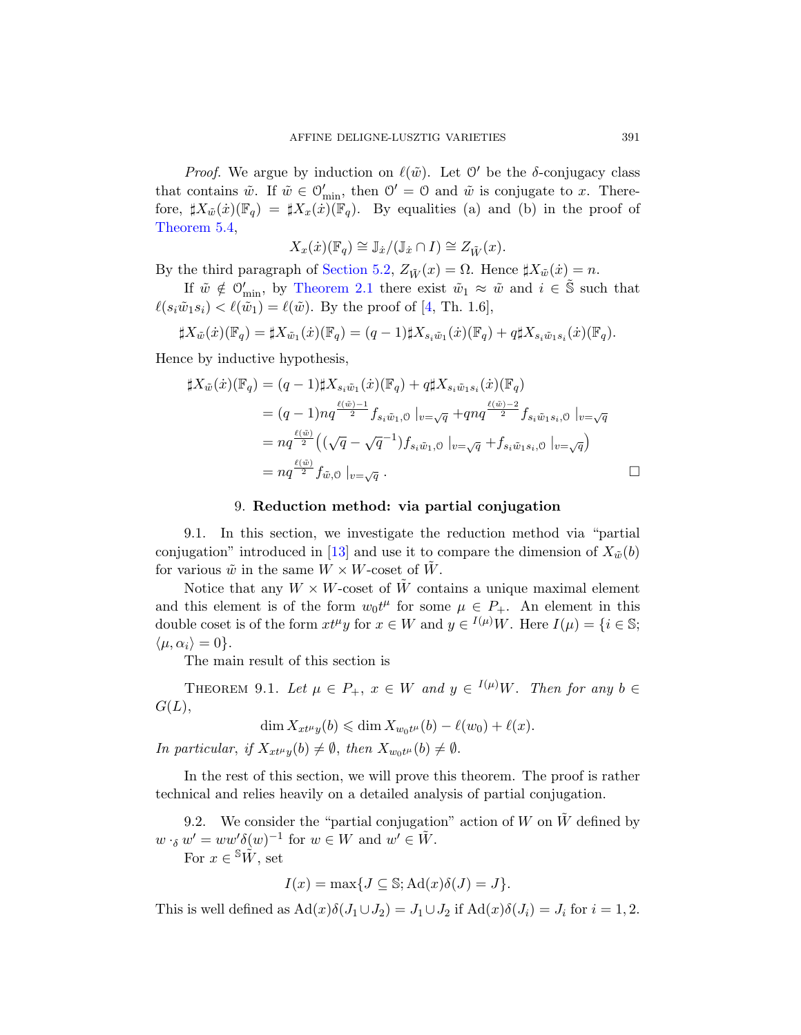*Proof.* We argue by induction on $\ell(\tilde{w})$. Let $\mathcal{O}'$ be the $\delta$-conjugacy class that contains $\tilde{w}$. If $\tilde{w} \in \mathcal{O}'_{\min}$, then $\mathcal{O}' = \mathcal{O}$ and $\tilde{w}$ is conjugate to $x$. Therefore, $\sharp X_{\tilde{w}}(\dot{x})(\mathbb{F}_q) = \sharp X_x(\dot{x})(\mathbb{F}_q)$. By equalities (a) and (b) in the proof of Theorem 5.4,

$$X_x(\dot{x})(\mathbb{F}_q) \cong \mathbb{J}_{\dot{x}}/(\mathbb{J}_{\dot{x}} \cap I) \cong Z_{\tilde{W}}(x).$$

By the third paragraph of Section 5.2, $Z_{\tilde{W}}(x) = \Omega$. Hence $\sharp X_{\tilde{w}}(\dot{x}) = n$.

If $\tilde{w} \notin \mathcal{O}'_{\min}$, by Theorem 2.1 there exist $\tilde{w}_1 \approx \tilde{w}$ and $i \in \tilde{\mathbb{S}}$ such that $\ell(s_i \tilde{w}_1 s_i) < \ell(\tilde{w}_1) = \ell(\tilde{w})$. By the proof of [4, Th. 1.6],

$$\sharp X_{\tilde{w}}(\dot{x})(\mathbb{F}_q) = \sharp X_{\tilde{w}_1}(\dot{x})(\mathbb{F}_q) = (q-1)\sharp X_{s_i\tilde{w}_1}(\dot{x})(\mathbb{F}_q) + q\sharp X_{s_i\tilde{w}_1 s_i}(\dot{x})(\mathbb{F}_q).$$

Hence by inductive hypothesis,

$$\begin{aligned}
\sharp X_{\tilde{w}}(\dot{x})(\mathbb{F}_q) &= (q-1)\sharp X_{s_i\tilde{w}_1}(\dot{x})(\mathbb{F}_q) + q\sharp X_{s_i\tilde{w}_1 s_i}(\dot{x})(\mathbb{F}_q) \\
&= (q-1)nq^{\frac{\ell(\tilde{w})-1}{2}} f_{s_i\tilde{w}_1,\mathcal{O}} \mid_{v=\sqrt{q}} + qnq^{\frac{\ell(\tilde{w})-2}{2}} f_{s_i\tilde{w}_1 s_i,\mathcal{O}} \mid_{v=\sqrt{q}} \\
&= nq^{\frac{\ell(\tilde{w})}{2}} \big( (\sqrt{q} - \sqrt{q}^{-1}) f_{s_i\tilde{w}_1,\mathcal{O}} \mid_{v=\sqrt{q}} + f_{s_i\tilde{w}_1 s_i,\mathcal{O}} \mid_{v=\sqrt{q}} \big) \\
&= nq^{\frac{\ell(\tilde{w})}{2}} f_{\tilde{w},\mathcal{O}} \mid_{v=\sqrt{q}} .
\end{aligned}$$

□

## 9. Reduction method: via partial conjugation

9.1. In this section, we investigate the reduction method via "partial conjugation" introduced in [13] and use it to compare the dimension of $X_{\tilde{w}}(b)$ for various $\tilde{w}$ in the same $W \times W$-coset of $\tilde{W}$.

Notice that any $W \times W$-coset of $\tilde{W}$ contains a unique maximal element and this element is of the form $w_0 t^\mu$ for some $\mu \in P_+$. An element in this double coset is of the form $xt^\mu y$ for $x \in W$ and $y \in {}^{I(\mu)}W$. Here $I(\mu) = \{i \in \mathbb{S}; \langle \mu, \alpha_i \rangle = 0\}$.

The main result of this section is

THEOREM 9.1. *Let $\mu \in P_+$, $x \in W$ and $y \in {}^{I(\mu)}W$. Then for any $b \in G(L)$,*

$$\dim X_{xt^\mu y}(b) \leqslant \dim X_{w_0 t^\mu}(b) - \ell(w_0) + \ell(x).$$

*In particular, if $X_{xt^\mu y}(b) \neq \emptyset$, then $X_{w_0 t^\mu}(b) \neq \emptyset$.*

In the rest of this section, we will prove this theorem. The proof is rather technical and relies heavily on a detailed analysis of partial conjugation.

9.2. We consider the "partial conjugation" action of $W$ on $\tilde{W}$ defined by $w \cdot_\delta w' = ww'\delta(w)^{-1}$ for $w \in W$ and $w' \in \tilde{W}$.

For $x \in {}^{\mathbb{S}}\tilde{W}$, set

$$I(x) = \max\{J \subseteq \mathbb{S}; \mathrm{Ad}(x)\delta(J) = J\}.$$

This is well defined as $\mathrm{Ad}(x)\delta(J_1 \cup J_2) = J_1 \cup J_2$ if $\mathrm{Ad}(x)\delta(J_i) = J_i$ for $i = 1, 2$.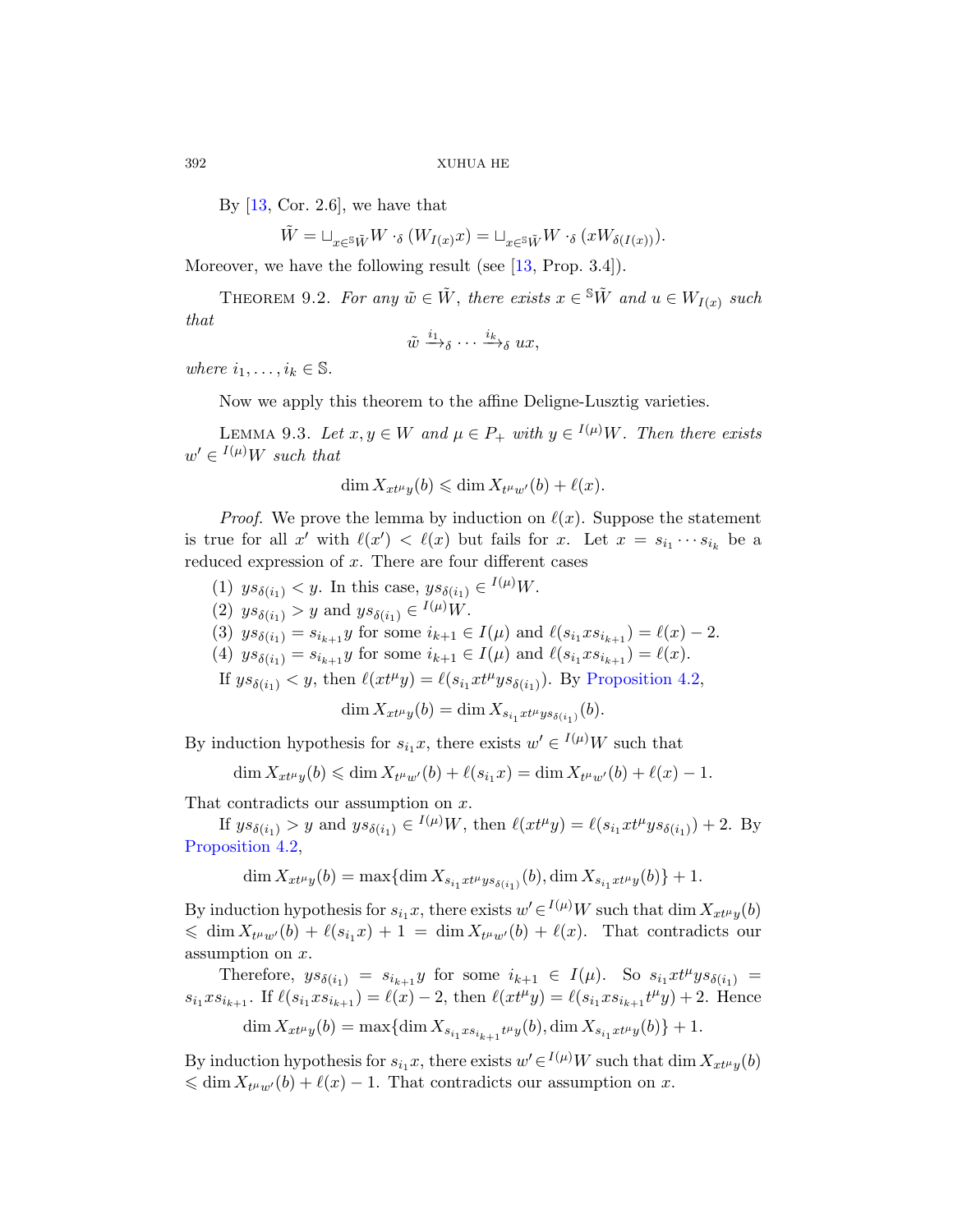By [13, Cor. 2.6], we have that

$$\tilde{W} = \sqcup_{x \in {}^{\mathbb{S}}\tilde{W}} W \cdot_\delta (W_{I(x)} x) = \sqcup_{x \in {}^{\mathbb{S}}\tilde{W}} W \cdot_\delta (x W_{\delta(I(x))}).$$

Moreover, we have the following result (see [13, Prop. 3.4]).

**Theorem 9.2.** *For any $\tilde{w} \in \tilde{W}$, there exists $x \in {}^{\mathbb{S}}\tilde{W}$ and $u \in W_{I(x)}$ such that*

$$\tilde{w} \xrightarrow{i_1}_\delta \cdots \xrightarrow{i_k}_\delta ux,$$

*where $i_1, \dots, i_k \in \mathbb{S}$.*

Now we apply this theorem to the affine Deligne-Lusztig varieties.

**Lemma 9.3.** *Let $x, y \in W$ and $\mu \in P_+$ with $y \in {}^{I(\mu)}W$. Then there exists $w' \in {}^{I(\mu)}W$ such that*

$$\dim X_{xt^\mu y}(b) \leqslant \dim X_{t^\mu w'}(b) + \ell(x).$$

*Proof.* We prove the lemma by induction on $\ell(x)$. Suppose the statement is true for all $x'$ with $\ell(x') < \ell(x)$ but fails for $x$. Let $x = s_{i_1} \cdots s_{i_k}$ be a reduced expression of $x$. There are four different cases

(1) $ys_{\delta(i_1)} < y$. In this case, $ys_{\delta(i_1)} \in {}^{I(\mu)}W$.
(2) $ys_{\delta(i_1)} > y$ and $ys_{\delta(i_1)} \in {}^{I(\mu)}W$.
(3) $ys_{\delta(i_1)} = s_{i_{k+1}} y$ for some $i_{k+1} \in I(\mu)$ and $\ell(s_{i_1} x s_{i_{k+1}}) = \ell(x) - 2$.
(4) $ys_{\delta(i_1)} = s_{i_{k+1}} y$ for some $i_{k+1} \in I(\mu)$ and $\ell(s_{i_1} x s_{i_{k+1}}) = \ell(x)$.

If $ys_{\delta(i_1)} < y$, then $\ell(xt^\mu y) = \ell(s_{i_1} x t^\mu y s_{\delta(i_1)})$. By Proposition 4.2,

$$\dim X_{xt^\mu y}(b) = \dim X_{s_{i_1} x t^\mu y s_{\delta(i_1)}}(b).$$

By induction hypothesis for $s_{i_1} x$, there exists $w' \in {}^{I(\mu)}W$ such that

$$\dim X_{xt^\mu y}(b) \leqslant \dim X_{t^\mu w'}(b) + \ell(s_{i_1} x) = \dim X_{t^\mu w'}(b) + \ell(x) - 1.$$

That contradicts our assumption on $x$.

If $ys_{\delta(i_1)} > y$ and $ys_{\delta(i_1)} \in {}^{I(\mu)}W$, then $\ell(xt^\mu y) = \ell(s_{i_1} x t^\mu y s_{\delta(i_1)}) + 2$. By Proposition 4.2,

$$\dim X_{xt^\mu y}(b) = \max\{\dim X_{s_{i_1} x t^\mu y s_{\delta(i_1)}}(b), \dim X_{s_{i_1} x t^\mu y}(b)\} + 1.$$

By induction hypothesis for $s_{i_1} x$, there exists $w' \in {}^{I(\mu)}W$ such that $\dim X_{xt^\mu y}(b) \leqslant \dim X_{t^\mu w'}(b) + \ell(s_{i_1} x) + 1 = \dim X_{t^\mu w'}(b) + \ell(x)$. That contradicts our assumption on $x$.

Therefore, $ys_{\delta(i_1)} = s_{i_{k+1}} y$ for some $i_{k+1} \in I(\mu)$. So $s_{i_1} x t^\mu y s_{\delta(i_1)} = s_{i_1} x s_{i_{k+1}}$. If $\ell(s_{i_1} x s_{i_{k+1}}) = \ell(x) - 2$, then $\ell(xt^\mu y) = \ell(s_{i_1} x s_{i_{k+1}} t^\mu y) + 2$. Hence

$$\dim X_{xt^\mu y}(b) = \max\{\dim X_{s_{i_1} x s_{i_{k+1}} t^\mu y}(b), \dim X_{s_{i_1} x t^\mu y}(b)\} + 1.$$

By induction hypothesis for $s_{i_1} x$, there exists $w' \in {}^{I(\mu)}W$ such that $\dim X_{xt^\mu y}(b) \leqslant \dim X_{t^\mu w'}(b) + \ell(x) - 1$. That contradicts our assumption on $x$.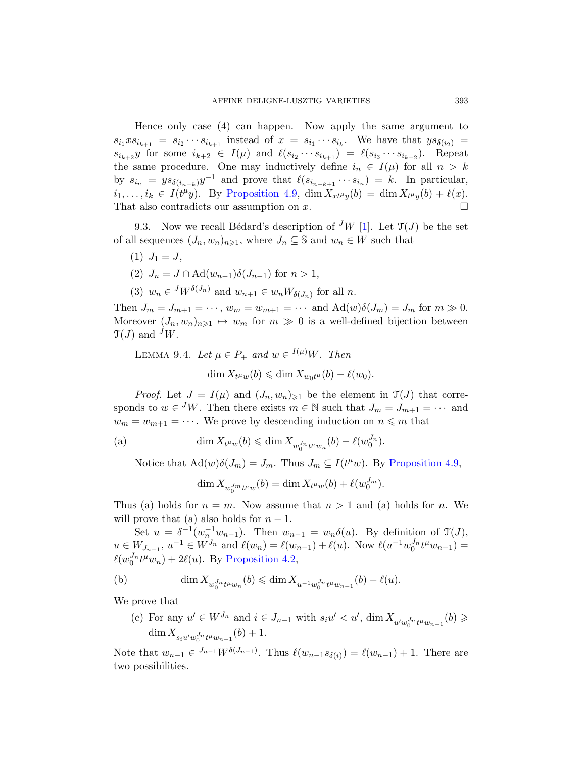Hence only case (4) can happen. Now apply the same argument to $s_{i_1} x s_{i_{k+1}} = s_{i_2} \cdots s_{i_{k+1}}$ instead of $x = s_{i_1} \cdots s_{i_k}$. We have that $y s_{\delta(i_2)} = s_{i_{k+2}} y$ for some $i_{k+2} \in I(\mu)$ and $\ell(s_{i_2} \cdots s_{i_{k+1}}) = \ell(s_{i_3} \cdots s_{i_{k+2}})$. Repeat the same procedure. One may inductively define $i_n \in I(\mu)$ for all $n > k$ by $s_{i_n} = y s_{\delta(i_{n-k})} y^{-1}$ and prove that $\ell(s_{i_{n-k+1}} \cdots s_{i_n}) = k$. In particular, $i_1, \ldots, i_k \in I(t^\mu y)$. By Proposition 4.9, $\dim X_{xt^\mu y}(b) = \dim X_{t^\mu y}(b) + \ell(x)$. That also contradicts our assumption on $x$. ☐

9.3. Now we recall Bédard's description of ${}^J W$ [1]. Let $\mathcal{T}(J)$ be the set of all sequences $(J_n, w_n)_{n \geqslant 1}$, where $J_n \subseteq \mathbb{S}$ and $w_n \in W$ such that

(1) $J_1 = J$,

(2) $J_n = J \cap \mathrm{Ad}(w_{n-1}) \delta(J_{n-1})$ for $n > 1$,

(3) $w_n \in {}^J W^{\delta(J_n)}$ and $w_{n+1} \in w_n W_{\delta(J_n)}$ for all $n$.

Then $J_m = J_{m+1} = \cdots$, $w_m = w_{m+1} = \cdots$ and $\mathrm{Ad}(w)\delta(J_m) = J_m$ for $m \gg 0$. Moreover $(J_n, w_n)_{n \geqslant 1} \mapsto w_m$ for $m \gg 0$ is a well-defined bijection between $\mathcal{T}(J)$ and ${}^J W$.

LEMMA 9.4. *Let $\mu \in P_+$ and $w \in {}^{I(\mu)} W$. Then*

$$\dim X_{t^\mu w}(b) \leqslant \dim X_{w_0 t^\mu}(b) - \ell(w_0).$$

*Proof.* Let $J = I(\mu)$ and $(J_n, w_n)_{\geqslant 1}$ be the element in $\mathcal{T}(J)$ that corresponds to $w \in {}^J W$. Then there exists $m \in \mathbb{N}$ such that $J_m = J_{m+1} = \cdots$ and $w_m = w_{m+1} = \cdots$. We prove by descending induction on $n \leqslant m$ that

$$\text{(a)} \qquad \dim X_{t^\mu w}(b) \leqslant \dim X_{w_0^{J_n} t^\mu w_n}(b) - \ell(w_0^{J_n}).$$

Notice that $\mathrm{Ad}(w)\delta(J_m) = J_m$. Thus $J_m \subseteq I(t^\mu w)$. By Proposition 4.9,

$$\dim X_{w_0^{J_m} t^\mu w}(b) = \dim X_{t^\mu w}(b) + \ell(w_0^{J_m}).$$

Thus (a) holds for $n = m$. Now assume that $n > 1$ and (a) holds for $n$. We will prove that (a) also holds for $n-1$.

Set $u = \delta^{-1}(w_n^{-1} w_{n-1})$. Then $w_{n-1} = w_n \delta(u)$. By definition of $\mathcal{T}(J)$, $u \in W_{J_{n-1}}$, $u^{-1} \in W^{J_n}$ and $\ell(w_n) = \ell(w_{n-1}) + \ell(u)$. Now $\ell(u^{-1} w_0^{J_n} t^\mu w_{n-1}) = \ell(w_0^{J_n} t^\mu w_n) + 2\ell(u)$. By Proposition 4.2,

$$\text{(b)} \qquad \dim X_{w_0^{J_n} t^\mu w_n}(b) \leqslant \dim X_{u^{-1} w_0^{J_n} t^\mu w_{n-1}}(b) - \ell(u).$$

We prove that

(c) For any $u' \in W^{J_n}$ and $i \in J_{n-1}$ with $s_i u' < u'$, $\dim X_{u' w_0^{J_n} t^\mu w_{n-1}}(b) \geqslant \dim X_{s_i u' w_0^{J_n} t^\mu w_{n-1}}(b) + 1$.

Note that $w_{n-1} \in {}^{J_{n-1}} W^{\delta(J_{n-1})}$. Thus $\ell(w_{n-1} s_{\delta(i)}) = \ell(w_{n-1}) + 1$. There are two possibilities.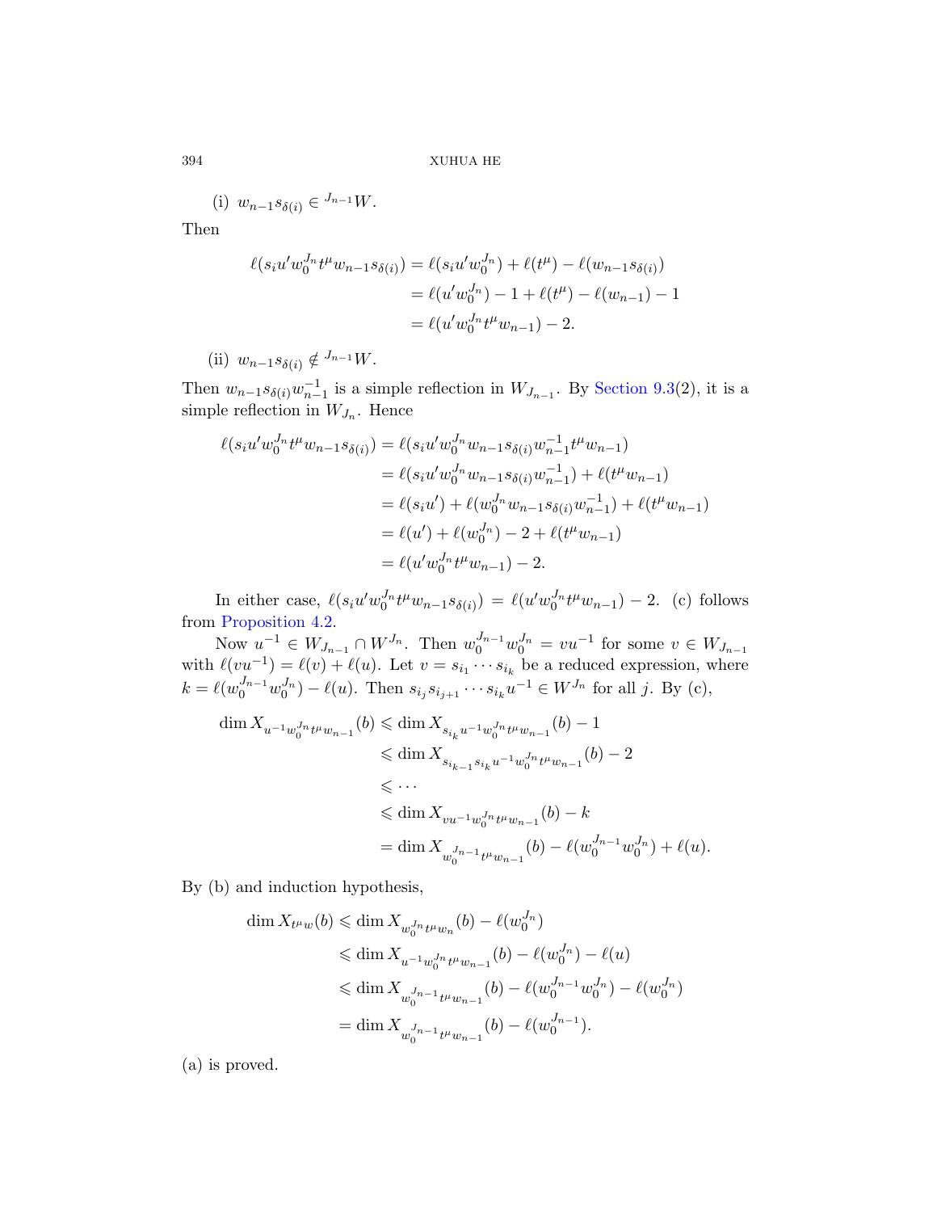(i) $w_{n-1} s_{\delta(i)} \in {}^{J_{n-1}}W$.

Then

$$\begin{aligned}
\ell(s_i u' w_0^{J_n} t^\mu w_{n-1} s_{\delta(i)}) &= \ell(s_i u' w_0^{J_n}) + \ell(t^\mu) - \ell(w_{n-1} s_{\delta(i)}) \\
&= \ell(u' w_0^{J_n}) - 1 + \ell(t^\mu) - \ell(w_{n-1}) - 1 \\
&= \ell(u' w_0^{J_n} t^\mu w_{n-1}) - 2.
\end{aligned}$$

(ii) $w_{n-1} s_{\delta(i)} \notin {}^{J_{n-1}}W$.

Then $w_{n-1} s_{\delta(i)} w_{n-1}^{-1}$ is a simple reflection in $W_{J_{n-1}}$. By Section 9.3(2), it is a simple reflection in $W_{J_n}$. Hence

$$\begin{aligned}
\ell(s_i u' w_0^{J_n} t^\mu w_{n-1} s_{\delta(i)}) &= \ell(s_i u' w_0^{J_n} w_{n-1} s_{\delta(i)} w_{n-1}^{-1} t^\mu w_{n-1}) \\
&= \ell(s_i u' w_0^{J_n} w_{n-1} s_{\delta(i)} w_{n-1}^{-1}) + \ell(t^\mu w_{n-1}) \\
&= \ell(s_i u') + \ell(w_0^{J_n} w_{n-1} s_{\delta(i)} w_{n-1}^{-1}) + \ell(t^\mu w_{n-1}) \\
&= \ell(u') + \ell(w_0^{J_n}) - 2 + \ell(t^\mu w_{n-1}) \\
&= \ell(u' w_0^{J_n} t^\mu w_{n-1}) - 2.
\end{aligned}$$

In either case, $\ell(s_i u' w_0^{J_n} t^\mu w_{n-1} s_{\delta(i)}) = \ell(u' w_0^{J_n} t^\mu w_{n-1}) - 2$. (c) follows from Proposition 4.2.

Now $u^{-1} \in W_{J_{n-1}} \cap W^{J_n}$. Then $w_0^{J_{n-1}} w_0^{J_n} = v u^{-1}$ for some $v \in W_{J_{n-1}}$ with $\ell(v u^{-1}) = \ell(v) + \ell(u)$. Let $v = s_{i_1} \cdots s_{i_k}$ be a reduced expression, where $k = \ell(w_0^{J_{n-1}} w_0^{J_n}) - \ell(u)$. Then $s_{i_j} s_{i_{j+1}} \cdots s_{i_k} u^{-1} \in W^{J_n}$ for all $j$. By (c),

$$\begin{aligned}
\dim X_{u^{-1} w_0^{J_n} t^\mu w_{n-1}}(b) &\leqslant \dim X_{s_{i_k} u^{-1} w_0^{J_n} t^\mu w_{n-1}}(b) - 1 \\
&\leqslant \dim X_{s_{i_{k-1}} s_{i_k} u^{-1} w_0^{J_n} t^\mu w_{n-1}}(b) - 2 \\
&\leqslant \cdots \\
&\leqslant \dim X_{v u^{-1} w_0^{J_n} t^\mu w_{n-1}}(b) - k \\
&= \dim X_{w_0^{J_{n-1}} t^\mu w_{n-1}}(b) - \ell(w_0^{J_{n-1}} w_0^{J_n}) + \ell(u).
\end{aligned}$$

By (b) and induction hypothesis,

$$\begin{aligned}
\dim X_{t^\mu w}(b) &\leqslant \dim X_{w_0^{J_n} t^\mu w_n}(b) - \ell(w_0^{J_n}) \\
&\leqslant \dim X_{u^{-1} w_0^{J_n} t^\mu w_{n-1}}(b) - \ell(w_0^{J_n}) - \ell(u) \\
&\leqslant \dim X_{w_0^{J_{n-1}} t^\mu w_{n-1}}(b) - \ell(w_0^{J_{n-1}} w_0^{J_n}) - \ell(w_0^{J_n}) \\
&= \dim X_{w_0^{J_{n-1}} t^\mu w_{n-1}}(b) - \ell(w_0^{J_{n-1}}).
\end{aligned}$$

(a) is proved.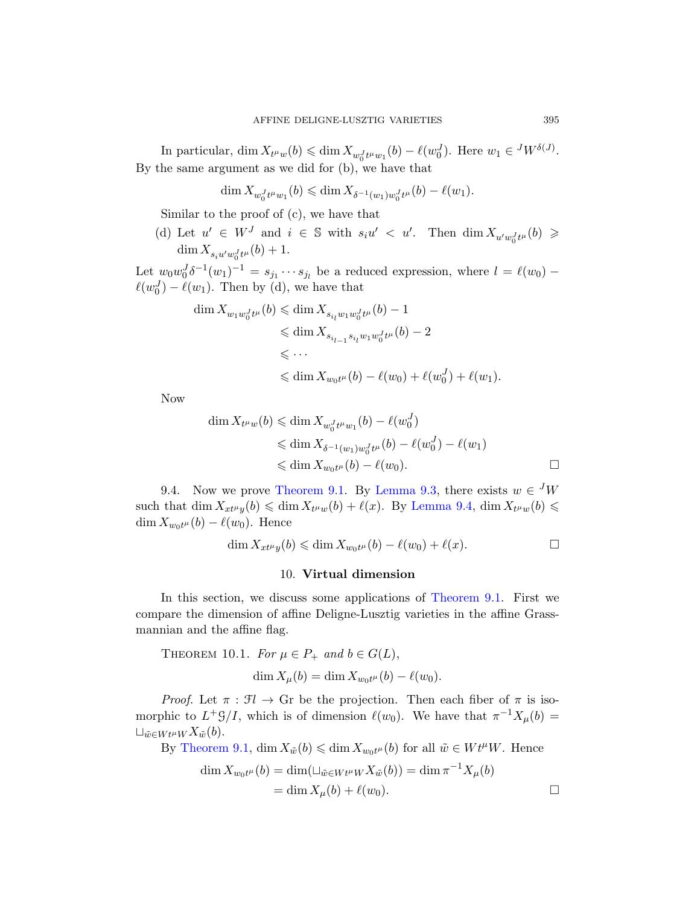In particular, $\dim X_{t^\mu w}(b) \leqslant \dim X_{w_0^J t^\mu w_1}(b) - \ell(w_0^J)$. Here $w_1 \in {}^J W^{\delta(J)}$. By the same argument as we did for (b), we have that

$$\dim X_{w_0^J t^\mu w_1}(b) \leqslant \dim X_{\delta^{-1}(w_1) w_0^J t^\mu}(b) - \ell(w_1).$$

Similar to the proof of (c), we have that

(d) Let $u' \in W^J$ and $i \in \mathbb{S}$ with $s_i u' < u'$. Then $\dim X_{u' w_0^J t^\mu}(b) \geqslant \dim X_{s_i u' w_0^J t^\mu}(b) + 1$.

Let $w_0 w_0^J \delta^{-1}(w_1)^{-1} = s_{j_1} \cdots s_{j_l}$ be a reduced expression, where $l = \ell(w_0) - \ell(w_0^J) - \ell(w_1)$. Then by (d), we have that

$$\begin{aligned}
\dim X_{w_1 w_0^J t^\mu}(b) &\leqslant \dim X_{s_{i_l} w_1 w_0^J t^\mu}(b) - 1 \\
&\leqslant \dim X_{s_{i_{l-1}} s_{i_l} w_1 w_0^J t^\mu}(b) - 2 \\
&\leqslant \cdots \\
&\leqslant \dim X_{w_0 t^\mu}(b) - \ell(w_0) + \ell(w_0^J) + \ell(w_1).
\end{aligned}$$

Now

$$\begin{aligned}
\dim X_{t^\mu w}(b) &\leqslant \dim X_{w_0^J t^\mu w_1}(b) - \ell(w_0^J) \\
&\leqslant \dim X_{\delta^{-1}(w_1) w_0^J t^\mu}(b) - \ell(w_0^J) - \ell(w_1) \\
&\leqslant \dim X_{w_0 t^\mu}(b) - \ell(w_0).
\end{aligned}$$

□

9.4. Now we prove Theorem 9.1. By Lemma 9.3, there exists $w \in {}^J W$ such that $\dim X_{x t^\mu y}(b) \leqslant \dim X_{t^\mu w}(b) + \ell(x)$. By Lemma 9.4, $\dim X_{t^\mu w}(b) \leqslant \dim X_{w_0 t^\mu}(b) - \ell(w_0)$. Hence

$$\dim X_{x t^\mu y}(b) \leqslant \dim X_{w_0 t^\mu}(b) - \ell(w_0) + \ell(x).$$

□

## 10. **Virtual dimension**

In this section, we discuss some applications of Theorem 9.1. First we compare the dimension of affine Deligne-Lusztig varieties in the affine Grassmannian and the affine flag.

THEOREM 10.1. *For $\mu \in P_+$ and $b \in G(L)$,*

$$\dim X_\mu(b) = \dim X_{w_0 t^\mu}(b) - \ell(w_0).$$

*Proof.* Let $\pi : \mathcal{F}l \to \mathrm{Gr}$ be the projection. Then each fiber of $\pi$ is isomorphic to $L^+\mathcal{G}/I$, which is of dimension $\ell(w_0)$. We have that $\pi^{-1} X_\mu(b) = \sqcup_{\tilde{w} \in W t^\mu W} X_{\tilde{w}}(b)$.

By Theorem 9.1, $\dim X_{\tilde{w}}(b) \leqslant \dim X_{w_0 t^\mu}(b)$ for all $\tilde{w} \in W t^\mu W$. Hence

$$\begin{aligned}
\dim X_{w_0 t^\mu}(b) &= \dim(\sqcup_{\tilde{w} \in W t^\mu W} X_{\tilde{w}}(b)) = \dim \pi^{-1} X_\mu(b) \\
&= \dim X_\mu(b) + \ell(w_0).
\end{aligned}$$

□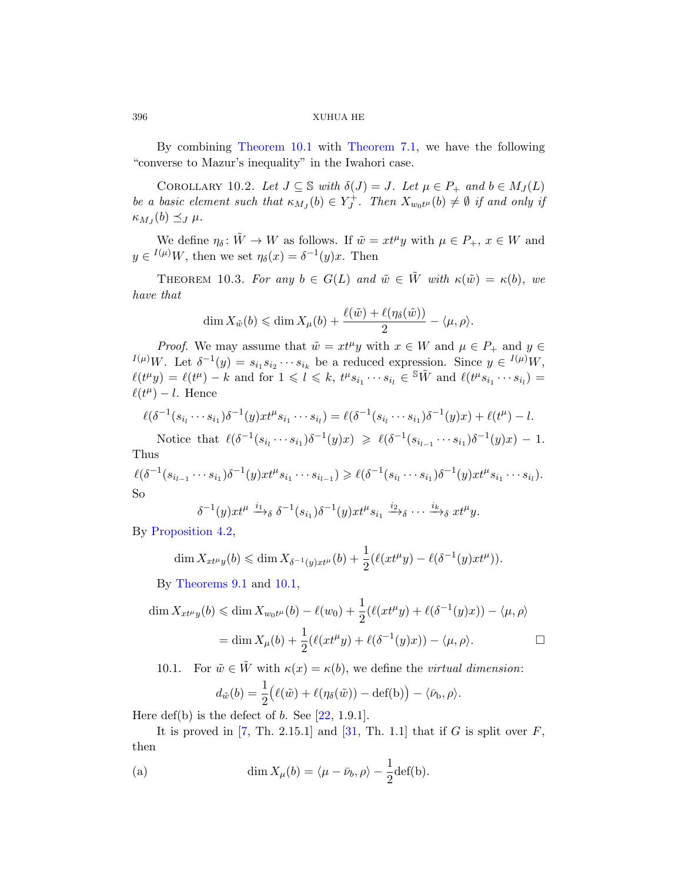By combining Theorem 10.1 with Theorem 7.1, we have the following "converse to Mazur's inequality" in the Iwahori case.

COROLLARY 10.2. *Let $J \subseteq \mathbb{S}$ with $\delta(J) = J$. Let $\mu \in P_+$ and $b \in M_J(L)$ be a basic element such that $\kappa_{M_J}(b) \in Y_J^+$. Then $X_{w_0 t^\mu}(b) \neq \emptyset$ if and only if $\kappa_{M_J}(b) \preceq_J \mu$.*

We define $\eta_\delta \colon \tilde{W} \to W$ as follows. If $\tilde{w} = x t^\mu y$ with $\mu \in P_+$, $x \in W$ and $y \in {}^{I(\mu)}W$, then we set $\eta_\delta(x) = \delta^{-1}(y)x$. Then

THEOREM 10.3. *For any $b \in G(L)$ and $\tilde{w} \in \tilde{W}$ with $\kappa(\tilde{w}) = \kappa(b)$, we have that*

$$\dim X_{\tilde{w}}(b) \leqslant \dim X_\mu(b) + \frac{\ell(\tilde{w}) + \ell(\eta_\delta(\tilde{w}))}{2} - \langle \mu, \rho \rangle.$$

*Proof.* We may assume that $\tilde{w} = x t^\mu y$ with $x \in W$ and $\mu \in P_+$ and $y \in {}^{I(\mu)}W$. Let $\delta^{-1}(y) = s_{i_1} s_{i_2} \cdots s_{i_k}$ be a reduced expression. Since $y \in {}^{I(\mu)}W$, $\ell(t^\mu y) = \ell(t^\mu) - k$ and for $1 \leqslant l \leqslant k$, $t^\mu s_{i_1} \cdots s_{i_l} \in {}^{\mathbb{S}}\tilde{W}$ and $\ell(t^\mu s_{i_1} \cdots s_{i_l}) = \ell(t^\mu) - l$. Hence

$$\ell(\delta^{-1}(s_{i_l} \cdots s_{i_1})\delta^{-1}(y) x t^\mu s_{i_1} \cdots s_{i_l}) = \ell(\delta^{-1}(s_{i_l} \cdots s_{i_1})\delta^{-1}(y)x) + \ell(t^\mu) - l.$$

Notice that $\ell(\delta^{-1}(s_{i_l} \cdots s_{i_1})\delta^{-1}(y)x) \geqslant \ell(\delta^{-1}(s_{i_{l-1}} \cdots s_{i_1})\delta^{-1}(y)x) - 1$. Thus

$$\ell(\delta^{-1}(s_{i_{l-1}} \cdots s_{i_1})\delta^{-1}(y) x t^\mu s_{i_1} \cdots s_{i_{l-1}}) \geqslant \ell(\delta^{-1}(s_{i_l} \cdots s_{i_1})\delta^{-1}(y) x t^\mu s_{i_1} \cdots s_{i_l}).$$

So

$$\delta^{-1}(y) x t^\mu \xrightarrow{i_1}_\delta \delta^{-1}(s_{i_1})\delta^{-1}(y) x t^\mu s_{i_1} \xrightarrow{i_2}_\delta \cdots \xrightarrow{i_k}_\delta x t^\mu y.$$

By Proposition 4.2,

$$\dim X_{x t^\mu y}(b) \leqslant \dim X_{\delta^{-1}(y) x t^\mu}(b) + \frac{1}{2}(\ell(x t^\mu y) - \ell(\delta^{-1}(y) x t^\mu)).$$

By Theorems 9.1 and 10.1,

$$\begin{aligned}
\dim X_{x t^\mu y}(b) &\leqslant \dim X_{w_0 t^\mu}(b) - \ell(w_0) + \frac{1}{2}(\ell(x t^\mu y) + \ell(\delta^{-1}(y)x)) - \langle \mu, \rho \rangle \\
&= \dim X_\mu(b) + \frac{1}{2}(\ell(x t^\mu y) + \ell(\delta^{-1}(y)x)) - \langle \mu, \rho \rangle. \qquad \square
\end{aligned}$$

10.1. For $\tilde{w} \in \tilde{W}$ with $\kappa(x) = \kappa(b)$, we define the *virtual dimension*:

$$d_{\tilde{w}}(b) = \frac{1}{2}\big(\ell(\tilde{w}) + \ell(\eta_\delta(\tilde{w})) - \mathrm{def(b)}\big) - \langle \bar{\nu}_b, \rho \rangle.$$

Here def(b) is the defect of $b$. See [22, 1.9.1].

It is proved in [7, Th. 2.15.1] and [31, Th. 1.1] that if $G$ is split over $F$, then

$$\text{(a)} \qquad \dim X_\mu(b) = \langle \mu - \bar{\nu}_b, \rho \rangle - \frac{1}{2}\mathrm{def(b)}.$$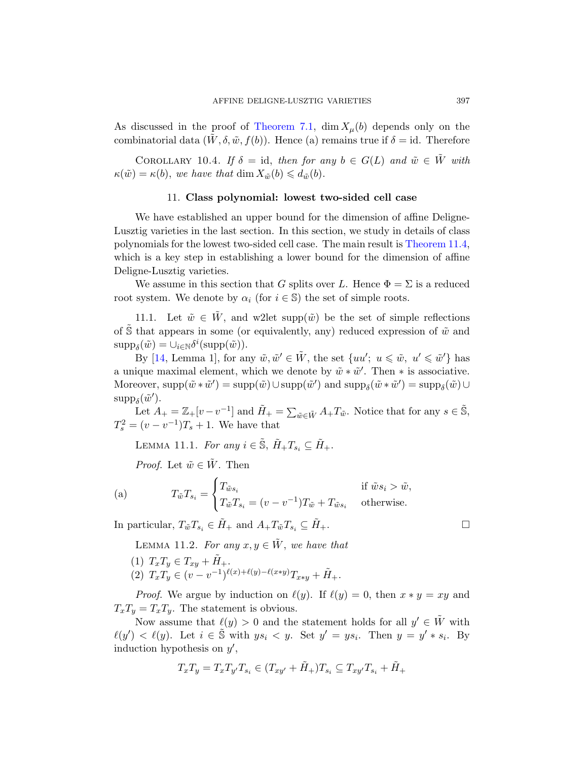As discussed in the proof of Theorem 7.1, $\dim X_\mu(b)$ depends only on the combinatorial data $(\tilde{W}, \delta, \tilde{w}, f(b))$. Hence (a) remains true if $\delta = \mathrm{id}$. Therefore

COROLLARY 10.4. *If $\delta = \mathrm{id}$, then for any $b \in G(L)$ and $\tilde{w} \in \tilde{W}$ with $\kappa(\tilde{w}) = \kappa(b)$, we have that* $\dim X_{\tilde{w}}(b) \leqslant d_{\tilde{w}}(b)$.

## 11. Class polynomial: lowest two-sided cell case

We have established an upper bound for the dimension of affine Deligne-Lusztig varieties in the last section. In this section, we study in details of class polynomials for the lowest two-sided cell case. The main result is Theorem 11.4, which is a key step in establishing a lower bound for the dimension of affine Deligne-Lusztig varieties.

We assume in this section that $G$ splits over $L$. Hence $\Phi = \Sigma$ is a reduced root system. We denote by $\alpha_i$ (for $i \in \mathbb{S}$) the set of simple roots.

11.1. Let $\tilde{w} \in \tilde{W}$, and w2let $\mathrm{supp}(\tilde{w})$ be the set of simple reflections of $\tilde{\mathbb{S}}$ that appears in some (or equivalently, any) reduced expression of $\tilde{w}$ and $\mathrm{supp}_\delta(\tilde{w}) = \cup_{i \in \mathbb{N}} \delta^i(\mathrm{supp}(\tilde{w}))$.

By [14, Lemma 1], for any $\tilde{w}, \tilde{w}' \in \tilde{W}$, the set $\{uu';\ u \leqslant \tilde{w},\ u' \leqslant \tilde{w}'\}$ has a unique maximal element, which we denote by $\tilde{w} * \tilde{w}'$. Then $*$ is associative. Moreover, $\mathrm{supp}(\tilde{w} * \tilde{w}') = \mathrm{supp}(\tilde{w}) \cup \mathrm{supp}(\tilde{w}')$ and $\mathrm{supp}_\delta(\tilde{w} * \tilde{w}') = \mathrm{supp}_\delta(\tilde{w}) \cup \mathrm{supp}_\delta(\tilde{w}')$.

Let $A_+ = \mathbb{Z}_+[v - v^{-1}]$ and $\tilde{H}_+ = \sum_{\tilde{w} \in \tilde{W}} A_+ T_{\tilde{w}}$. Notice that for any $s \in \tilde{\mathbb{S}}$, $T_s^2 = (v - v^{-1}) T_s + 1$. We have that

LEMMA 11.1. *For any $i \in \tilde{\mathbb{S}}$, $\tilde{H}_+ T_{s_i} \subseteq \tilde{H}_+$.*

*Proof.* Let $\tilde{w} \in \tilde{W}$. Then

$$
\text{(a)} \qquad T_{\tilde{w}} T_{s_i} = \begin{cases} T_{\tilde{w} s_i} & \text{if } \tilde{w} s_i > \tilde{w}, \\ T_{\tilde{w}} T_{s_i} = (v - v^{-1}) T_{\tilde{w}} + T_{\tilde{w} s_i} & \text{otherwise.} \end{cases}
$$

In particular, $T_{\tilde{w}} T_{s_i} \in \tilde{H}_+$ and $A_+ T_{\tilde{w}} T_{s_i} \subseteq \tilde{H}_+$. $\square$

LEMMA 11.2. *For any $x, y \in \tilde{W}$, we have that*

(1) $T_x T_y \in T_{xy} + \tilde{H}_+$.
(2) $T_x T_y \in (v - v^{-1})^{\ell(x) + \ell(y) - \ell(x * y)} T_{x * y} + \tilde{H}_+$.

*Proof.* We argue by induction on $\ell(y)$. If $\ell(y) = 0$, then $x * y = xy$ and $T_x T_y = T_x T_y$. The statement is obvious.

Now assume that $\ell(y) > 0$ and the statement holds for all $y' \in \tilde{W}$ with $\ell(y') < \ell(y)$. Let $i \in \tilde{\mathbb{S}}$ with $y s_i < y$. Set $y' = y s_i$. Then $y = y' * s_i$. By induction hypothesis on $y'$,

$$
T_x T_y = T_x T_{y'} T_{s_i} \in (T_{xy'} + \tilde{H}_+) T_{s_i} \subseteq T_{xy'} T_{s_i} + \tilde{H}_+
$$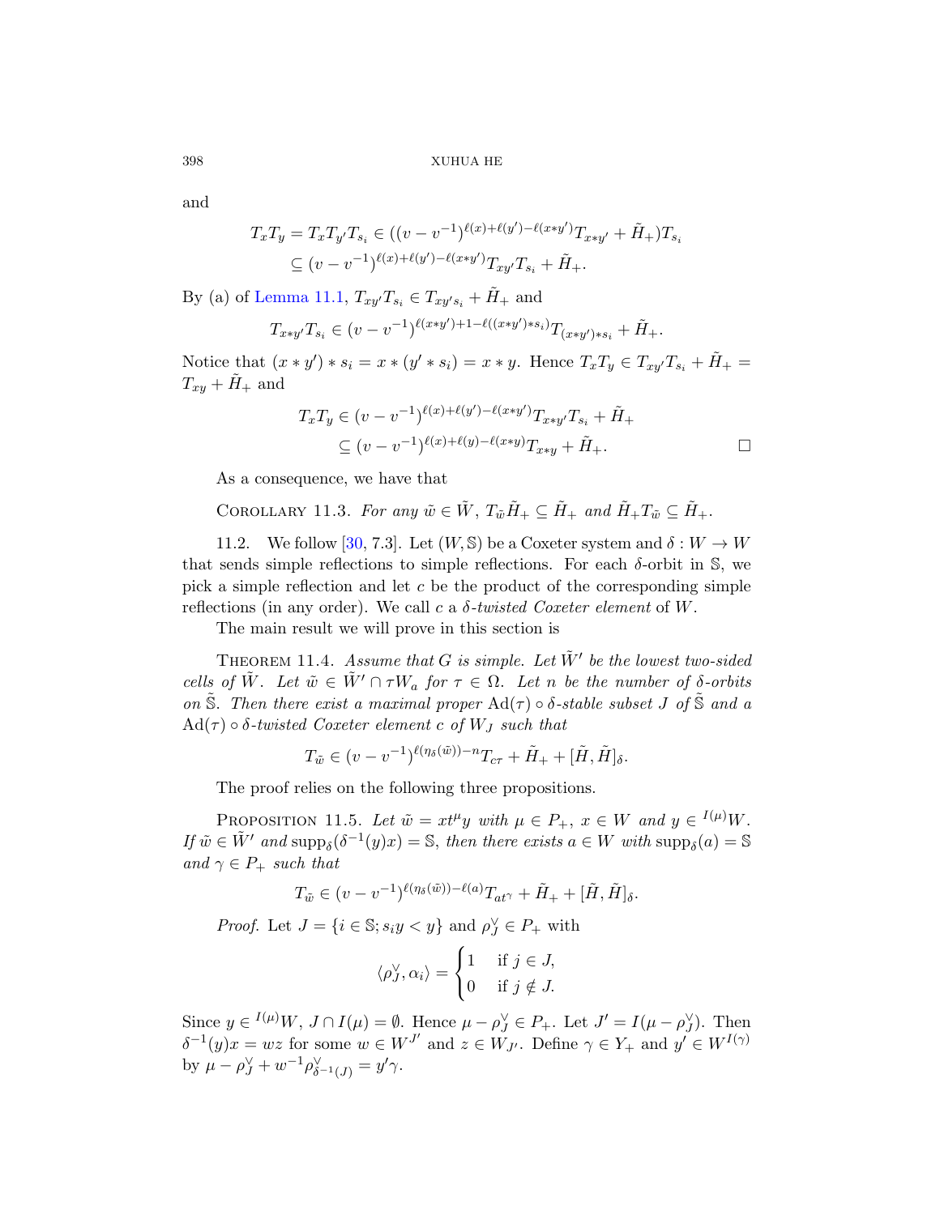and

$$
\begin{aligned}
T_x T_y = T_x T_{y'} T_{s_i} &\in ((v-v^{-1})^{\ell(x)+\ell(y')-\ell(x*y')} T_{x*y'} + \tilde{H}_+) T_{s_i} \\
&\subseteq (v-v^{-1})^{\ell(x)+\ell(y')-\ell(x*y')} T_{xy'} T_{s_i} + \tilde{H}_+.
\end{aligned}
$$

By (a) of Lemma 11.1, $T_{xy'} T_{s_i} \in T_{xy' s_i} + \tilde{H}_+$ and

$$
T_{x*y'} T_{s_i} \in (v-v^{-1})^{\ell(x*y')+1-\ell((x*y')*s_i)} T_{(x*y')*s_i} + \tilde{H}_+.
$$

Notice that $(x*y')*s_i = x*(y'*s_i) = x*y$. Hence $T_x T_y \in T_{xy'} T_{s_i} + \tilde{H}_+ = T_{xy} + \tilde{H}_+$ and

$$
\begin{aligned}
T_x T_y &\in (v-v^{-1})^{\ell(x)+\ell(y')-\ell(x*y')} T_{x*y'} T_{s_i} + \tilde{H}_+ \\
&\subseteq (v-v^{-1})^{\ell(x)+\ell(y)-\ell(x*y)} T_{x*y} + \tilde{H}_+. \qquad \square
\end{aligned}
$$

As a consequence, we have that

Corollary 11.3. *For any $\tilde{w} \in \tilde{W}$, $T_{\tilde{w}} \tilde{H}_+ \subseteq \tilde{H}_+$ and $\tilde{H}_+ T_{\tilde{w}} \subseteq \tilde{H}_+$.*

11.2. We follow [30, 7.3]. Let $(W, \mathbb{S})$ be a Coxeter system and $\delta : W \to W$ that sends simple reflections to simple reflections. For each $\delta$-orbit in $\mathbb{S}$, we pick a simple reflection and let $c$ be the product of the corresponding simple reflections (in any order). We call $c$ a *$\delta$-twisted Coxeter element* of $W$.

The main result we will prove in this section is

Theorem 11.4. *Assume that $G$ is simple. Let $\tilde{W}'$ be the lowest two-sided cells of $\tilde{W}$. Let $\tilde{w} \in \tilde{W}' \cap \tau W_a$ for $\tau \in \Omega$. Let $n$ be the number of $\delta$-orbits on $\tilde{\mathbb{S}}$. Then there exist a maximal proper $\mathrm{Ad}(\tau) \circ \delta$-stable subset $J$ of $\tilde{\mathbb{S}}$ and a $\mathrm{Ad}(\tau) \circ \delta$-twisted Coxeter element $c$ of $W_J$ such that*

$$
T_{\tilde{w}} \in (v-v^{-1})^{\ell(\eta_\delta(\tilde{w}))-n} T_{c\tau} + \tilde{H}_+ + [\tilde{H}, \tilde{H}]_\delta.
$$

The proof relies on the following three propositions.

Proposition 11.5. *Let $\tilde{w} = x t^\mu y$ with $\mu \in P_+$, $x \in W$ and $y \in {}^{I(\mu)}W$. If $\tilde{w} \in \tilde{W}'$ and $\mathrm{supp}_\delta(\delta^{-1}(y)x) = \mathbb{S}$, then there exists $a \in W$ with $\mathrm{supp}_\delta(a) = \mathbb{S}$ and $\gamma \in P_+$ such that*

$$
T_{\tilde{w}} \in (v-v^{-1})^{\ell(\eta_\delta(\tilde{w}))-\ell(a)} T_{a t^\gamma} + \tilde{H}_+ + [\tilde{H}, \tilde{H}]_\delta.
$$

*Proof.* Let $J = \{i \in \mathbb{S}; s_i y < y\}$ and $\rho_J^\vee \in P_+$ with

$$
\langle \rho_J^\vee, \alpha_i \rangle = \begin{cases} 1 & \text{if } j \in J, \\ 0 & \text{if } j \notin J. \end{cases}
$$

Since $y \in {}^{I(\mu)}W$, $J \cap I(\mu) = \emptyset$. Hence $\mu - \rho_J^\vee \in P_+$. Let $J' = I(\mu - \rho_J^\vee)$. Then $\delta^{-1}(y)x = wz$ for some $w \in W^{J'}$ and $z \in W_{J'}$. Define $\gamma \in Y_+$ and $y' \in W^{I(\gamma)}$ by $\mu - \rho_J^\vee + w^{-1} \rho_{\delta^{-1}(J)}^\vee = y' \gamma$.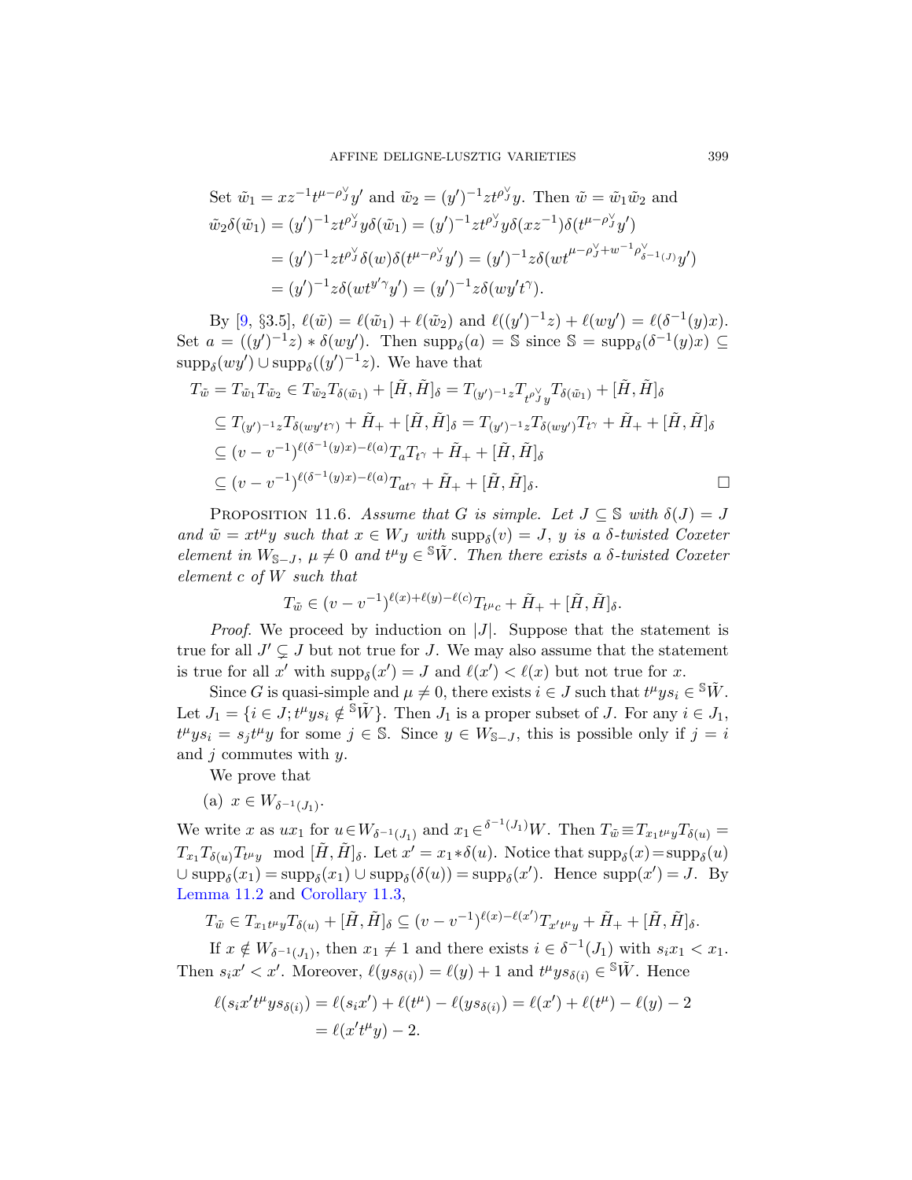Set $\tilde{w}_1 = xz^{-1}t^{\mu-\rho_J^\vee}y'$ and $\tilde{w}_2 = (y')^{-1}zt^{\rho_J^\vee}y$. Then $\tilde{w} = \tilde{w}_1\tilde{w}_2$ and

$$
\begin{aligned}
\tilde{w}_2\delta(\tilde{w}_1) &= (y')^{-1}zt^{\rho_J^\vee}y\delta(\tilde{w}_1) = (y')^{-1}zt^{\rho_J^\vee}y\delta(xz^{-1})\delta(t^{\mu-\rho_J^\vee}y') \\
&= (y')^{-1}zt^{\rho_J^\vee}\delta(w)\delta(t^{\mu-\rho_J^\vee}y') = (y')^{-1}z\delta(wt^{\mu-\rho_J^\vee+w^{-1}\rho^\vee_{\delta^{-1}(J)}}y') \\
&= (y')^{-1}z\delta(wt^{y'\gamma}y') = (y')^{-1}z\delta(wy't^{\gamma}).
\end{aligned}
$$

By [9, §3.5], $\ell(\tilde{w}) = \ell(\tilde{w}_1) + \ell(\tilde{w}_2)$ and $\ell((y')^{-1}z) + \ell(wy') = \ell(\delta^{-1}(y)x)$. Set $a = ((y')^{-1}z) * \delta(wy')$. Then $\operatorname{supp}_\delta(a) = \mathbb{S}$ since $\mathbb{S} = \operatorname{supp}_\delta(\delta^{-1}(y)x) \subseteq \operatorname{supp}_\delta(wy') \cup \operatorname{supp}_\delta((y')^{-1}z)$. We have that

$$
\begin{aligned}
T_{\tilde{w}} = T_{\tilde{w}_1}T_{\tilde{w}_2} &\in T_{\tilde{w}_2}T_{\delta(\tilde{w}_1)} + [\tilde{H},\tilde{H}]_\delta = T_{(y')^{-1}z}T_{t^{\rho_J^\vee}y}T_{\delta(\tilde{w}_1)} + [\tilde{H},\tilde{H}]_\delta \\
&\subseteq T_{(y')^{-1}z}T_{\delta(wy't^\gamma)} + \tilde{H}_+ + [\tilde{H},\tilde{H}]_\delta = T_{(y')^{-1}z}T_{\delta(wy')}T_{t^\gamma} + \tilde{H}_+ + [\tilde{H},\tilde{H}]_\delta \\
&\subseteq (v-v^{-1})^{\ell(\delta^{-1}(y)x)-\ell(a)}T_aT_{t^\gamma} + \tilde{H}_+ + [\tilde{H},\tilde{H}]_\delta \\
&\subseteq (v-v^{-1})^{\ell(\delta^{-1}(y)x)-\ell(a)}T_{at^\gamma} + \tilde{H}_+ + [\tilde{H},\tilde{H}]_\delta. \qquad \square
\end{aligned}
$$

PROPOSITION 11.6. *Assume that $G$ is simple. Let $J \subseteq \mathbb{S}$ with $\delta(J) = J$ and $\tilde{w} = xt^\mu y$ such that $x \in W_J$ with $\operatorname{supp}_\delta(v) = J$, $y$ is a $\delta$-twisted Coxeter element in $W_{\mathbb{S}-J}$, $\mu \neq 0$ and $t^\mu y \in {}^{\mathbb{S}}\tilde{W}$. Then there exists a $\delta$-twisted Coxeter element $c$ of $W$ such that*

$$
T_{\tilde{w}} \in (v-v^{-1})^{\ell(x)+\ell(y)-\ell(c)}T_{t^\mu c} + \tilde{H}_+ + [\tilde{H},\tilde{H}]_\delta.
$$

*Proof.* We proceed by induction on $|J|$. Suppose that the statement is true for all $J' \subsetneq J$ but not true for $J$. We may also assume that the statement is true for all $x'$ with $\operatorname{supp}_\delta(x') = J$ and $\ell(x') < \ell(x)$ but not true for $x$.

Since $G$ is quasi-simple and $\mu \neq 0$, there exists $i \in J$ such that $t^\mu ys_i \in {}^{\mathbb{S}}\tilde{W}$. Let $J_1 = \{i \in J; t^\mu ys_i \notin {}^{\mathbb{S}}\tilde{W}\}$. Then $J_1$ is a proper subset of $J$. For any $i \in J_1$, $t^\mu ys_i = s_jt^\mu y$ for some $j \in \mathbb{S}$. Since $y \in W_{\mathbb{S}-J}$, this is possible only if $j = i$ and $j$ commutes with $y$.

We prove that

(a) $x \in W_{\delta^{-1}(J_1)}$.

We write $x$ as $ux_1$ for $u \in W_{\delta^{-1}(J_1)}$ and $x_1 \in {}^{\delta^{-1}(J_1)}W$. Then $T_{\tilde{w}} \equiv T_{x_1t^\mu y}T_{\delta(u)} = T_{x_1}T_{\delta(u)}T_{t^\mu y} \mod [\tilde{H},\tilde{H}]_\delta$. Let $x' = x_1 * \delta(u)$. Notice that $\operatorname{supp}_\delta(x) = \operatorname{supp}_\delta(u) \cup \operatorname{supp}_\delta(x_1) = \operatorname{supp}_\delta(x_1) \cup \operatorname{supp}_\delta(\delta(u)) = \operatorname{supp}_\delta(x')$. Hence $\operatorname{supp}(x') = J$. By Lemma 11.2 and Corollary 11.3,

$$
T_{\tilde{w}} \in T_{x_1t^\mu y}T_{\delta(u)} + [\tilde{H},\tilde{H}]_\delta \subseteq (v-v^{-1})^{\ell(x)-\ell(x')}T_{x't^\mu y} + \tilde{H}_+ + [\tilde{H},\tilde{H}]_\delta.
$$

If $x \notin W_{\delta^{-1}(J_1)}$, then $x_1 \neq 1$ and there exists $i \in \delta^{-1}(J_1)$ with $s_ix_1 < x_1$. Then $s_ix' < x'$. Moreover, $\ell(ys_{\delta(i)}) = \ell(y) + 1$ and $t^\mu ys_{\delta(i)} \in {}^{\mathbb{S}}\tilde{W}$. Hence

$$
\begin{aligned}
\ell(s_ix't^\mu ys_{\delta(i)}) &= \ell(s_ix') + \ell(t^\mu) - \ell(ys_{\delta(i)}) = \ell(x') + \ell(t^\mu) - \ell(y) - 2 \\
&= \ell(x't^\mu y) - 2.
\end{aligned}
$$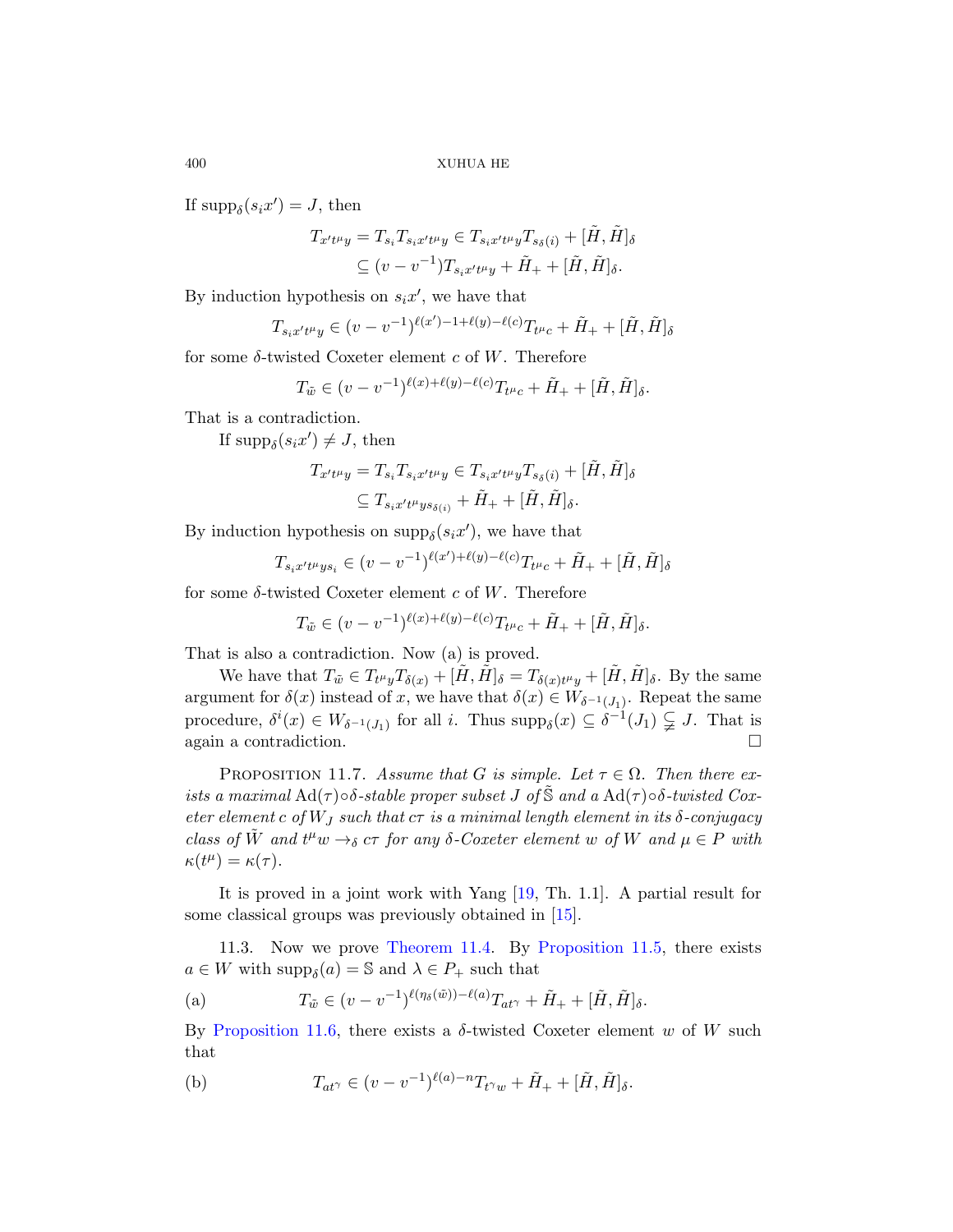If $\mathrm{supp}_\delta(s_i x') = J$, then

$$T_{x't^\mu y} = T_{s_i} T_{s_i x' t^\mu y} \in T_{s_i x' t^\mu y} T_{s_{\delta(i)}} + [\tilde{H}, \tilde{H}]_\delta$$
$$\subseteq (v - v^{-1}) T_{s_i x' t^\mu y} + \tilde{H}_+ + [\tilde{H}, \tilde{H}]_\delta.$$

By induction hypothesis on $s_i x'$, we have that

$$T_{s_i x' t^\mu y} \in (v - v^{-1})^{\ell(x') - 1 + \ell(y) - \ell(c)} T_{t^\mu c} + \tilde{H}_+ + [\tilde{H}, \tilde{H}]_\delta$$

for some $\delta$-twisted Coxeter element $c$ of $W$. Therefore

$$T_{\tilde{w}} \in (v - v^{-1})^{\ell(x) + \ell(y) - \ell(c)} T_{t^\mu c} + \tilde{H}_+ + [\tilde{H}, \tilde{H}]_\delta.$$

That is a contradiction.

If $\mathrm{supp}_\delta(s_i x') \neq J$, then

$$T_{x't^\mu y} = T_{s_i} T_{s_i x' t^\mu y} \in T_{s_i x' t^\mu y} T_{s_{\delta(i)}} + [\tilde{H}, \tilde{H}]_\delta$$
$$\subseteq T_{s_i x' t^\mu y s_{\delta(i)}} + \tilde{H}_+ + [\tilde{H}, \tilde{H}]_\delta.$$

By induction hypothesis on $\mathrm{supp}_\delta(s_i x')$, we have that

$$T_{s_i x' t^\mu y s_i} \in (v - v^{-1})^{\ell(x') + \ell(y) - \ell(c)} T_{t^\mu c} + \tilde{H}_+ + [\tilde{H}, \tilde{H}]_\delta$$

for some $\delta$-twisted Coxeter element $c$ of $W$. Therefore

$$T_{\tilde{w}} \in (v - v^{-1})^{\ell(x) + \ell(y) - \ell(c)} T_{t^\mu c} + \tilde{H}_+ + [\tilde{H}, \tilde{H}]_\delta.$$

That is also a contradiction. Now (a) is proved.

We have that $T_{\tilde{w}} \in T_{t^\mu y} T_{\delta(x)} + [\tilde{H}, \tilde{H}]_\delta = T_{\delta(x) t^\mu y} + [\tilde{H}, \tilde{H}]_\delta$. By the same argument for $\delta(x)$ instead of $x$, we have that $\delta(x) \in W_{\delta^{-1}(J_1)}$. Repeat the same procedure, $\delta^i(x) \in W_{\delta^{-1}(J_1)}$ for all $i$. Thus $\mathrm{supp}_\delta(x) \subseteq \delta^{-1}(J_1) \subsetneqq J$. That is again a contradiction. $\square$

Proposition 11.7. *Assume that $G$ is simple. Let $\tau \in \Omega$. Then there exists a maximal $\mathrm{Ad}(\tau) \circ \delta$-stable proper subset $J$ of $\tilde{\mathbb{S}}$ and a $\mathrm{Ad}(\tau) \circ \delta$-twisted Coxeter element $c$ of $W_J$ such that $c\tau$ is a minimal length element in its $\delta$-conjugacy class of $\tilde{W}$ and $t^\mu w \to_\delta c\tau$ for any $\delta$-Coxeter element $w$ of $W$ and $\mu \in P$ with $\kappa(t^\mu) = \kappa(\tau)$.*

It is proved in a joint work with Yang [19, Th. 1.1]. A partial result for some classical groups was previously obtained in [15].

11.3. Now we prove Theorem 11.4. By Proposition 11.5, there exists $a \in W$ with $\mathrm{supp}_\delta(a) = \mathbb{S}$ and $\lambda \in P_+$ such that

(a)
$$T_{\tilde{w}} \in (v - v^{-1})^{\ell(\eta_\delta(\tilde{w})) - \ell(a)} T_{a t^\gamma} + \tilde{H}_+ + [\tilde{H}, \tilde{H}]_\delta.$$

By Proposition 11.6, there exists a $\delta$-twisted Coxeter element $w$ of $W$ such that

(b)
$$T_{a t^\gamma} \in (v - v^{-1})^{\ell(a) - n} T_{t^\gamma w} + \tilde{H}_+ + [\tilde{H}, \tilde{H}]_\delta.$$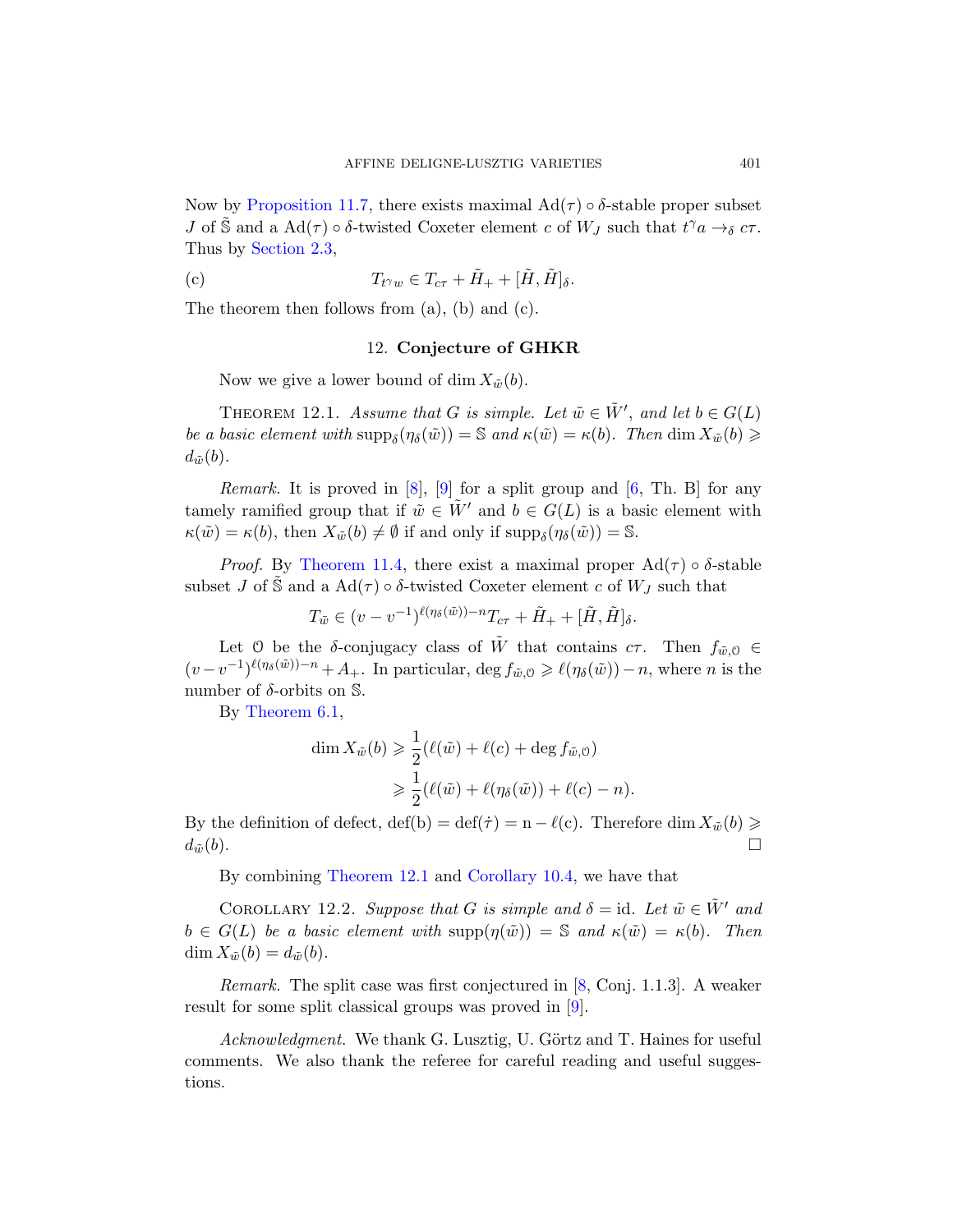Now by Proposition 11.7, there exists maximal $\mathrm{Ad}(\tau) \circ \delta$-stable proper subset $J$ of $\tilde{\mathbb{S}}$ and a $\mathrm{Ad}(\tau) \circ \delta$-twisted Coxeter element $c$ of $W_J$ such that $t^\gamma a \to_\delta c\tau$. Thus by Section 2.3,

$$T_{t^\gamma w} \in T_{c\tau} + \tilde{H}_+ + [\tilde{H}, \tilde{H}]_\delta. \tag{c}$$

The theorem then follows from (a), (b) and (c).

## 12. Conjecture of GHKR

Now we give a lower bound of $\dim X_{\tilde{w}}(b)$.

Theorem 12.1. *Assume that $G$ is simple. Let $\tilde{w} \in \tilde{W}'$, and let $b \in G(L)$ be a basic element with $\mathrm{supp}_\delta(\eta_\delta(\tilde{w})) = \mathbb{S}$ and $\kappa(\tilde{w}) = \kappa(b)$. Then $\dim X_{\tilde{w}}(b) \geqslant d_{\tilde{w}}(b)$.*

*Remark.* It is proved in [8], [9] for a split group and [6, Th. B] for any tamely ramified group that if $\tilde{w} \in \tilde{W}'$ and $b \in G(L)$ is a basic element with $\kappa(\tilde{w}) = \kappa(b)$, then $X_{\tilde{w}}(b) \neq \emptyset$ if and only if $\mathrm{supp}_\delta(\eta_\delta(\tilde{w})) = \mathbb{S}$.

*Proof.* By Theorem 11.4, there exist a maximal proper $\mathrm{Ad}(\tau) \circ \delta$-stable subset $J$ of $\tilde{\mathbb{S}}$ and a $\mathrm{Ad}(\tau) \circ \delta$-twisted Coxeter element $c$ of $W_J$ such that

$$T_{\tilde{w}} \in (v - v^{-1})^{\ell(\eta_\delta(\tilde{w}))-n} T_{c\tau} + \tilde{H}_+ + [\tilde{H}, \tilde{H}]_\delta.$$

Let $\mathcal{O}$ be the $\delta$-conjugacy class of $\tilde{W}$ that contains $c\tau$. Then $f_{\tilde{w},\mathcal{O}} \in (v - v^{-1})^{\ell(\eta_\delta(\tilde{w}))-n} + A_+$. In particular, $\deg f_{\tilde{w},\mathcal{O}} \geqslant \ell(\eta_\delta(\tilde{w})) - n$, where $n$ is the number of $\delta$-orbits on $\mathbb{S}$.

By Theorem 6.1,

$$\begin{aligned} \dim X_{\tilde{w}}(b) &\geqslant \frac{1}{2}(\ell(\tilde{w}) + \ell(c) + \deg f_{\tilde{w},\mathcal{O}}) \\ &\geqslant \frac{1}{2}(\ell(\tilde{w}) + \ell(\eta_\delta(\tilde{w})) + \ell(c) - n). \end{aligned}$$

By the definition of defect, $\mathrm{def(b)} = \mathrm{def}(\dot{\tau}) = \mathrm{n} - \ell(\mathrm{c})$. Therefore $\dim X_{\tilde{w}}(b) \geqslant d_{\tilde{w}}(b)$. □

By combining Theorem 12.1 and Corollary 10.4, we have that

Corollary 12.2. *Suppose that $G$ is simple and $\delta = \mathrm{id}$. Let $\tilde{w} \in \tilde{W}'$ and $b \in G(L)$ be a basic element with $\mathrm{supp}(\eta(\tilde{w})) = \mathbb{S}$ and $\kappa(\tilde{w}) = \kappa(b)$. Then $\dim X_{\tilde{w}}(b) = d_{\tilde{w}}(b)$.*

*Remark.* The split case was first conjectured in [8, Conj. 1.1.3]. A weaker result for some split classical groups was proved in [9].

*Acknowledgment.* We thank G. Lusztig, U. Görtz and T. Haines for useful comments. We also thank the referee for careful reading and useful suggestions.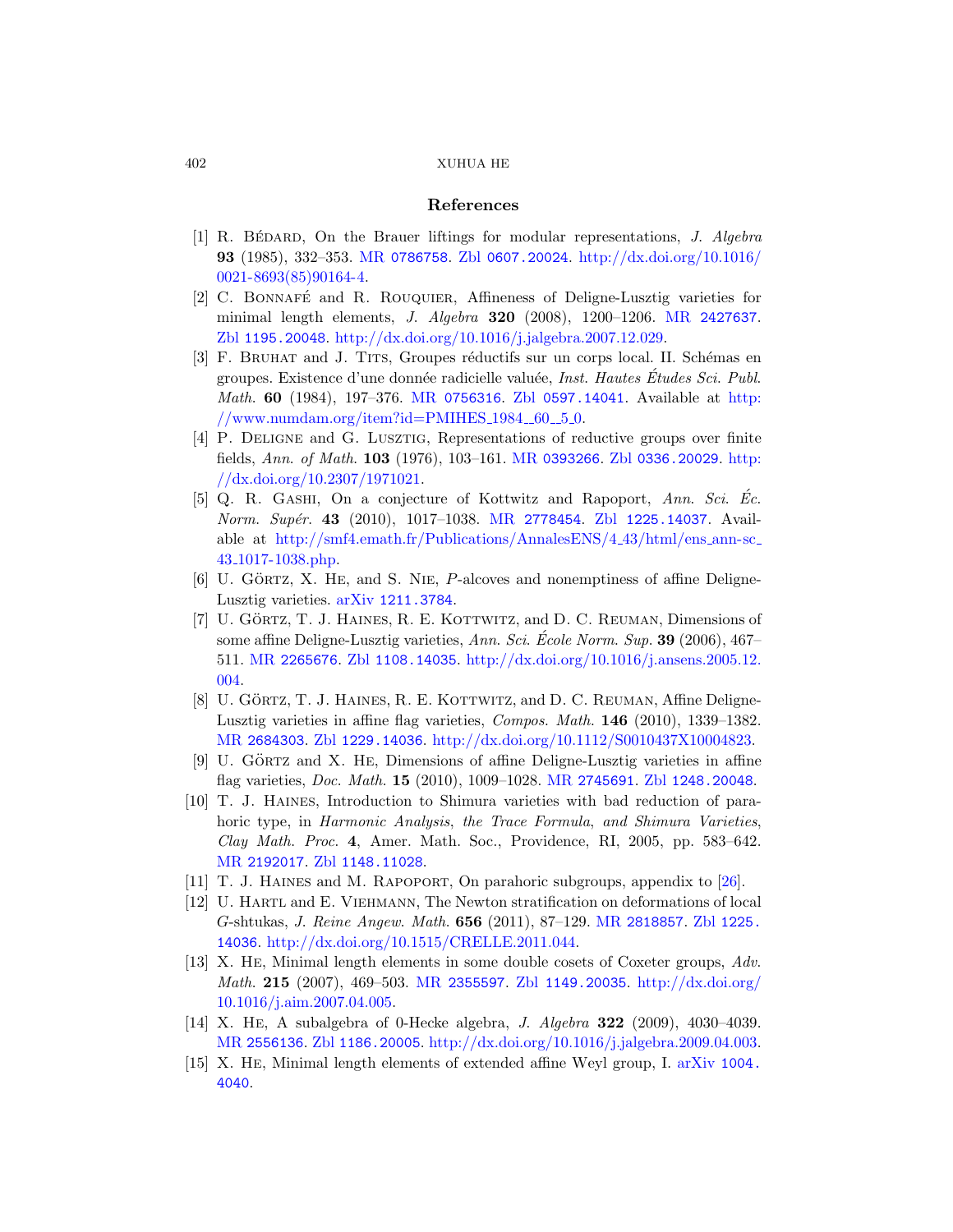## References

[1] R. Bédard, On the Brauer liftings for modular representations, *J. Algebra* **93** (1985), 332–353. MR 0786758. Zbl 0607.20024. http://dx.doi.org/10.1016/0021-8693(85)90164-4.

[2] C. Bonnafé and R. Rouquier, Affineness of Deligne-Lusztig varieties for minimal length elements, *J. Algebra* **320** (2008), 1200–1206. MR 2427637. Zbl 1195.20048. http://dx.doi.org/10.1016/j.jalgebra.2007.12.029.

[3] F. Bruhat and J. Tits, Groupes réductifs sur un corps local. II. Schémas en groupes. Existence d'une donnée radicielle valuée, *Inst. Hautes Études Sci. Publ. Math.* **60** (1984), 197–376. MR 0756316. Zbl 0597.14041. Available at http://www.numdam.org/item?id=PMIHES_1984__60__5_0.

[4] P. Deligne and G. Lusztig, Representations of reductive groups over finite fields, *Ann. of Math.* **103** (1976), 103–161. MR 0393266. Zbl 0336.20029. http://dx.doi.org/10.2307/1971021.

[5] Q. R. Gashi, On a conjecture of Kottwitz and Rapoport, *Ann. Sci. Éc. Norm. Supér.* **43** (2010), 1017–1038. MR 2778454. Zbl 1225.14037. Available at http://smf4.emath.fr/Publications/AnnalesENS/4_43/html/ens_ann-sc_43_1017-1038.php.

[6] U. Görtz, X. He, and S. Nie, $P$-alcoves and nonemptiness of affine Deligne-Lusztig varieties. arXiv 1211.3784.

[7] U. Görtz, T. J. Haines, R. E. Kottwitz, and D. C. Reuman, Dimensions of some affine Deligne-Lusztig varieties, *Ann. Sci. École Norm. Sup.* **39** (2006), 467–511. MR 2265676. Zbl 1108.14035. http://dx.doi.org/10.1016/j.ansens.2005.12.004.

[8] U. Görtz, T. J. Haines, R. E. Kottwitz, and D. C. Reuman, Affine Deligne-Lusztig varieties in affine flag varieties, *Compos. Math.* **146** (2010), 1339–1382. MR 2684303. Zbl 1229.14036. http://dx.doi.org/10.1112/S0010437X10004823.

[9] U. Görtz and X. He, Dimensions of affine Deligne-Lusztig varieties in affine flag varieties, *Doc. Math.* **15** (2010), 1009–1028. MR 2745691. Zbl 1248.20048.

[10] T. J. Haines, Introduction to Shimura varieties with bad reduction of parahoric type, in *Harmonic Analysis, the Trace Formula, and Shimura Varieties*, *Clay Math. Proc.* **4**, Amer. Math. Soc., Providence, RI, 2005, pp. 583–642. MR 2192017. Zbl 1148.11028.

[11] T. J. Haines and M. Rapoport, On parahoric subgroups, appendix to [26].

[12] U. Hartl and E. Viehmann, The Newton stratification on deformations of local $G$-shtukas, *J. Reine Angew. Math.* **656** (2011), 87–129. MR 2818857. Zbl 1225.14036. http://dx.doi.org/10.1515/CRELLE.2011.044.

[13] X. He, Minimal length elements in some double cosets of Coxeter groups, *Adv. Math.* **215** (2007), 469–503. MR 2355597. Zbl 1149.20035. http://dx.doi.org/10.1016/j.aim.2007.04.005.

[14] X. He, A subalgebra of 0-Hecke algebra, *J. Algebra* **322** (2009), 4030–4039. MR 2556136. Zbl 1186.20005. http://dx.doi.org/10.1016/j.jalgebra.2009.04.003.

[15] X. He, Minimal length elements of extended affine Weyl group, I. arXiv 1004.4040.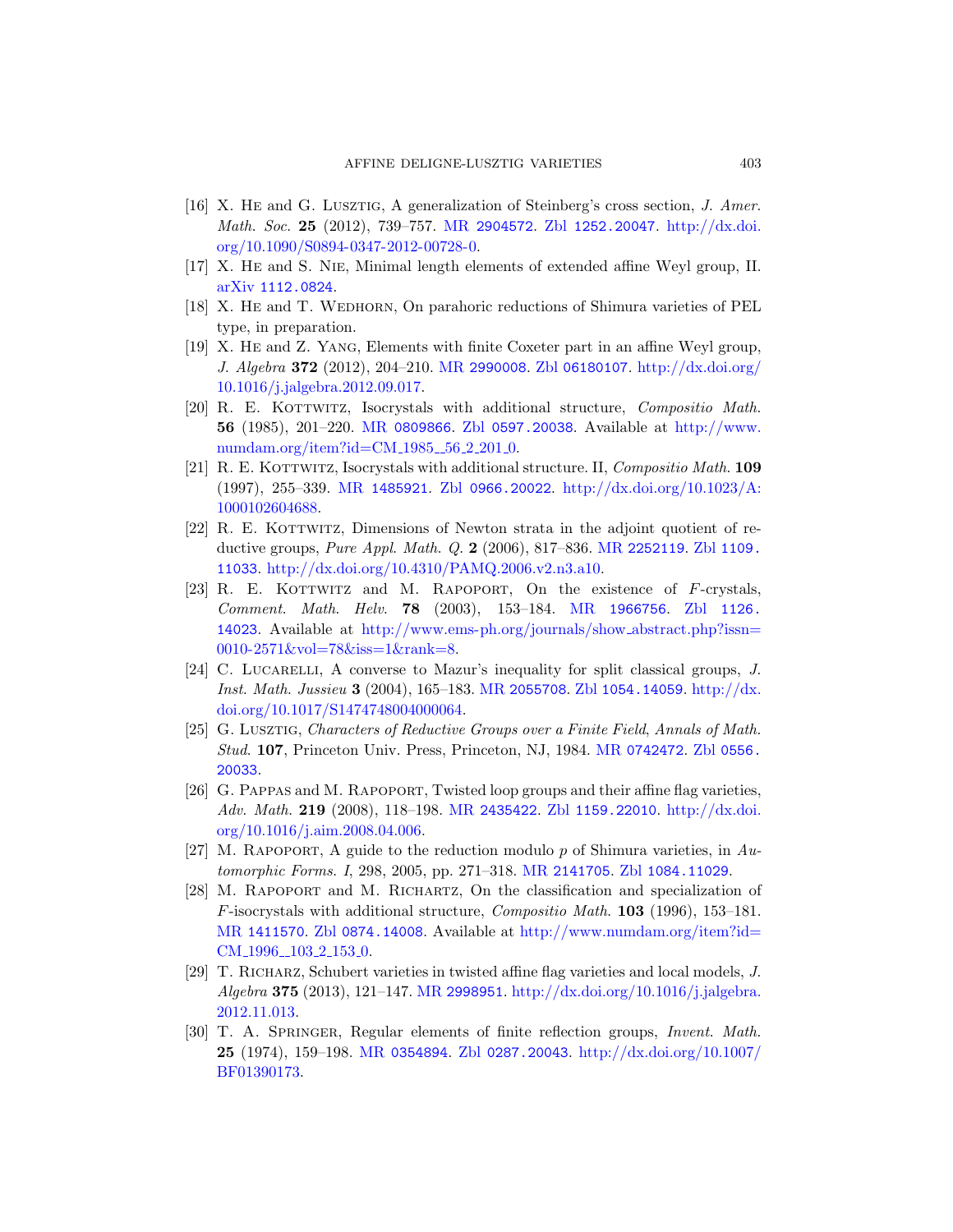[16] X. He and G. Lusztig, A generalization of Steinberg's cross section, *J. Amer. Math. Soc.* **25** (2012), 739–757. MR 2904572. Zbl 1252.20047. http://dx.doi.org/10.1090/S0894-0347-2012-00728-0.

[17] X. He and S. Nie, Minimal length elements of extended affine Weyl group, II. arXiv 1112.0824.

[18] X. He and T. Wedhorn, On parahoric reductions of Shimura varieties of PEL type, in preparation.

[19] X. He and Z. Yang, Elements with finite Coxeter part in an affine Weyl group, *J. Algebra* **372** (2012), 204–210. MR 2990008. Zbl 06180107. http://dx.doi.org/10.1016/j.jalgebra.2012.09.017.

[20] R. E. Kottwitz, Isocrystals with additional structure, *Compositio Math.* **56** (1985), 201–220. MR 0809866. Zbl 0597.20038. Available at http://www.numdam.org/item?id=CM_1985__56_2_201_0.

[21] R. E. Kottwitz, Isocrystals with additional structure. II, *Compositio Math.* **109** (1997), 255–339. MR 1485921. Zbl 0966.20022. http://dx.doi.org/10.1023/A:1000102604688.

[22] R. E. Kottwitz, Dimensions of Newton strata in the adjoint quotient of reductive groups, *Pure Appl. Math. Q.* **2** (2006), 817–836. MR 2252119. Zbl 1109.11033. http://dx.doi.org/10.4310/PAMQ.2006.v2.n3.a10.

[23] R. E. Kottwitz and M. Rapoport, On the existence of $F$-crystals, *Comment. Math. Helv.* **78** (2003), 153–184. MR 1966756. Zbl 1126.14023. Available at http://www.ems-ph.org/journals/show_abstract.php?issn=0010-2571&vol=78&iss=1&rank=8.

[24] C. Lucarelli, A converse to Mazur's inequality for split classical groups, *J. Inst. Math. Jussieu* **3** (2004), 165–183. MR 2055708. Zbl 1054.14059. http://dx.doi.org/10.1017/S1474748004000064.

[25] G. Lusztig, *Characters of Reductive Groups over a Finite Field*, *Annals of Math. Stud.* **107**, Princeton Univ. Press, Princeton, NJ, 1984. MR 0742472. Zbl 0556.20033.

[26] G. Pappas and M. Rapoport, Twisted loop groups and their affine flag varieties, *Adv. Math.* **219** (2008), 118–198. MR 2435422. Zbl 1159.22010. http://dx.doi.org/10.1016/j.aim.2008.04.006.

[27] M. Rapoport, A guide to the reduction modulo $p$ of Shimura varieties, in *Automorphic Forms. I*, 298, 2005, pp. 271–318. MR 2141705. Zbl 1084.11029.

[28] M. Rapoport and M. Richartz, On the classification and specialization of $F$-isocrystals with additional structure, *Compositio Math.* **103** (1996), 153–181. MR 1411570. Zbl 0874.14008. Available at http://www.numdam.org/item?id=CM_1996__103_2_153_0.

[29] T. Richarz, Schubert varieties in twisted affine flag varieties and local models, *J. Algebra* **375** (2013), 121–147. MR 2998951. http://dx.doi.org/10.1016/j.jalgebra.2012.11.013.

[30] T. A. Springer, Regular elements of finite reflection groups, *Invent. Math.* **25** (1974), 159–198. MR 0354894. Zbl 0287.20043. http://dx.doi.org/10.1007/BF01390173.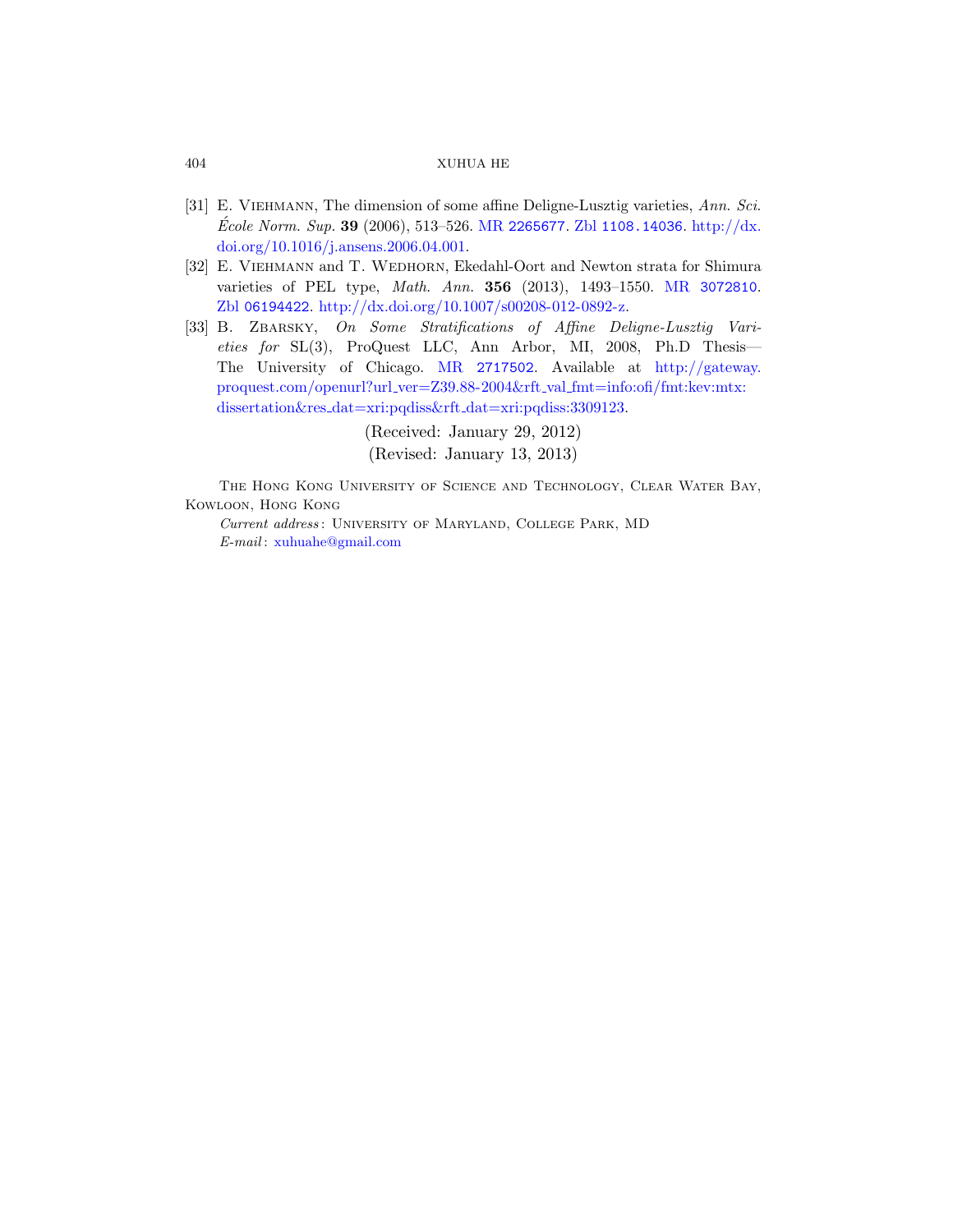[31] E. Viehmann, The dimension of some affine Deligne-Lusztig varieties, *Ann. Sci. École Norm. Sup.* **39** (2006), 513–526. MR 2265677. Zbl 1108.14036. http://dx.doi.org/10.1016/j.ansens.2006.04.001.

[32] E. Viehmann and T. Wedhorn, Ekedahl-Oort and Newton strata for Shimura varieties of PEL type, *Math. Ann.* **356** (2013), 1493–1550. MR 3072810. Zbl 06194422. http://dx.doi.org/10.1007/s00208-012-0892-z.

[33] B. Zbarsky, *On Some Stratifications of Affine Deligne-Lusztig Varieties for* SL(3), ProQuest LLC, Ann Arbor, MI, 2008, Ph.D Thesis—The University of Chicago. MR 2717502. Available at http://gateway.proquest.com/openurl?url_ver=Z39.88-2004&rft_val_fmt=info:ofi/fmt:kev:mtx:dissertation&res_dat=xri:pqdiss&rft_dat=xri:pqdiss:3309123.

(Received: January 29, 2012)
(Revised: January 13, 2013)

The Hong Kong University of Science and Technology, Clear Water Bay, Kowloon, Hong Kong

*Current address*: University of Maryland, College Park, MD

*E-mail*: xuhuahe@gmail.com